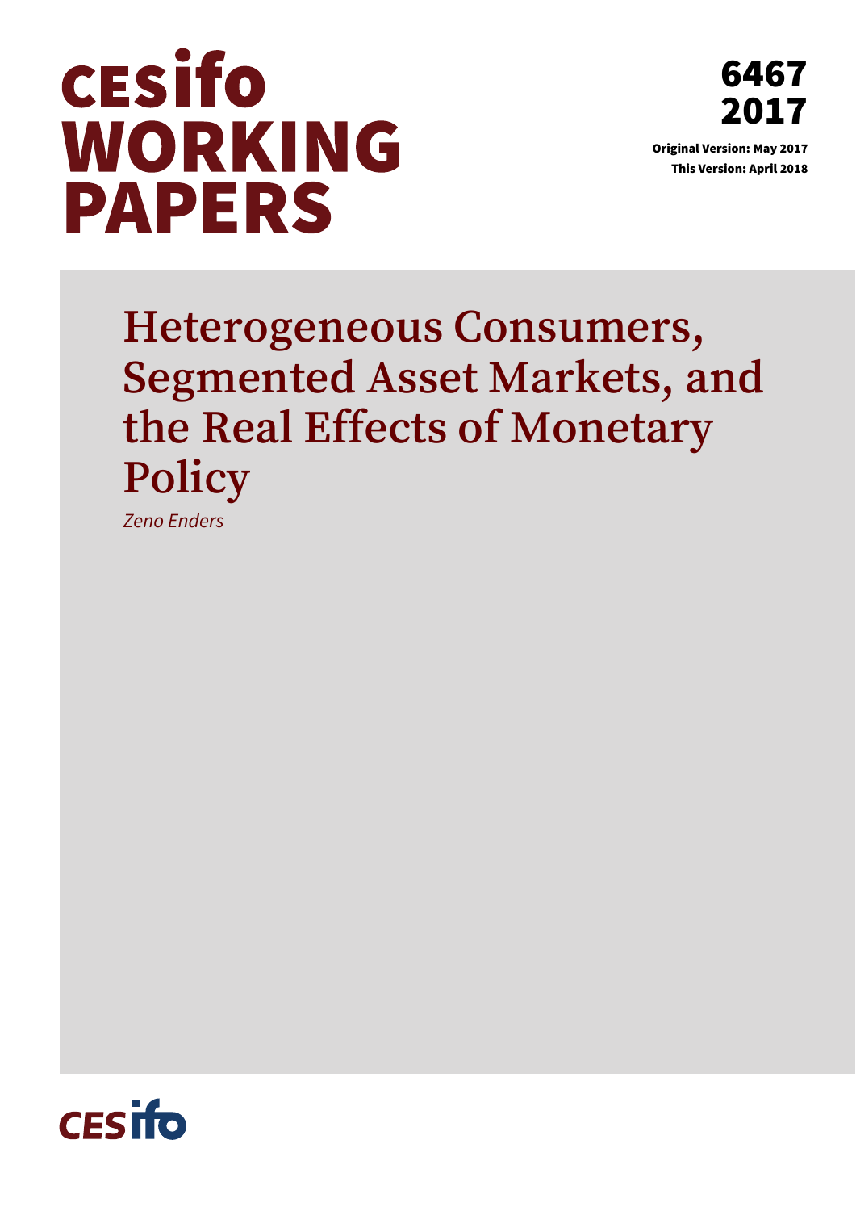# CESifo WORKING PAPERS

6467
2017

**Original Version: May 2017**
**This Version: April 2018**

# Heterogeneous Consumers, Segmented Asset Markets, and the Real Effects of Monetary Policy

*Zeno Enders*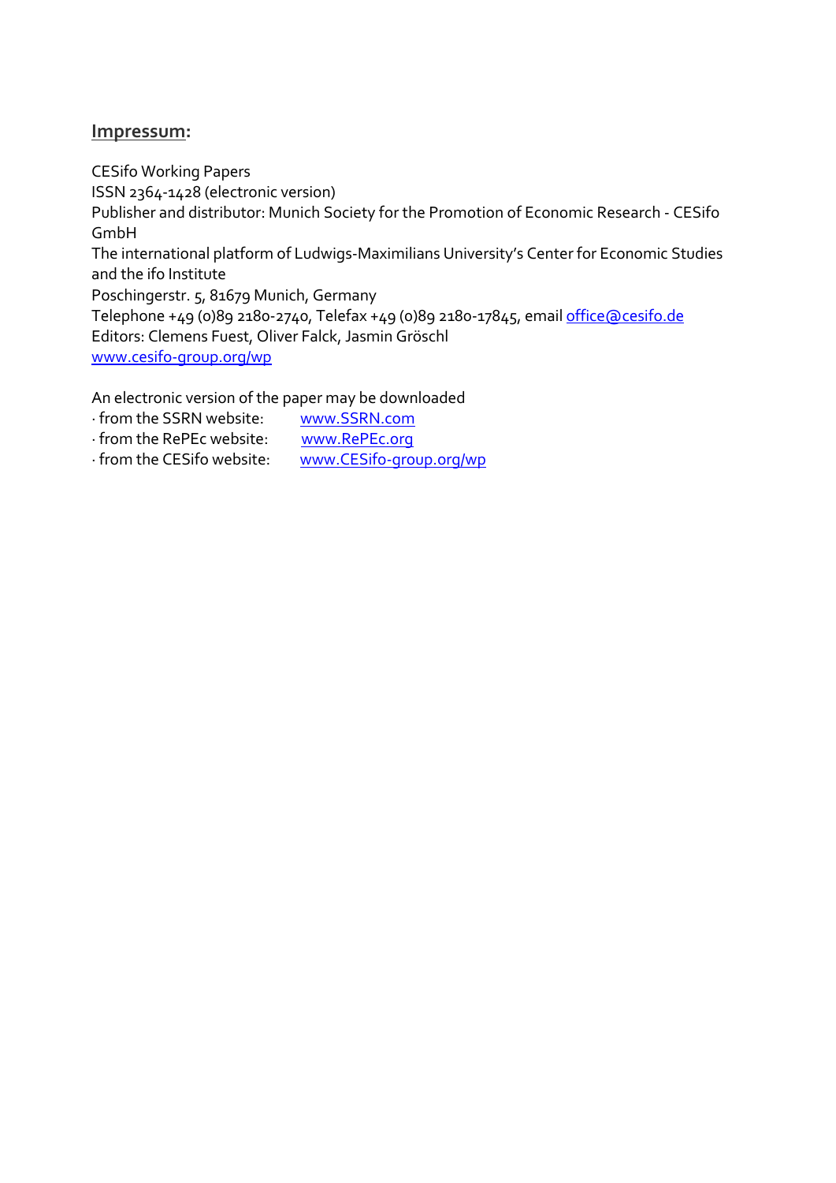**Impressum:**

CESifo Working Papers
ISSN 2364-1428 (electronic version)
Publisher and distributor: Munich Society for the Promotion of Economic Research - CESifo GmbH
The international platform of Ludwigs-Maximilians University's Center for Economic Studies and the ifo Institute
Poschingerstr. 5, 81679 Munich, Germany
Telephone +49 (0)89 2180-2740, Telefax +49 (0)89 2180-17845, email office@cesifo.de
Editors: Clemens Fuest, Oliver Falck, Jasmin Gröschl
www.cesifo-group.org/wp

An electronic version of the paper may be downloaded
· from the SSRN website: www.SSRN.com
· from the RePEc website: www.RePEc.org
· from the CESifo website: www.CESifo-group.org/wp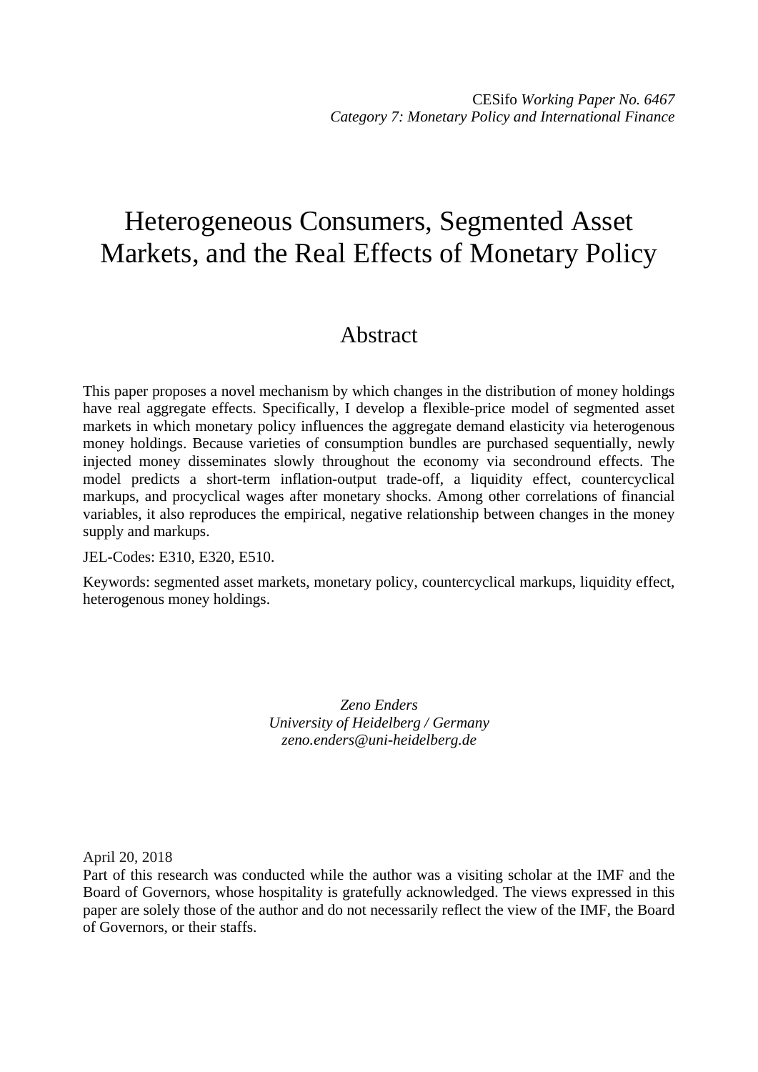CESifo *Working Paper No. 6467*
*Category 7: Monetary Policy and International Finance*

# Heterogeneous Consumers, Segmented Asset Markets, and the Real Effects of Monetary Policy

## Abstract

This paper proposes a novel mechanism by which changes in the distribution of money holdings have real aggregate effects. Specifically, I develop a flexible-price model of segmented asset markets in which monetary policy influences the aggregate demand elasticity via heterogenous money holdings. Because varieties of consumption bundles are purchased sequentially, newly injected money disseminates slowly throughout the economy via secondround effects. The model predicts a short-term inflation-output trade-off, a liquidity effect, countercyclical markups, and procyclical wages after monetary shocks. Among other correlations of financial variables, it also reproduces the empirical, negative relationship between changes in the money supply and markups.

JEL-Codes: E310, E320, E510.

Keywords: segmented asset markets, monetary policy, countercyclical markups, liquidity effect, heterogenous money holdings.

*Zeno Enders*
*University of Heidelberg / Germany*
*zeno.enders@uni-heidelberg.de*

April 20, 2018
Part of this research was conducted while the author was a visiting scholar at the IMF and the Board of Governors, whose hospitality is gratefully acknowledged. The views expressed in this paper are solely those of the author and do not necessarily reflect the view of the IMF, the Board of Governors, or their staffs.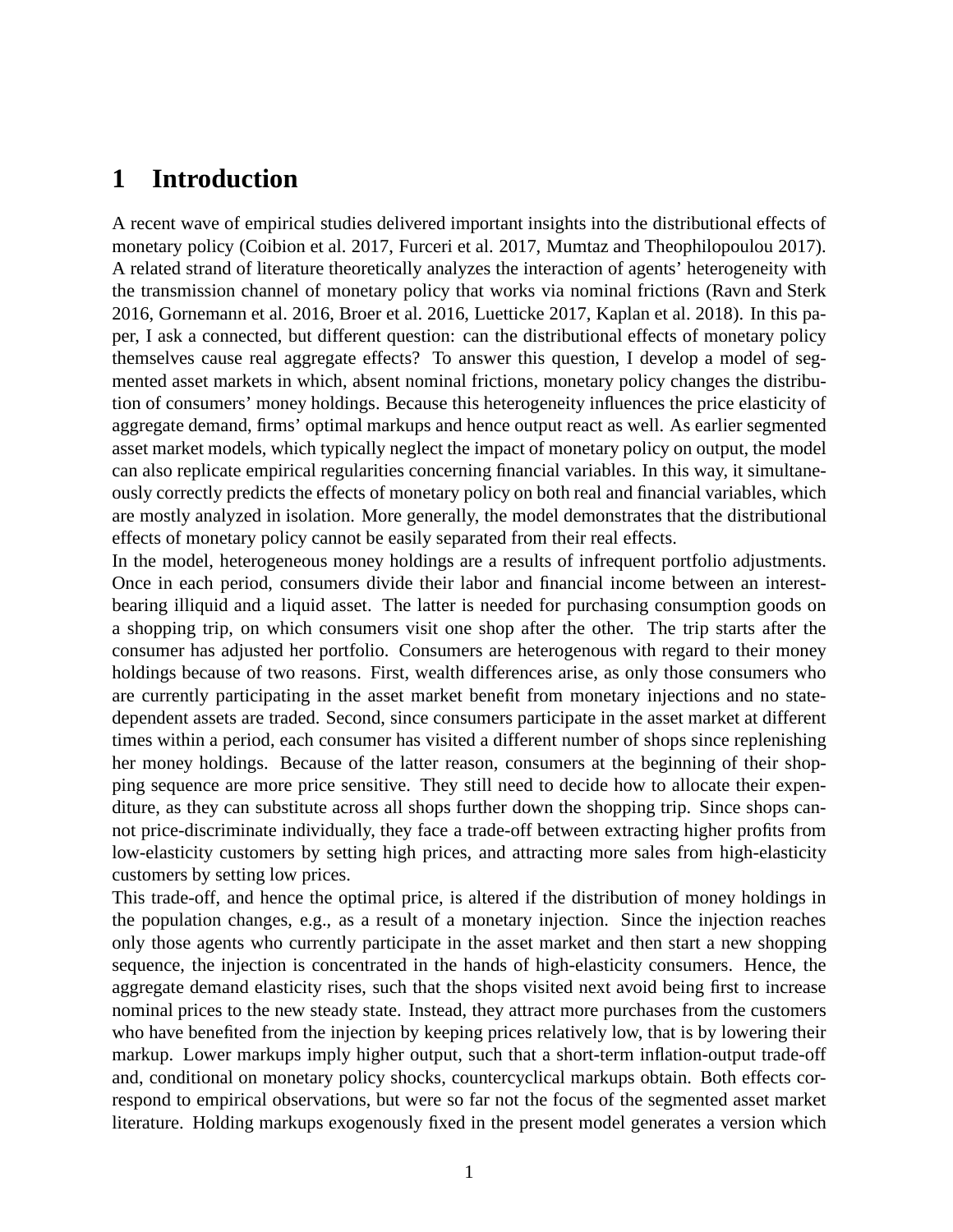# 1 Introduction

A recent wave of empirical studies delivered important insights into the distributional effects of monetary policy (Coibion et al. 2017, Furceri et al. 2017, Mumtaz and Theophilopoulou 2017). A related strand of literature theoretically analyzes the interaction of agents' heterogeneity with the transmission channel of monetary policy that works via nominal frictions (Ravn and Sterk 2016, Gornemann et al. 2016, Broer et al. 2016, Luetticke 2017, Kaplan et al. 2018). In this paper, I ask a connected, but different question: can the distributional effects of monetary policy themselves cause real aggregate effects? To answer this question, I develop a model of segmented asset markets in which, absent nominal frictions, monetary policy changes the distribution of consumers' money holdings. Because this heterogeneity influences the price elasticity of aggregate demand, firms' optimal markups and hence output react as well. As earlier segmented asset market models, which typically neglect the impact of monetary policy on output, the model can also replicate empirical regularities concerning financial variables. In this way, it simultaneously correctly predicts the effects of monetary policy on both real and financial variables, which are mostly analyzed in isolation. More generally, the model demonstrates that the distributional effects of monetary policy cannot be easily separated from their real effects.

In the model, heterogeneous money holdings are a results of infrequent portfolio adjustments. Once in each period, consumers divide their labor and financial income between an interest-bearing illiquid and a liquid asset. The latter is needed for purchasing consumption goods on a shopping trip, on which consumers visit one shop after the other. The trip starts after the consumer has adjusted her portfolio. Consumers are heterogenous with regard to their money holdings because of two reasons. First, wealth differences arise, as only those consumers who are currently participating in the asset market benefit from monetary injections and no state-dependent assets are traded. Second, since consumers participate in the asset market at different times within a period, each consumer has visited a different number of shops since replenishing her money holdings. Because of the latter reason, consumers at the beginning of their shopping sequence are more price sensitive. They still need to decide how to allocate their expenditure, as they can substitute across all shops further down the shopping trip. Since shops cannot price-discriminate individually, they face a trade-off between extracting higher profits from low-elasticity customers by setting high prices, and attracting more sales from high-elasticity customers by setting low prices.

This trade-off, and hence the optimal price, is altered if the distribution of money holdings in the population changes, e.g., as a result of a monetary injection. Since the injection reaches only those agents who currently participate in the asset market and then start a new shopping sequence, the injection is concentrated in the hands of high-elasticity consumers. Hence, the aggregate demand elasticity rises, such that the shops visited next avoid being first to increase nominal prices to the new steady state. Instead, they attract more purchases from the customers who have benefited from the injection by keeping prices relatively low, that is by lowering their markup. Lower markups imply higher output, such that a short-term inflation-output trade-off and, conditional on monetary policy shocks, countercyclical markups obtain. Both effects correspond to empirical observations, but were so far not the focus of the segmented asset market literature. Holding markups exogenously fixed in the present model generates a version which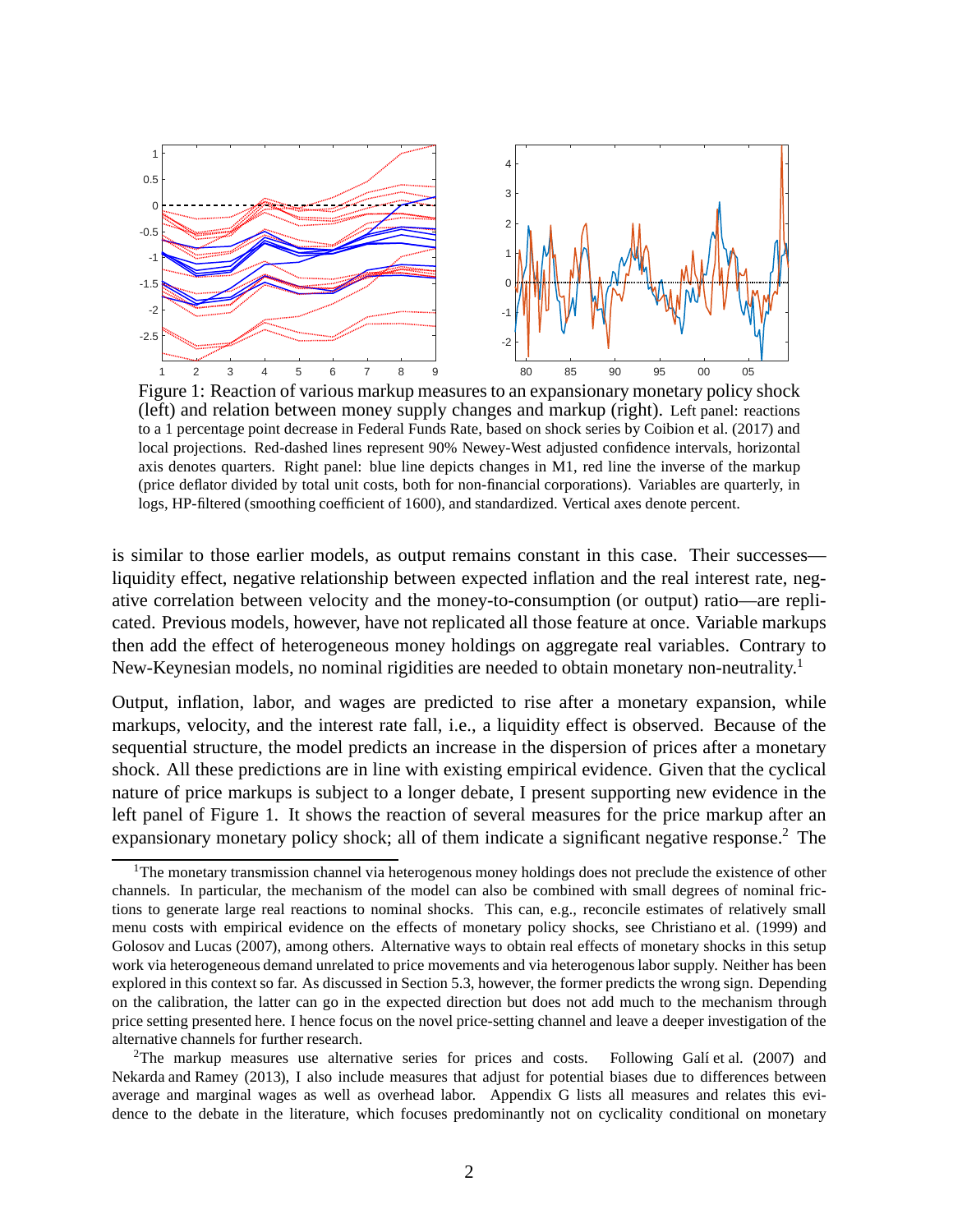Figure 1: Reaction of various markup measures to an expansionary monetary policy shock (left) and relation between money supply changes and markup (right). Left panel: reactions to a 1 percentage point decrease in Federal Funds Rate, based on shock series by Coibion et al. (2017) and local projections. Red-dashed lines represent 90% Newey-West adjusted confidence intervals, horizontal axis denotes quarters. Right panel: blue line depicts changes in M1, red line the inverse of the markup (price deflator divided by total unit costs, both for non-financial corporations). Variables are quarterly, in logs, HP-filtered (smoothing coefficient of 1600), and standardized. Vertical axes denote percent.

is similar to those earlier models, as output remains constant in this case. Their successes—liquidity effect, negative relationship between expected inflation and the real interest rate, negative correlation between velocity and the money-to-consumption (or output) ratio—are replicated. Previous models, however, have not replicated all those feature at once. Variable markups then add the effect of heterogeneous money holdings on aggregate real variables. Contrary to New-Keynesian models, no nominal rigidities are needed to obtain monetary non-neutrality.[1]

Output, inflation, labor, and wages are predicted to rise after a monetary expansion, while markups, velocity, and the interest rate fall, i.e., a liquidity effect is observed. Because of the sequential structure, the model predicts an increase in the dispersion of prices after a monetary shock. All these predictions are in line with existing empirical evidence. Given that the cyclical nature of price markups is subject to a longer debate, I present supporting new evidence in the left panel of Figure 1. It shows the reaction of several measures for the price markup after an expansionary monetary policy shock; all of them indicate a significant negative response.[2] The

[1] The monetary transmission channel via heterogenous money holdings does not preclude the existence of other channels. In particular, the mechanism of the model can also be combined with small degrees of nominal frictions to generate large real reactions to nominal shocks. This can, e.g., reconcile estimates of relatively small menu costs with empirical evidence on the effects of monetary policy shocks, see Christiano et al. (1999) and Golosov and Lucas (2007), among others. Alternative ways to obtain real effects of monetary shocks in this setup work via heterogeneous demand unrelated to price movements and via heterogenous labor supply. Neither has been explored in this context so far. As discussed in Section 5.3, however, the former predicts the wrong sign. Depending on the calibration, the latter can go in the expected direction but does not add much to the mechanism through price setting presented here. I hence focus on the novel price-setting channel and leave a deeper investigation of the alternative channels for further research.

[2] The markup measures use alternative series for prices and costs. Following Galí et al. (2007) and Nekarda and Ramey (2013), I also include measures that adjust for potential biases due to differences between average and marginal wages as well as overhead labor. Appendix G lists all measures and relates this evidence to the debate in the literature, which focuses predominantly not on cyclicality conditional on monetary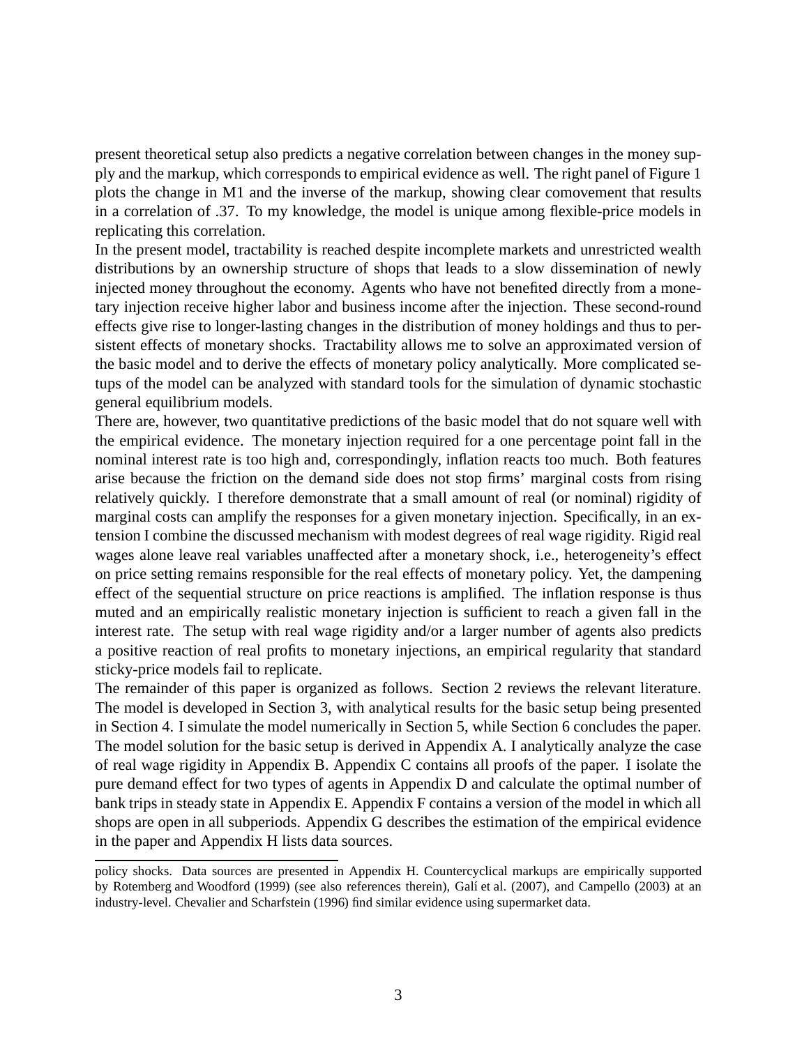present theoretical setup also predicts a negative correlation between changes in the money supply and the markup, which corresponds to empirical evidence as well. The right panel of Figure 1 plots the change in M1 and the inverse of the markup, showing clear comovement that results in a correlation of .37. To my knowledge, the model is unique among flexible-price models in replicating this correlation.

In the present model, tractability is reached despite incomplete markets and unrestricted wealth distributions by an ownership structure of shops that leads to a slow dissemination of newly injected money throughout the economy. Agents who have not benefited directly from a monetary injection receive higher labor and business income after the injection. These second-round effects give rise to longer-lasting changes in the distribution of money holdings and thus to persistent effects of monetary shocks. Tractability allows me to solve an approximated version of the basic model and to derive the effects of monetary policy analytically. More complicated setups of the model can be analyzed with standard tools for the simulation of dynamic stochastic general equilibrium models.

There are, however, two quantitative predictions of the basic model that do not square well with the empirical evidence. The monetary injection required for a one percentage point fall in the nominal interest rate is too high and, correspondingly, inflation reacts too much. Both features arise because the friction on the demand side does not stop firms' marginal costs from rising relatively quickly. I therefore demonstrate that a small amount of real (or nominal) rigidity of marginal costs can amplify the responses for a given monetary injection. Specifically, in an extension I combine the discussed mechanism with modest degrees of real wage rigidity. Rigid real wages alone leave real variables unaffected after a monetary shock, i.e., heterogeneity's effect on price setting remains responsible for the real effects of monetary policy. Yet, the dampening effect of the sequential structure on price reactions is amplified. The inflation response is thus muted and an empirically realistic monetary injection is sufficient to reach a given fall in the interest rate. The setup with real wage rigidity and/or a larger number of agents also predicts a positive reaction of real profits to monetary injections, an empirical regularity that standard sticky-price models fail to replicate.

The remainder of this paper is organized as follows. Section 2 reviews the relevant literature. The model is developed in Section 3, with analytical results for the basic setup being presented in Section 4. I simulate the model numerically in Section 5, while Section 6 concludes the paper. The model solution for the basic setup is derived in Appendix A. I analytically analyze the case of real wage rigidity in Appendix B. Appendix C contains all proofs of the paper. I isolate the pure demand effect for two types of agents in Appendix D and calculate the optimal number of bank trips in steady state in Appendix E. Appendix F contains a version of the model in which all shops are open in all subperiods. Appendix G describes the estimation of the empirical evidence in the paper and Appendix H lists data sources.

---

policy shocks. Data sources are presented in Appendix H. Countercyclical markups are empirically supported by Rotemberg and Woodford (1999) (see also references therein), Galí et al. (2007), and Campello (2003) at an industry-level. Chevalier and Scharfstein (1996) find similar evidence using supermarket data.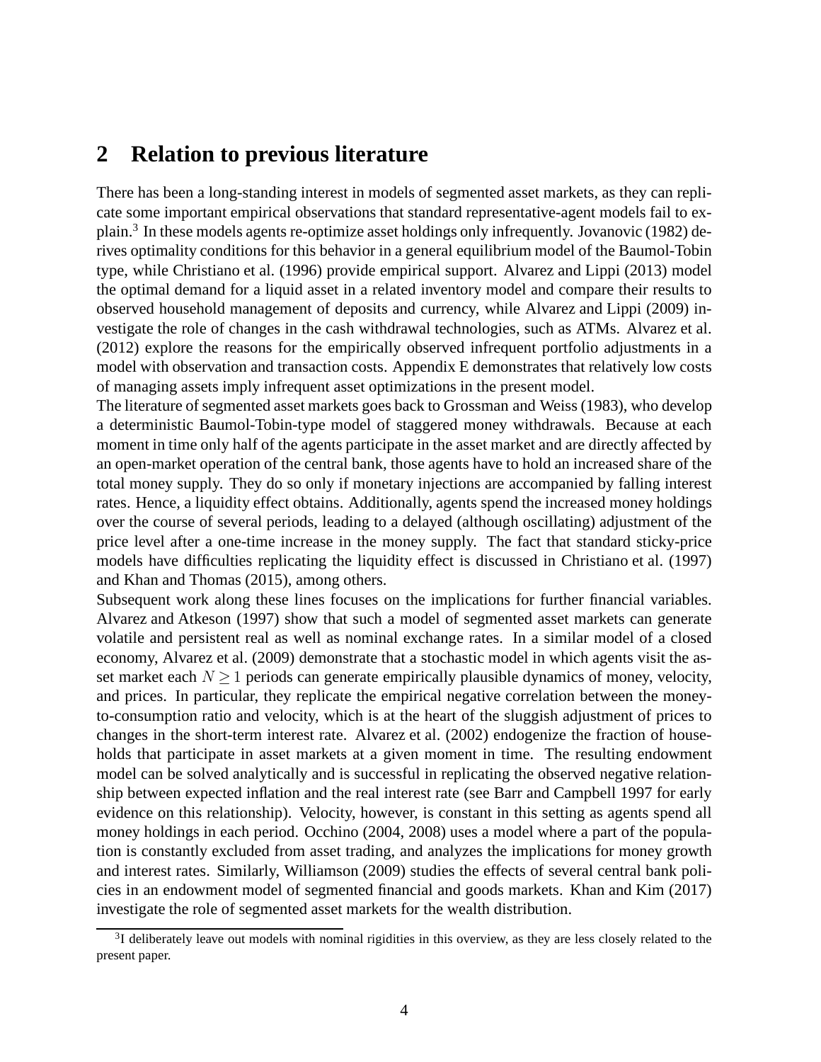## 2 Relation to previous literature

There has been a long-standing interest in models of segmented asset markets, as they can replicate some important empirical observations that standard representative-agent models fail to explain.[3] In these models agents re-optimize asset holdings only infrequently. Jovanovic (1982) derives optimality conditions for this behavior in a general equilibrium model of the Baumol-Tobin type, while Christiano et al. (1996) provide empirical support. Alvarez and Lippi (2013) model the optimal demand for a liquid asset in a related inventory model and compare their results to observed household management of deposits and currency, while Alvarez and Lippi (2009) investigate the role of changes in the cash withdrawal technologies, such as ATMs. Alvarez et al. (2012) explore the reasons for the empirically observed infrequent portfolio adjustments in a model with observation and transaction costs. Appendix E demonstrates that relatively low costs of managing assets imply infrequent asset optimizations in the present model.

The literature of segmented asset markets goes back to Grossman and Weiss (1983), who develop a deterministic Baumol-Tobin-type model of staggered money withdrawals. Because at each moment in time only half of the agents participate in the asset market and are directly affected by an open-market operation of the central bank, those agents have to hold an increased share of the total money supply. They do so only if monetary injections are accompanied by falling interest rates. Hence, a liquidity effect obtains. Additionally, agents spend the increased money holdings over the course of several periods, leading to a delayed (although oscillating) adjustment of the price level after a one-time increase in the money supply. The fact that standard sticky-price models have difficulties replicating the liquidity effect is discussed in Christiano et al. (1997) and Khan and Thomas (2015), among others.

Subsequent work along these lines focuses on the implications for further financial variables. Alvarez and Atkeson (1997) show that such a model of segmented asset markets can generate volatile and persistent real as well as nominal exchange rates. In a similar model of a closed economy, Alvarez et al. (2009) demonstrate that a stochastic model in which agents visit the asset market each $N \geq 1$ periods can generate empirically plausible dynamics of money, velocity, and prices. In particular, they replicate the empirical negative correlation between the money-to-consumption ratio and velocity, which is at the heart of the sluggish adjustment of prices to changes in the short-term interest rate. Alvarez et al. (2002) endogenize the fraction of households that participate in asset markets at a given moment in time. The resulting endowment model can be solved analytically and is successful in replicating the observed negative relationship between expected inflation and the real interest rate (see Barr and Campbell 1997 for early evidence on this relationship). Velocity, however, is constant in this setting as agents spend all money holdings in each period. Occhino (2004, 2008) uses a model where a part of the population is constantly excluded from asset trading, and analyzes the implications for money growth and interest rates. Similarly, Williamson (2009) studies the effects of several central bank policies in an endowment model of segmented financial and goods markets. Khan and Kim (2017) investigate the role of segmented asset markets for the wealth distribution.

[3] I deliberately leave out models with nominal rigidities in this overview, as they are less closely related to the present paper.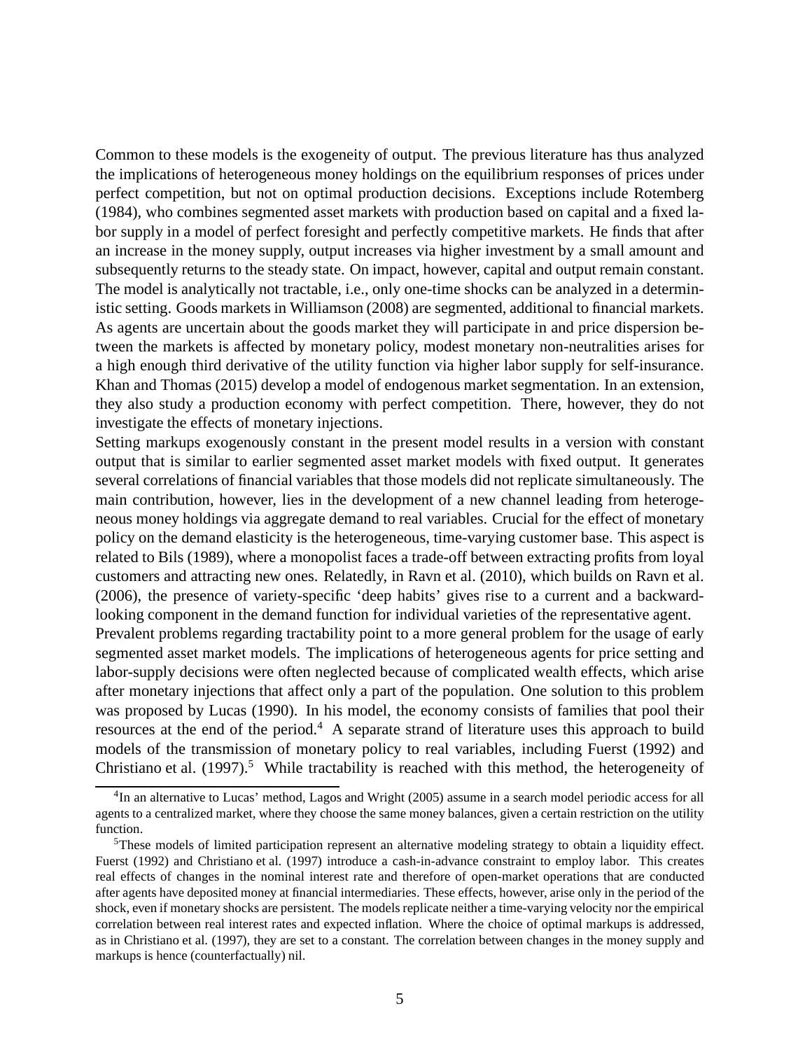Common to these models is the exogeneity of output. The previous literature has thus analyzed the implications of heterogeneous money holdings on the equilibrium responses of prices under perfect competition, but not on optimal production decisions. Exceptions include Rotemberg (1984), who combines segmented asset markets with production based on capital and a fixed labor supply in a model of perfect foresight and perfectly competitive markets. He finds that after an increase in the money supply, output increases via higher investment by a small amount and subsequently returns to the steady state. On impact, however, capital and output remain constant. The model is analytically not tractable, i.e., only one-time shocks can be analyzed in a deterministic setting. Goods markets in Williamson (2008) are segmented, additional to financial markets. As agents are uncertain about the goods market they will participate in and price dispersion between the markets is affected by monetary policy, modest monetary non-neutralities arises for a high enough third derivative of the utility function via higher labor supply for self-insurance. Khan and Thomas (2015) develop a model of endogenous market segmentation. In an extension, they also study a production economy with perfect competition. There, however, they do not investigate the effects of monetary injections.

Setting markups exogenously constant in the present model results in a version with constant output that is similar to earlier segmented asset market models with fixed output. It generates several correlations of financial variables that those models did not replicate simultaneously. The main contribution, however, lies in the development of a new channel leading from heterogeneous money holdings via aggregate demand to real variables. Crucial for the effect of monetary policy on the demand elasticity is the heterogeneous, time-varying customer base. This aspect is related to Bils (1989), where a monopolist faces a trade-off between extracting profits from loyal customers and attracting new ones. Relatedly, in Ravn et al. (2010), which builds on Ravn et al. (2006), the presence of variety-specific 'deep habits' gives rise to a current and a backward-looking component in the demand function for individual varieties of the representative agent.

Prevalent problems regarding tractability point to a more general problem for the usage of early segmented asset market models. The implications of heterogeneous agents for price setting and labor-supply decisions were often neglected because of complicated wealth effects, which arise after monetary injections that affect only a part of the population. One solution to this problem was proposed by Lucas (1990). In his model, the economy consists of families that pool their resources at the end of the period.[4] A separate strand of literature uses this approach to build models of the transmission of monetary policy to real variables, including Fuerst (1992) and Christiano et al. (1997).[5] While tractability is reached with this method, the heterogeneity of

[4]In an alternative to Lucas' method, Lagos and Wright (2005) assume in a search model periodic access for all agents to a centralized market, where they choose the same money balances, given a certain restriction on the utility function.

[5]These models of limited participation represent an alternative modeling strategy to obtain a liquidity effect. Fuerst (1992) and Christiano et al. (1997) introduce a cash-in-advance constraint to employ labor. This creates real effects of changes in the nominal interest rate and therefore of open-market operations that are conducted after agents have deposited money at financial intermediaries. These effects, however, arise only in the period of the shock, even if monetary shocks are persistent. The models replicate neither a time-varying velocity nor the empirical correlation between real interest rates and expected inflation. Where the choice of optimal markups is addressed, as in Christiano et al. (1997), they are set to a constant. The correlation between changes in the money supply and markups is hence (counterfactually) nil.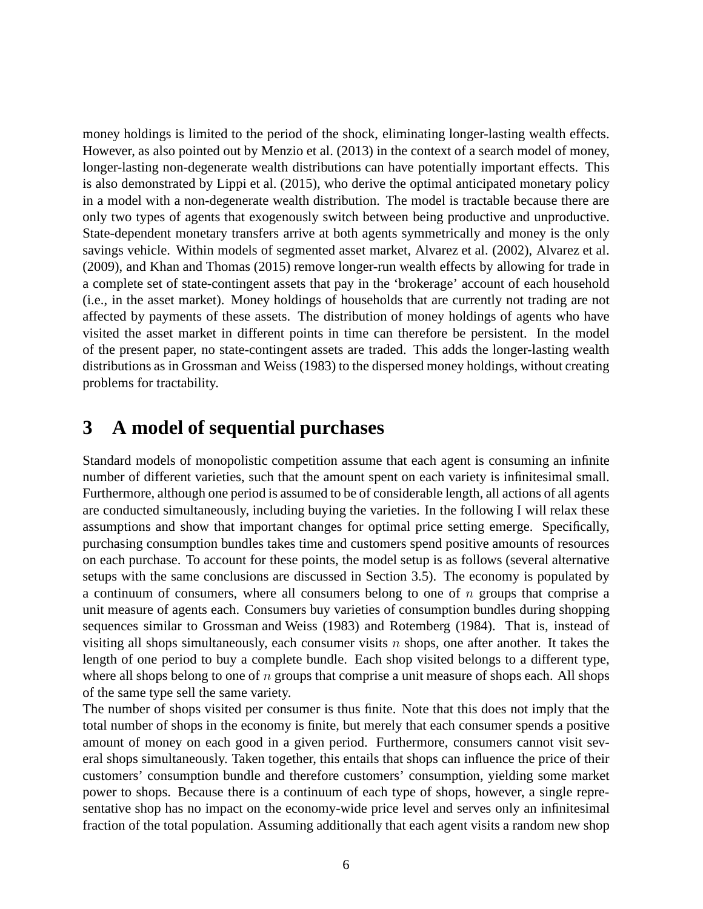money holdings is limited to the period of the shock, eliminating longer-lasting wealth effects. However, as also pointed out by Menzio et al. (2013) in the context of a search model of money, longer-lasting non-degenerate wealth distributions can have potentially important effects. This is also demonstrated by Lippi et al. (2015), who derive the optimal anticipated monetary policy in a model with a non-degenerate wealth distribution. The model is tractable because there are only two types of agents that exogenously switch between being productive and unproductive. State-dependent monetary transfers arrive at both agents symmetrically and money is the only savings vehicle. Within models of segmented asset market, Alvarez et al. (2002), Alvarez et al. (2009), and Khan and Thomas (2015) remove longer-run wealth effects by allowing for trade in a complete set of state-contingent assets that pay in the 'brokerage' account of each household (i.e., in the asset market). Money holdings of households that are currently not trading are not affected by payments of these assets. The distribution of money holdings of agents who have visited the asset market in different points in time can therefore be persistent. In the model of the present paper, no state-contingent assets are traded. This adds the longer-lasting wealth distributions as in Grossman and Weiss (1983) to the dispersed money holdings, without creating problems for tractability.

# 3 A model of sequential purchases

Standard models of monopolistic competition assume that each agent is consuming an infinite number of different varieties, such that the amount spent on each variety is infinitesimal small. Furthermore, although one period is assumed to be of considerable length, all actions of all agents are conducted simultaneously, including buying the varieties. In the following I will relax these assumptions and show that important changes for optimal price setting emerge. Specifically, purchasing consumption bundles takes time and customers spend positive amounts of resources on each purchase. To account for these points, the model setup is as follows (several alternative setups with the same conclusions are discussed in Section 3.5). The economy is populated by a continuum of consumers, where all consumers belong to one of $n$ groups that comprise a unit measure of agents each. Consumers buy varieties of consumption bundles during shopping sequences similar to Grossman and Weiss (1983) and Rotemberg (1984). That is, instead of visiting all shops simultaneously, each consumer visits $n$ shops, one after another. It takes the length of one period to buy a complete bundle. Each shop visited belongs to a different type, where all shops belong to one of $n$ groups that comprise a unit measure of shops each. All shops of the same type sell the same variety.

The number of shops visited per consumer is thus finite. Note that this does not imply that the total number of shops in the economy is finite, but merely that each consumer spends a positive amount of money on each good in a given period. Furthermore, consumers cannot visit several shops simultaneously. Taken together, this entails that shops can influence the price of their customers' consumption bundle and therefore customers' consumption, yielding some market power to shops. Because there is a continuum of each type of shops, however, a single representative shop has no impact on the economy-wide price level and serves only an infinitesimal fraction of the total population. Assuming additionally that each agent visits a random new shop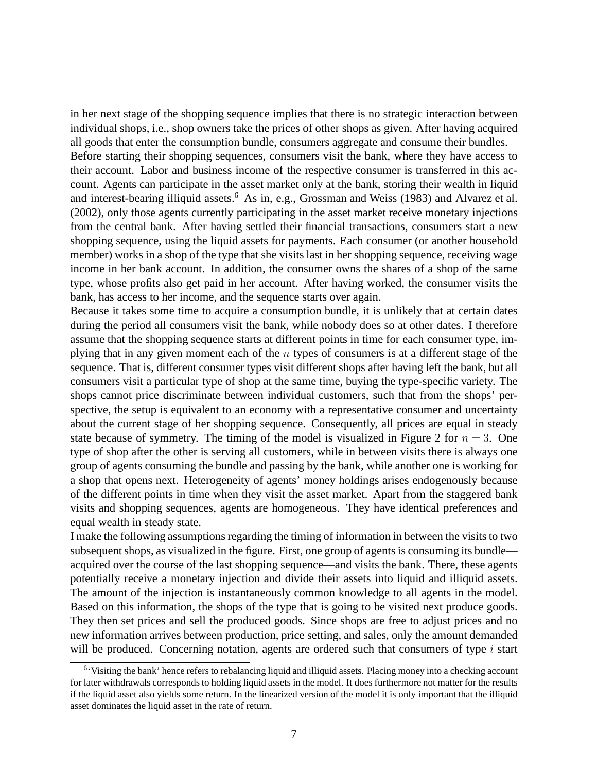in her next stage of the shopping sequence implies that there is no strategic interaction between individual shops, i.e., shop owners take the prices of other shops as given. After having acquired all goods that enter the consumption bundle, consumers aggregate and consume their bundles.

Before starting their shopping sequences, consumers visit the bank, where they have access to their account. Labor and business income of the respective consumer is transferred in this account. Agents can participate in the asset market only at the bank, storing their wealth in liquid and interest-bearing illiquid assets.[6] As in, e.g., Grossman and Weiss (1983) and Alvarez et al. (2002), only those agents currently participating in the asset market receive monetary injections from the central bank. After having settled their financial transactions, consumers start a new shopping sequence, using the liquid assets for payments. Each consumer (or another household member) works in a shop of the type that she visits last in her shopping sequence, receiving wage income in her bank account. In addition, the consumer owns the shares of a shop of the same type, whose profits also get paid in her account. After having worked, the consumer visits the bank, has access to her income, and the sequence starts over again.

Because it takes some time to acquire a consumption bundle, it is unlikely that at certain dates during the period all consumers visit the bank, while nobody does so at other dates. I therefore assume that the shopping sequence starts at different points in time for each consumer type, implying that in any given moment each of the $n$ types of consumers is at a different stage of the sequence. That is, different consumer types visit different shops after having left the bank, but all consumers visit a particular type of shop at the same time, buying the type-specific variety. The shops cannot price discriminate between individual customers, such that from the shops' perspective, the setup is equivalent to an economy with a representative consumer and uncertainty about the current stage of her shopping sequence. Consequently, all prices are equal in steady state because of symmetry. The timing of the model is visualized in Figure 2 for $n = 3$. One type of shop after the other is serving all customers, while in between visits there is always one group of agents consuming the bundle and passing by the bank, while another one is working for a shop that opens next. Heterogeneity of agents' money holdings arises endogenously because of the different points in time when they visit the asset market. Apart from the staggered bank visits and shopping sequences, agents are homogeneous. They have identical preferences and equal wealth in steady state.

I make the following assumptions regarding the timing of information in between the visits to two subsequent shops, as visualized in the figure. First, one group of agents is consuming its bundle—acquired over the course of the last shopping sequence—and visits the bank. There, these agents potentially receive a monetary injection and divide their assets into liquid and illiquid assets. The amount of the injection is instantaneously common knowledge to all agents in the model. Based on this information, the shops of the type that is going to be visited next produce goods. They then set prices and sell the produced goods. Since shops are free to adjust prices and no new information arrives between production, price setting, and sales, only the amount demanded will be produced. Concerning notation, agents are ordered such that consumers of type $i$ start

[6] 'Visiting the bank' hence refers to rebalancing liquid and illiquid assets. Placing money into a checking account for later withdrawals corresponds to holding liquid assets in the model. It does furthermore not matter for the results if the liquid asset also yields some return. In the linearized version of the model it is only important that the illiquid asset dominates the liquid asset in the rate of return.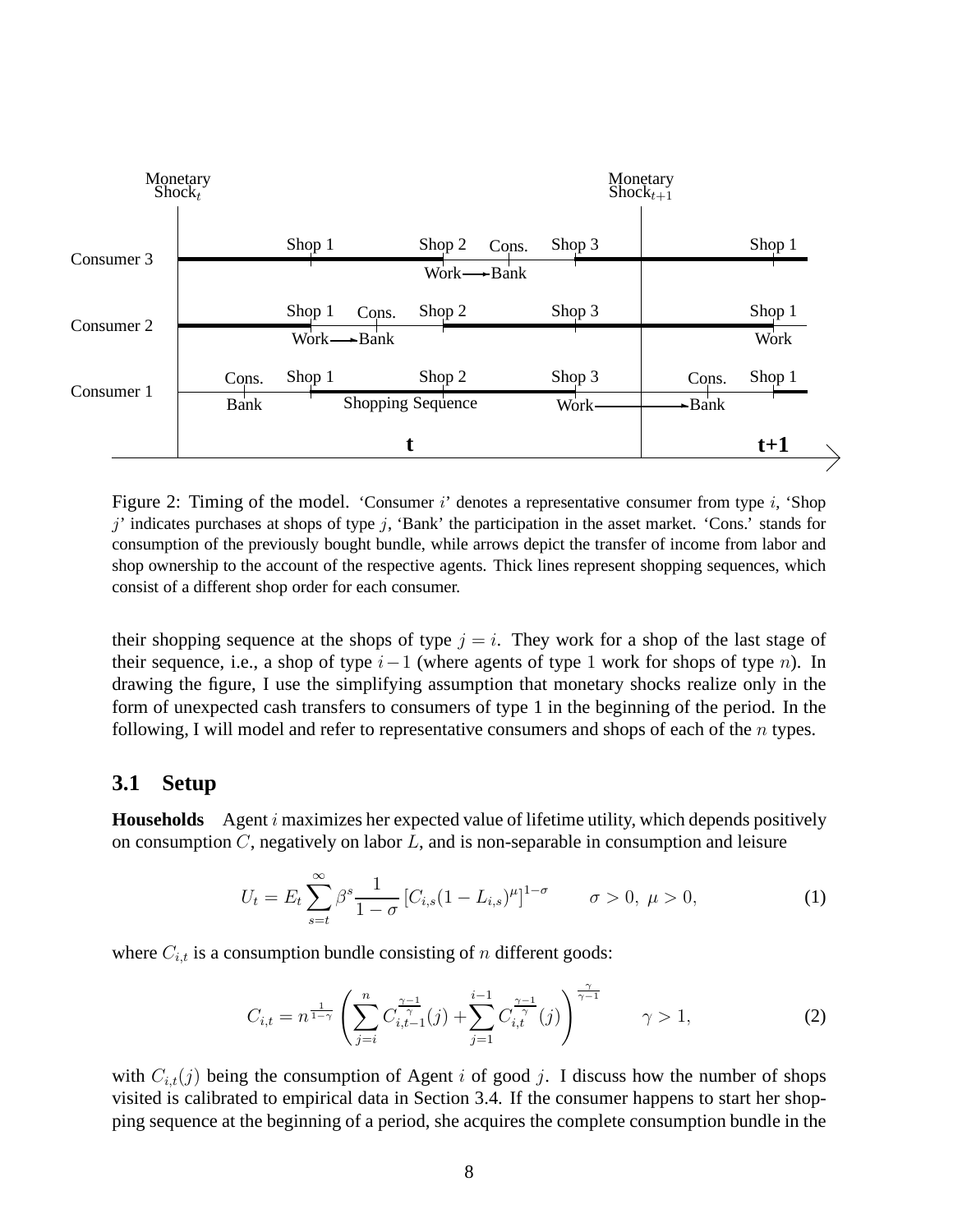Figure 2: Timing of the model. 'Consumer $i$' denotes a representative consumer from type $i$, 'Shop $j$' indicates purchases at shops of type $j$, 'Bank' the participation in the asset market. 'Cons.' stands for consumption of the previously bought bundle, while arrows depict the transfer of income from labor and shop ownership to the account of the respective agents. Thick lines represent shopping sequences, which consist of a different shop order for each consumer.

their shopping sequence at the shops of type $j = i$. They work for a shop of the last stage of their sequence, i.e., a shop of type $i-1$ (where agents of type 1 work for shops of type $n$). In drawing the figure, I use the simplifying assumption that monetary shocks realize only in the form of unexpected cash transfers to consumers of type 1 in the beginning of the period. In the following, I will model and refer to representative consumers and shops of each of the $n$ types.

## 3.1 Setup

**Households** Agent $i$ maximizes her expected value of lifetime utility, which depends positively on consumption $C$, negatively on labor $L$, and is non-separable in consumption and leisure

$$U_t = E_t \sum_{s=t}^{\infty} \beta^s \frac{1}{1-\sigma} \left[ C_{i,s}(1-L_{i,s})^{\mu} \right]^{1-\sigma} \qquad \sigma > 0,\ \mu > 0, \tag{1}$$

where $C_{i,t}$ is a consumption bundle consisting of $n$ different goods:

$$C_{i,t} = n^{\frac{1}{1-\gamma}} \left( \sum_{j=i}^{n} C_{i,t-1}^{\frac{\gamma-1}{\gamma}}(j) + \sum_{j=1}^{i-1} C_{i,t}^{\frac{\gamma-1}{\gamma}}(j) \right)^{\frac{\gamma}{\gamma-1}} \qquad \gamma > 1, \tag{2}$$

with $C_{i,t}(j)$ being the consumption of Agent $i$ of good $j$. I discuss how the number of shops visited is calibrated to empirical data in Section 3.4. If the consumer happens to start her shopping sequence at the beginning of a period, she acquires the complete consumption bundle in the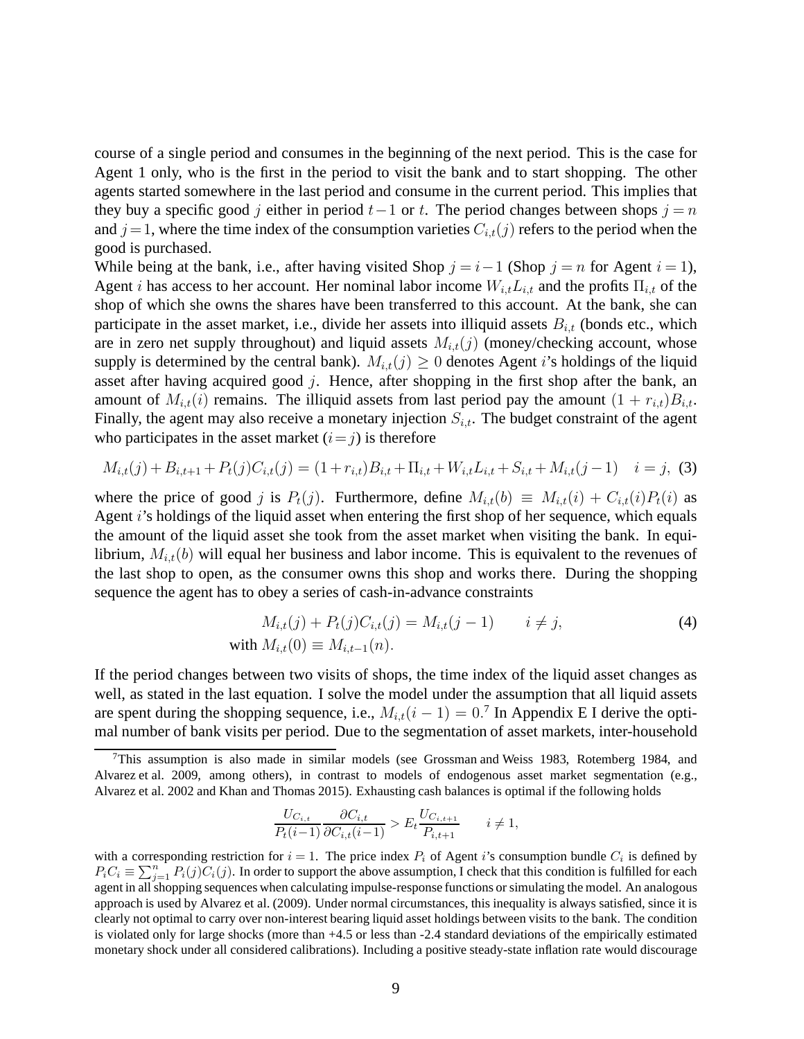course of a single period and consumes in the beginning of the next period. This is the case for Agent 1 only, who is the first in the period to visit the bank and to start shopping. The other agents started somewhere in the last period and consume in the current period. This implies that they buy a specific good $j$ either in period $t-1$ or $t$. The period changes between shops $j=n$ and $j=1$, where the time index of the consumption varieties $C_{i,t}(j)$ refers to the period when the good is purchased.

While being at the bank, i.e., after having visited Shop $j=i-1$ (Shop $j=n$ for Agent $i=1$), Agent $i$ has access to her account. Her nominal labor income $W_{i,t}L_{i,t}$ and the profits $\Pi_{i,t}$ of the shop of which she owns the shares have been transferred to this account. At the bank, she can participate in the asset market, i.e., divide her assets into illiquid assets $B_{i,t}$ (bonds etc., which are in zero net supply throughout) and liquid assets $M_{i,t}(j)$ (money/checking account, whose supply is determined by the central bank). $M_{i,t}(j) \geq 0$ denotes Agent $i$'s holdings of the liquid asset after having acquired good $j$. Hence, after shopping in the first shop after the bank, an amount of $M_{i,t}(i)$ remains. The illiquid assets from last period pay the amount $(1+r_{i,t})B_{i,t}$. Finally, the agent may also receive a monetary injection $S_{i,t}$. The budget constraint of the agent who participates in the asset market ($i=j$) is therefore

$$M_{i,t}(j)+B_{i,t+1}+P_t(j)C_{i,t}(j)=(1+r_{i,t})B_{i,t}+\Pi_{i,t}+W_{i,t}L_{i,t}+S_{i,t}+M_{i,t}(j-1) \quad i=j, \tag{3}$$

where the price of good $j$ is $P_t(j)$. Furthermore, define $M_{i,t}(b) \equiv M_{i,t}(i)+C_{i,t}(i)P_t(i)$ as Agent $i$'s holdings of the liquid asset when entering the first shop of her sequence, which equals the amount of the liquid asset she took from the asset market when visiting the bank. In equilibrium, $M_{i,t}(b)$ will equal her business and labor income. This is equivalent to the revenues of the last shop to open, as the consumer owns this shop and works there. During the shopping sequence the agent has to obey a series of cash-in-advance constraints

$$\begin{aligned} M_{i,t}(j)+P_t(j)C_{i,t}(j) &= M_{i,t}(j-1) \qquad i \neq j, \\ \text{with } M_{i,t}(0) &\equiv M_{i,t-1}(n). \end{aligned} \tag{4}$$

If the period changes between two visits of shops, the time index of the liquid asset changes as well, as stated in the last equation. I solve the model under the assumption that all liquid assets are spent during the shopping sequence, i.e., $M_{i,t}(i-1)=0$.[7] In Appendix E I derive the optimal number of bank visits per period. Due to the segmentation of asset markets, inter-household

---

[7] This assumption is also made in similar models (see Grossman and Weiss 1983, Rotemberg 1984, and Alvarez et al. 2009, among others), in contrast to models of endogenous asset market segmentation (e.g., Alvarez et al. 2002 and Khan and Thomas 2015). Exhausting cash balances is optimal if the following holds

$$\frac{U_{C_{i,t}}}{P_t(i-1)}\frac{\partial C_{i,t}}{\partial C_{i,t}(i-1)} > E_t\frac{U_{C_{i,t+1}}}{P_{i,t+1}} \qquad i \neq 1,$$

with a corresponding restriction for $i=1$. The price index $P_i$ of Agent $i$'s consumption bundle $C_i$ is defined by $P_iC_i \equiv \sum_{j=1}^{n} P_i(j)C_i(j)$. In order to support the above assumption, I check that this condition is fulfilled for each agent in all shopping sequences when calculating impulse-response functions or simulating the model. An analogous approach is used by Alvarez et al. (2009). Under normal circumstances, this inequality is always satisfied, since it is clearly not optimal to carry over non-interest bearing liquid asset holdings between visits to the bank. The condition is violated only for large shocks (more than +4.5 or less than -2.4 standard deviations of the empirically estimated monetary shock under all considered calibrations). Including a positive steady-state inflation rate would discourage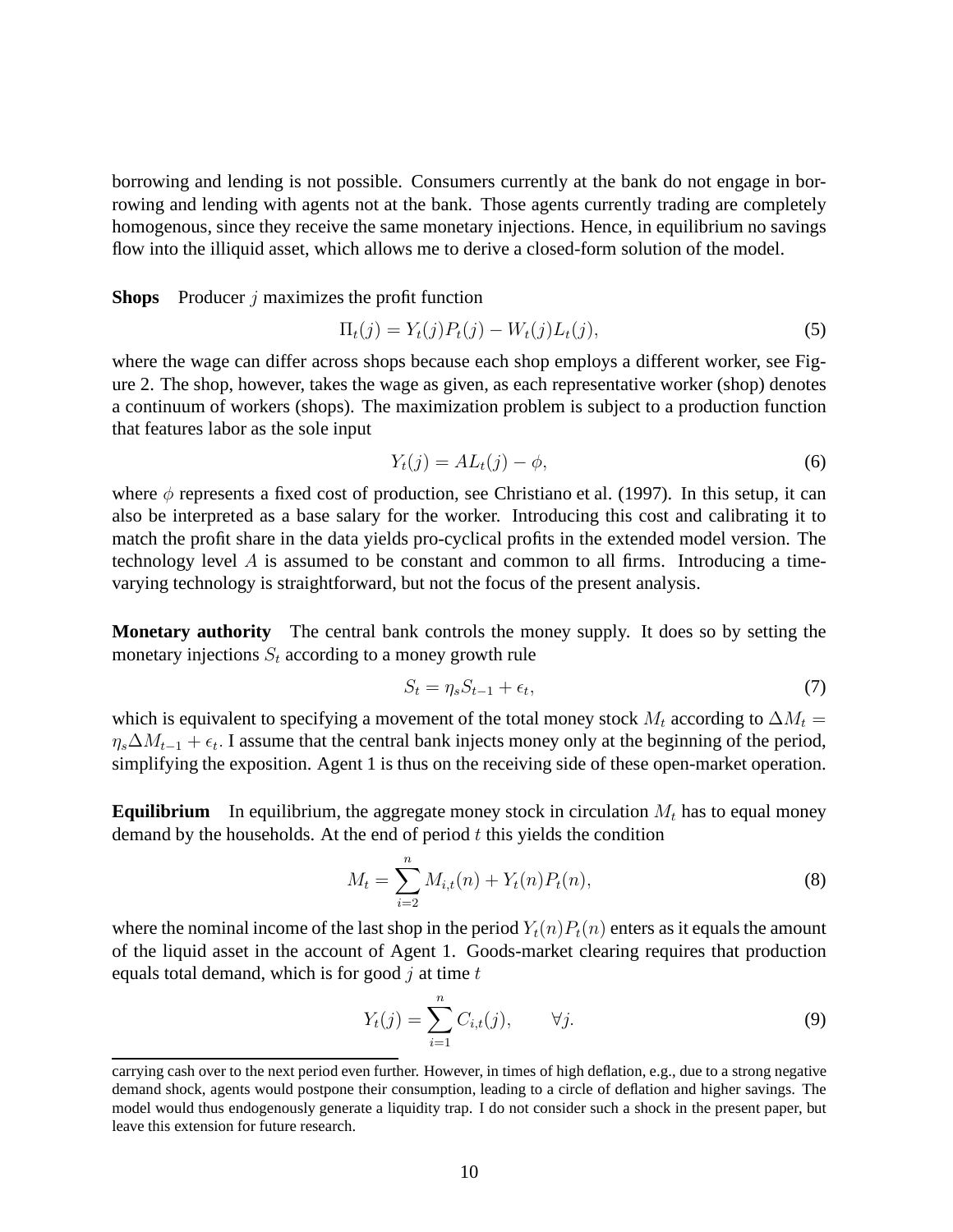borrowing and lending is not possible. Consumers currently at the bank do not engage in borrowing and lending with agents not at the bank. Those agents currently trading are completely homogenous, since they receive the same monetary injections. Hence, in equilibrium no savings flow into the illiquid asset, which allows me to derive a closed-form solution of the model.

**Shops** Producer $j$ maximizes the profit function

$$\Pi_t(j) = Y_t(j)P_t(j) - W_t(j)L_t(j), \tag{5}$$

where the wage can differ across shops because each shop employs a different worker, see Figure 2. The shop, however, takes the wage as given, as each representative worker (shop) denotes a continuum of workers (shops). The maximization problem is subject to a production function that features labor as the sole input

$$Y_t(j) = AL_t(j) - \phi, \tag{6}$$

where $\phi$ represents a fixed cost of production, see Christiano et al. (1997). In this setup, it can also be interpreted as a base salary for the worker. Introducing this cost and calibrating it to match the profit share in the data yields pro-cyclical profits in the extended model version. The technology level $A$ is assumed to be constant and common to all firms. Introducing a time-varying technology is straightforward, but not the focus of the present analysis.

**Monetary authority** The central bank controls the money supply. It does so by setting the monetary injections $S_t$ according to a money growth rule

$$S_t = \eta_s S_{t-1} + \epsilon_t, \tag{7}$$

which is equivalent to specifying a movement of the total money stock $M_t$ according to $\Delta M_t = \eta_s \Delta M_{t-1} + \epsilon_t$. I assume that the central bank injects money only at the beginning of the period, simplifying the exposition. Agent 1 is thus on the receiving side of these open-market operation.

**Equilibrium** In equilibrium, the aggregate money stock in circulation $M_t$ has to equal money demand by the households. At the end of period $t$ this yields the condition

$$M_t = \sum_{i=2}^{n} M_{i,t}(n) + Y_t(n)P_t(n), \tag{8}$$

where the nominal income of the last shop in the period $Y_t(n)P_t(n)$ enters as it equals the amount of the liquid asset in the account of Agent 1. Goods-market clearing requires that production equals total demand, which is for good $j$ at time $t$

$$Y_t(j) = \sum_{i=1}^{n} C_{i,t}(j), \qquad \forall j. \tag{9}$$

carrying cash over to the next period even further. However, in times of high deflation, e.g., due to a strong negative demand shock, agents would postpone their consumption, leading to a circle of deflation and higher savings. The model would thus endogenously generate a liquidity trap. I do not consider such a shock in the present paper, but leave this extension for future research.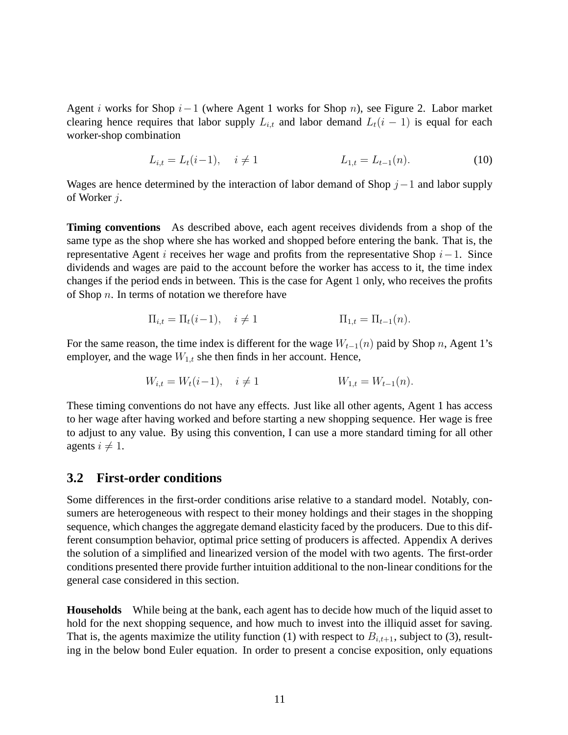Agent $i$ works for Shop $i-1$ (where Agent 1 works for Shop $n$), see Figure 2. Labor market clearing hence requires that labor supply $L_{i,t}$ and labor demand $L_t(i-1)$ is equal for each worker-shop combination

$$L_{i,t} = L_t(i-1), \quad i \neq 1 \qquad\qquad L_{1,t} = L_{t-1}(n). \tag{10}$$

Wages are hence determined by the interaction of labor demand of Shop $j-1$ and labor supply of Worker $j$.

**Timing conventions** As described above, each agent receives dividends from a shop of the same type as the shop where she has worked and shopped before entering the bank. That is, the representative Agent $i$ receives her wage and profits from the representative Shop $i-1$. Since dividends and wages are paid to the account before the worker has access to it, the time index changes if the period ends in between. This is the case for Agent 1 only, who receives the profits of Shop $n$. In terms of notation we therefore have

$$\Pi_{i,t} = \Pi_t(i-1), \quad i \neq 1 \qquad\qquad \Pi_{1,t} = \Pi_{t-1}(n).$$

For the same reason, the time index is different for the wage $W_{t-1}(n)$ paid by Shop $n$, Agent 1's employer, and the wage $W_{1,t}$ she then finds in her account. Hence,

$$W_{i,t} = W_t(i-1), \quad i \neq 1 \qquad\qquad W_{1,t} = W_{t-1}(n).$$

These timing conventions do not have any effects. Just like all other agents, Agent 1 has access to her wage after having worked and before starting a new shopping sequence. Her wage is free to adjust to any value. By using this convention, I can use a more standard timing for all other agents $i \neq 1$.

## 3.2 First-order conditions

Some differences in the first-order conditions arise relative to a standard model. Notably, consumers are heterogeneous with respect to their money holdings and their stages in the shopping sequence, which changes the aggregate demand elasticity faced by the producers. Due to this different consumption behavior, optimal price setting of producers is affected. Appendix A derives the solution of a simplified and linearized version of the model with two agents. The first-order conditions presented there provide further intuition additional to the non-linear conditions for the general case considered in this section.

**Households** While being at the bank, each agent has to decide how much of the liquid asset to hold for the next shopping sequence, and how much to invest into the illiquid asset for saving. That is, the agents maximize the utility function (1) with respect to $B_{i,t+1}$, subject to (3), resulting in the below bond Euler equation. In order to present a concise exposition, only equations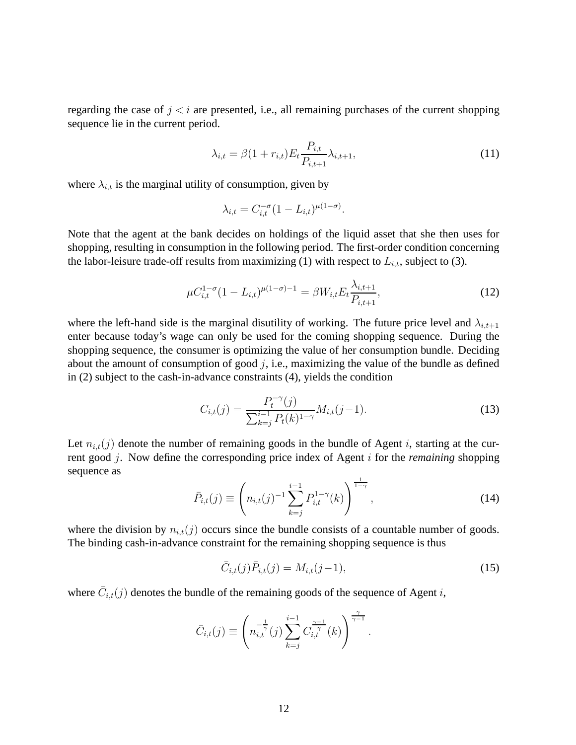regarding the case of $j < i$ are presented, i.e., all remaining purchases of the current shopping sequence lie in the current period.

$$\lambda_{i,t} = \beta(1 + r_{i,t}) E_t \frac{P_{i,t}}{P_{i,t+1}} \lambda_{i,t+1}, \tag{11}$$

where $\lambda_{i,t}$ is the marginal utility of consumption, given by

$$\lambda_{i,t} = C_{i,t}^{-\sigma}(1 - L_{i,t})^{\mu(1-\sigma)}.$$

Note that the agent at the bank decides on holdings of the liquid asset that she then uses for shopping, resulting in consumption in the following period. The first-order condition concerning the labor-leisure trade-off results from maximizing (1) with respect to $L_{i,t}$, subject to (3).

$$\mu C_{i,t}^{1-\sigma}(1 - L_{i,t})^{\mu(1-\sigma)-1} = \beta W_{i,t} E_t \frac{\lambda_{i,t+1}}{P_{i,t+1}}, \tag{12}$$

where the left-hand side is the marginal disutility of working. The future price level and $\lambda_{i,t+1}$ enter because today's wage can only be used for the coming shopping sequence. During the shopping sequence, the consumer is optimizing the value of her consumption bundle. Deciding about the amount of consumption of good $j$, i.e., maximizing the value of the bundle as defined in (2) subject to the cash-in-advance constraints (4), yields the condition

$$C_{i,t}(j) = \frac{P_t^{-\gamma}(j)}{\sum_{k=j}^{i-1} P_t(k)^{1-\gamma}} M_{i,t}(j-1). \tag{13}$$

Let $n_{i,t}(j)$ denote the number of remaining goods in the bundle of Agent $i$, starting at the current good $j$. Now define the corresponding price index of Agent $i$ for the *remaining* shopping sequence as

$$\bar{P}_{i,t}(j) \equiv \left( n_{i,t}(j)^{-1} \sum_{k=j}^{i-1} P_{i,t}^{1-\gamma}(k) \right)^{\frac{1}{1-\gamma}}, \tag{14}$$

where the division by $n_{i,t}(j)$ occurs since the bundle consists of a countable number of goods. The binding cash-in-advance constraint for the remaining shopping sequence is thus

$$\bar{C}_{i,t}(j)\bar{P}_{i,t}(j) = M_{i,t}(j-1), \tag{15}$$

where $\bar{C}_{i,t}(j)$ denotes the bundle of the remaining goods of the sequence of Agent $i$,

$$\bar{C}_{i,t}(j) \equiv \left( n_{i,t}^{-\frac{1}{\gamma}}(j) \sum_{k=j}^{i-1} C_{i,t}^{\frac{\gamma-1}{\gamma}}(k) \right)^{\frac{\gamma}{\gamma-1}}.$$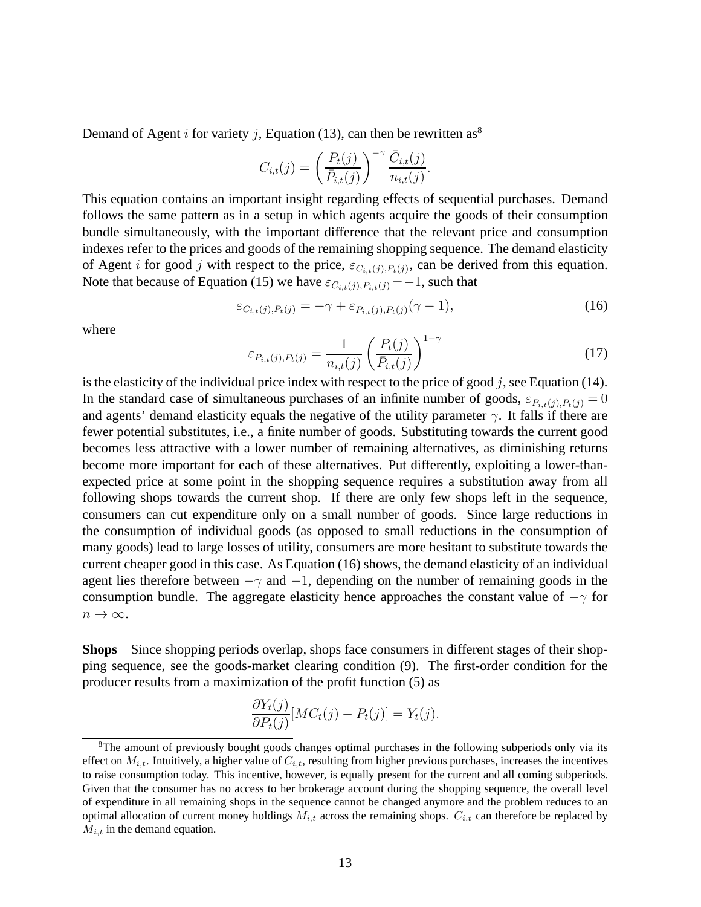Demand of Agent $i$ for variety $j$, Equation (13), can then be rewritten as[8]

$$C_{i,t}(j) = \left(\frac{P_t(j)}{\bar{P}_{i,t}(j)}\right)^{-\gamma} \frac{\bar{C}_{i,t}(j)}{n_{i,t}(j)}.$$

This equation contains an important insight regarding effects of sequential purchases. Demand follows the same pattern as in a setup in which agents acquire the goods of their consumption bundle simultaneously, with the important difference that the relevant price and consumption indexes refer to the prices and goods of the remaining shopping sequence. The demand elasticity of Agent $i$ for good $j$ with respect to the price, $\varepsilon_{C_{i,t}(j),P_t(j)}$, can be derived from this equation. Note that because of Equation (15) we have $\varepsilon_{\bar{C}_{i,t}(j),\bar{P}_{i,t}(j)} = -1$, such that

$$\varepsilon_{C_{i,t}(j),P_t(j)} = -\gamma + \varepsilon_{\bar{P}_{i,t}(j),P_t(j)}(\gamma - 1), \tag{16}$$

where

$$\varepsilon_{\bar{P}_{i,t}(j),P_t(j)} = \frac{1}{n_{i,t}(j)} \left(\frac{P_t(j)}{\bar{P}_{i,t}(j)}\right)^{1-\gamma} \tag{17}$$

is the elasticity of the individual price index with respect to the price of good $j$, see Equation (14). In the standard case of simultaneous purchases of an infinite number of goods, $\varepsilon_{\bar{P}_{i,t}(j),P_t(j)} = 0$ and agents' demand elasticity equals the negative of the utility parameter $\gamma$. It falls if there are fewer potential substitutes, i.e., a finite number of goods. Substituting towards the current good becomes less attractive with a lower number of remaining alternatives, as diminishing returns become more important for each of these alternatives. Put differently, exploiting a lower-than-expected price at some point in the shopping sequence requires a substitution away from all following shops towards the current shop. If there are only few shops left in the sequence, consumers can cut expenditure only on a small number of goods. Since large reductions in the consumption of individual goods (as opposed to small reductions in the consumption of many goods) lead to large losses of utility, consumers are more hesitant to substitute towards the current cheaper good in this case. As Equation (16) shows, the demand elasticity of an individual agent lies therefore between $-\gamma$ and $-1$, depending on the number of remaining goods in the consumption bundle. The aggregate elasticity hence approaches the constant value of $-\gamma$ for $n \to \infty$.

**Shops** Since shopping periods overlap, shops face consumers in different stages of their shopping sequence, see the goods-market clearing condition (9). The first-order condition for the producer results from a maximization of the profit function (5) as

$$\frac{\partial Y_t(j)}{\partial P_t(j)}[MC_t(j) - P_t(j)] = Y_t(j).$$

[8] The amount of previously bought goods changes optimal purchases in the following subperiods only via its effect on $M_{i,t}$. Intuitively, a higher value of $C_{i,t}$, resulting from higher previous purchases, increases the incentives to raise consumption today. This incentive, however, is equally present for the current and all coming subperiods. Given that the consumer has no access to her brokerage account during the shopping sequence, the overall level of expenditure in all remaining shops in the sequence cannot be changed anymore and the problem reduces to an optimal allocation of current money holdings $M_{i,t}$ across the remaining shops. $C_{i,t}$ can therefore be replaced by $M_{i,t}$ in the demand equation.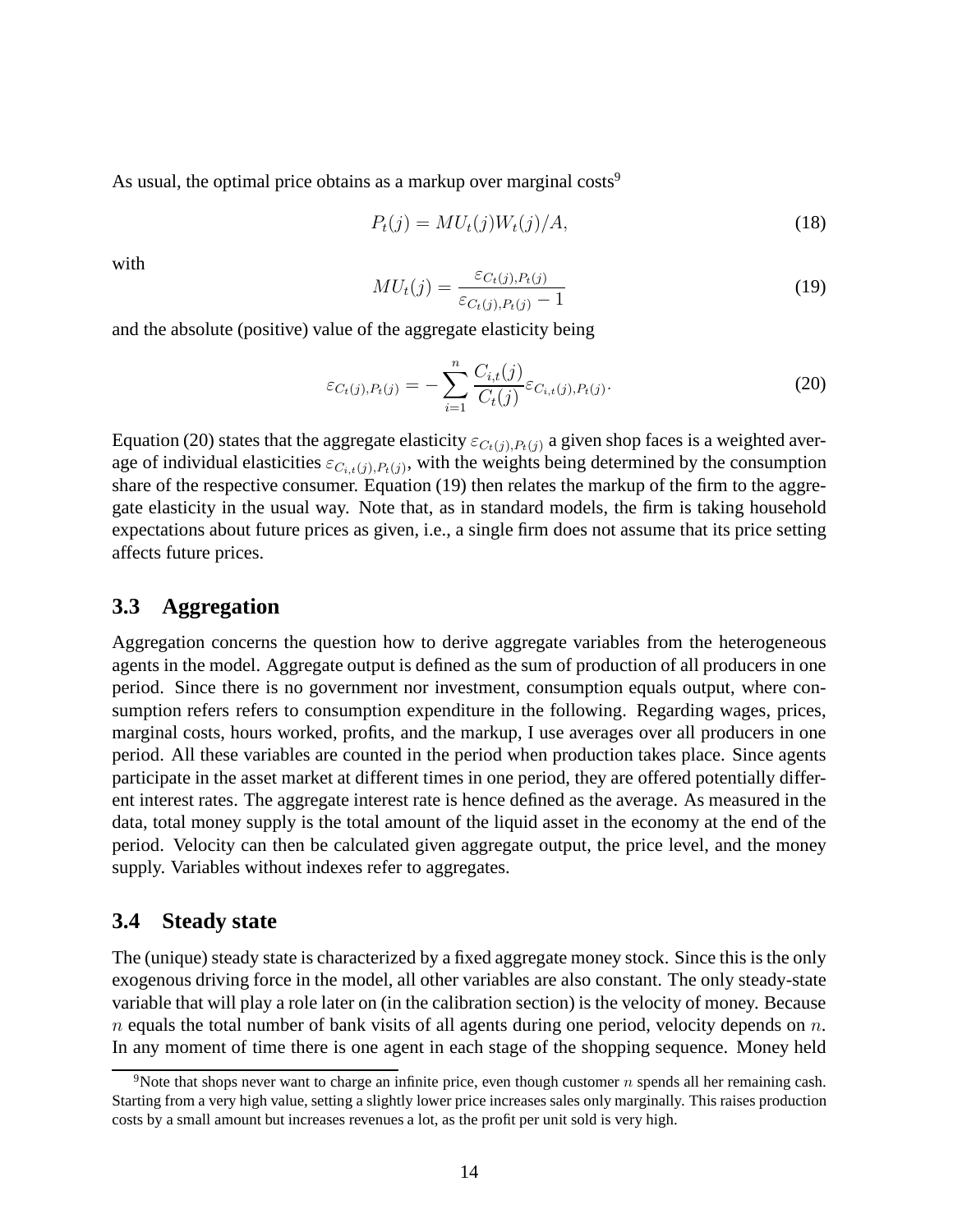As usual, the optimal price obtains as a markup over marginal costs[9]

$$P_t(j) = MU_t(j) W_t(j)/A, \tag{18}$$

with

$$MU_t(j) = \frac{\varepsilon_{C_t(j),P_t(j)}}{\varepsilon_{C_t(j),P_t(j)} - 1} \tag{19}$$

and the absolute (positive) value of the aggregate elasticity being

$$\varepsilon_{C_t(j),P_t(j)} = -\sum_{i=1}^{n} \frac{C_{i,t}(j)}{C_t(j)} \varepsilon_{C_{i,t}(j),P_t(j)}. \tag{20}$$

Equation (20) states that the aggregate elasticity $\varepsilon_{C_t(j),P_t(j)}$ a given shop faces is a weighted average of individual elasticities $\varepsilon_{C_{i,t}(j),P_t(j)}$, with the weights being determined by the consumption share of the respective consumer. Equation (19) then relates the markup of the firm to the aggregate elasticity in the usual way. Note that, as in standard models, the firm is taking household expectations about future prices as given, i.e., a single firm does not assume that its price setting affects future prices.

## 3.3 Aggregation

Aggregation concerns the question how to derive aggregate variables from the heterogeneous agents in the model. Aggregate output is defined as the sum of production of all producers in one period. Since there is no government nor investment, consumption equals output, where consumption refers refers to consumption expenditure in the following. Regarding wages, prices, marginal costs, hours worked, profits, and the markup, I use averages over all producers in one period. All these variables are counted in the period when production takes place. Since agents participate in the asset market at different times in one period, they are offered potentially different interest rates. The aggregate interest rate is hence defined as the average. As measured in the data, total money supply is the total amount of the liquid asset in the economy at the end of the period. Velocity can then be calculated given aggregate output, the price level, and the money supply. Variables without indexes refer to aggregates.

## 3.4 Steady state

The (unique) steady state is characterized by a fixed aggregate money stock. Since this is the only exogenous driving force in the model, all other variables are also constant. The only steady-state variable that will play a role later on (in the calibration section) is the velocity of money. Because $n$ equals the total number of bank visits of all agents during one period, velocity depends on $n$. In any moment of time there is one agent in each stage of the shopping sequence. Money held

[9] Note that shops never want to charge an infinite price, even though customer $n$ spends all her remaining cash. Starting from a very high value, setting a slightly lower price increases sales only marginally. This raises production costs by a small amount but increases revenues a lot, as the profit per unit sold is very high.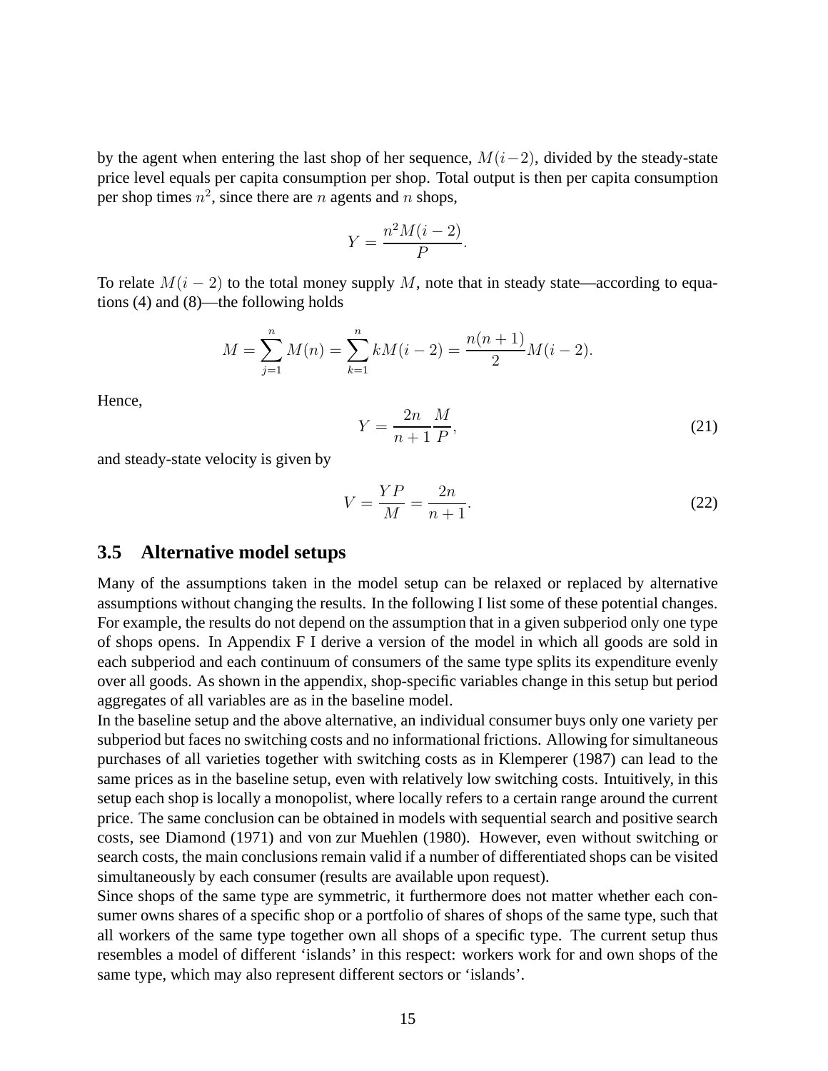by the agent when entering the last shop of her sequence, $M(i-2)$, divided by the steady-state price level equals per capita consumption per shop. Total output is then per capita consumption per shop times $n^2$, since there are $n$ agents and $n$ shops,

$$Y = \frac{n^2 M(i-2)}{P}.$$

To relate $M(i-2)$ to the total money supply $M$, note that in steady state—according to equations (4) and (8)—the following holds

$$M = \sum_{j=1}^{n} M(n) = \sum_{k=1}^{n} kM(i-2) = \frac{n(n+1)}{2} M(i-2).$$

Hence,

$$Y = \frac{2n}{n+1} \frac{M}{P}, \tag{21}$$

and steady-state velocity is given by

$$V = \frac{YP}{M} = \frac{2n}{n+1}. \tag{22}$$

## 3.5 Alternative model setups

Many of the assumptions taken in the model setup can be relaxed or replaced by alternative assumptions without changing the results. In the following I list some of these potential changes. For example, the results do not depend on the assumption that in a given subperiod only one type of shops opens. In Appendix F I derive a version of the model in which all goods are sold in each subperiod and each continuum of consumers of the same type splits its expenditure evenly over all goods. As shown in the appendix, shop-specific variables change in this setup but period aggregates of all variables are as in the baseline model.

In the baseline setup and the above alternative, an individual consumer buys only one variety per subperiod but faces no switching costs and no informational frictions. Allowing for simultaneous purchases of all varieties together with switching costs as in Klemperer (1987) can lead to the same prices as in the baseline setup, even with relatively low switching costs. Intuitively, in this setup each shop is locally a monopolist, where locally refers to a certain range around the current price. The same conclusion can be obtained in models with sequential search and positive search costs, see Diamond (1971) and von zur Muehlen (1980). However, even without switching or search costs, the main conclusions remain valid if a number of differentiated shops can be visited simultaneously by each consumer (results are available upon request).

Since shops of the same type are symmetric, it furthermore does not matter whether each consumer owns shares of a specific shop or a portfolio of shares of shops of the same type, such that all workers of the same type together own all shops of a specific type. The current setup thus resembles a model of different 'islands' in this respect: workers work for and own shops of the same type, which may also represent different sectors or 'islands'.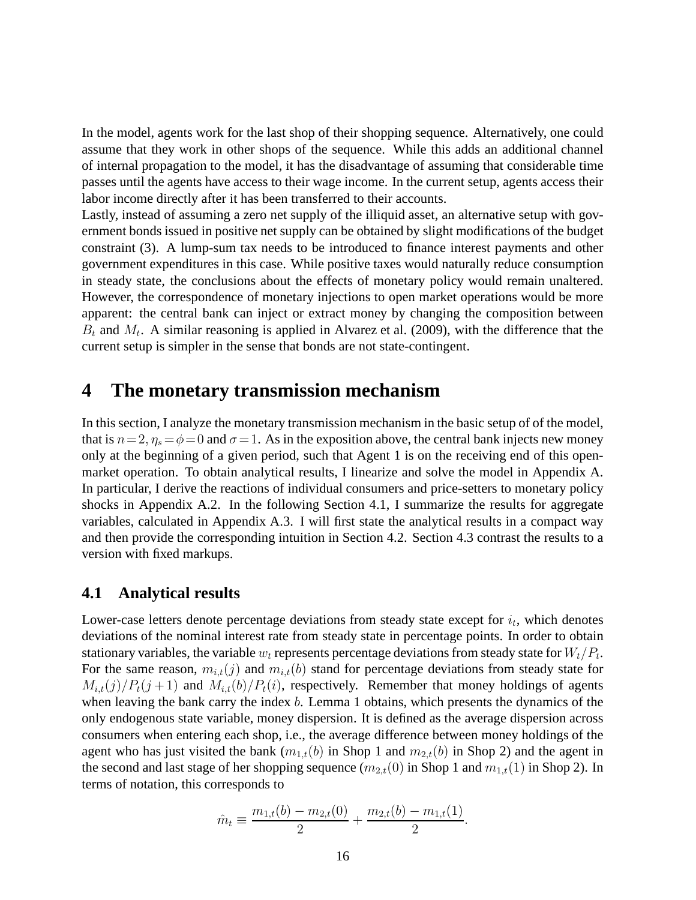In the model, agents work for the last shop of their shopping sequence. Alternatively, one could assume that they work in other shops of the sequence. While this adds an additional channel of internal propagation to the model, it has the disadvantage of assuming that considerable time passes until the agents have access to their wage income. In the current setup, agents access their labor income directly after it has been transferred to their accounts.

Lastly, instead of assuming a zero net supply of the illiquid asset, an alternative setup with government bonds issued in positive net supply can be obtained by slight modifications of the budget constraint (3). A lump-sum tax needs to be introduced to finance interest payments and other government expenditures in this case. While positive taxes would naturally reduce consumption in steady state, the conclusions about the effects of monetary policy would remain unaltered. However, the correspondence of monetary injections to open market operations would be more apparent: the central bank can inject or extract money by changing the composition between $B_t$ and $M_t$. A similar reasoning is applied in Alvarez et al. (2009), with the difference that the current setup is simpler in the sense that bonds are not state-contingent.

# 4 The monetary transmission mechanism

In this section, I analyze the monetary transmission mechanism in the basic setup of of the model, that is $n=2, \eta_s=\phi=0$ and $\sigma=1$. As in the exposition above, the central bank injects new money only at the beginning of a given period, such that Agent 1 is on the receiving end of this open-market operation. To obtain analytical results, I linearize and solve the model in Appendix A. In particular, I derive the reactions of individual consumers and price-setters to monetary policy shocks in Appendix A.2. In the following Section 4.1, I summarize the results for aggregate variables, calculated in Appendix A.3. I will first state the analytical results in a compact way and then provide the corresponding intuition in Section 4.2. Section 4.3 contrast the results to a version with fixed markups.

## 4.1 Analytical results

Lower-case letters denote percentage deviations from steady state except for $i_t$, which denotes deviations of the nominal interest rate from steady state in percentage points. In order to obtain stationary variables, the variable $w_t$ represents percentage deviations from steady state for $W_t/P_t$. For the same reason, $m_{i,t}(j)$ and $m_{i,t}(b)$ stand for percentage deviations from steady state for $M_{i,t}(j)/P_t(j+1)$ and $M_{i,t}(b)/P_t(i)$, respectively. Remember that money holdings of agents when leaving the bank carry the index $b$. Lemma 1 obtains, which presents the dynamics of the only endogenous state variable, money dispersion. It is defined as the average dispersion across consumers when entering each shop, i.e., the average difference between money holdings of the agent who has just visited the bank ($m_{1,t}(b)$ in Shop 1 and $m_{2,t}(b)$ in Shop 2) and the agent in the second and last stage of her shopping sequence ($m_{2,t}(0)$ in Shop 1 and $m_{1,t}(1)$ in Shop 2). In terms of notation, this corresponds to

$$\hat{m}_t \equiv \frac{m_{1,t}(b) - m_{2,t}(0)}{2} + \frac{m_{2,t}(b) - m_{1,t}(1)}{2}.$$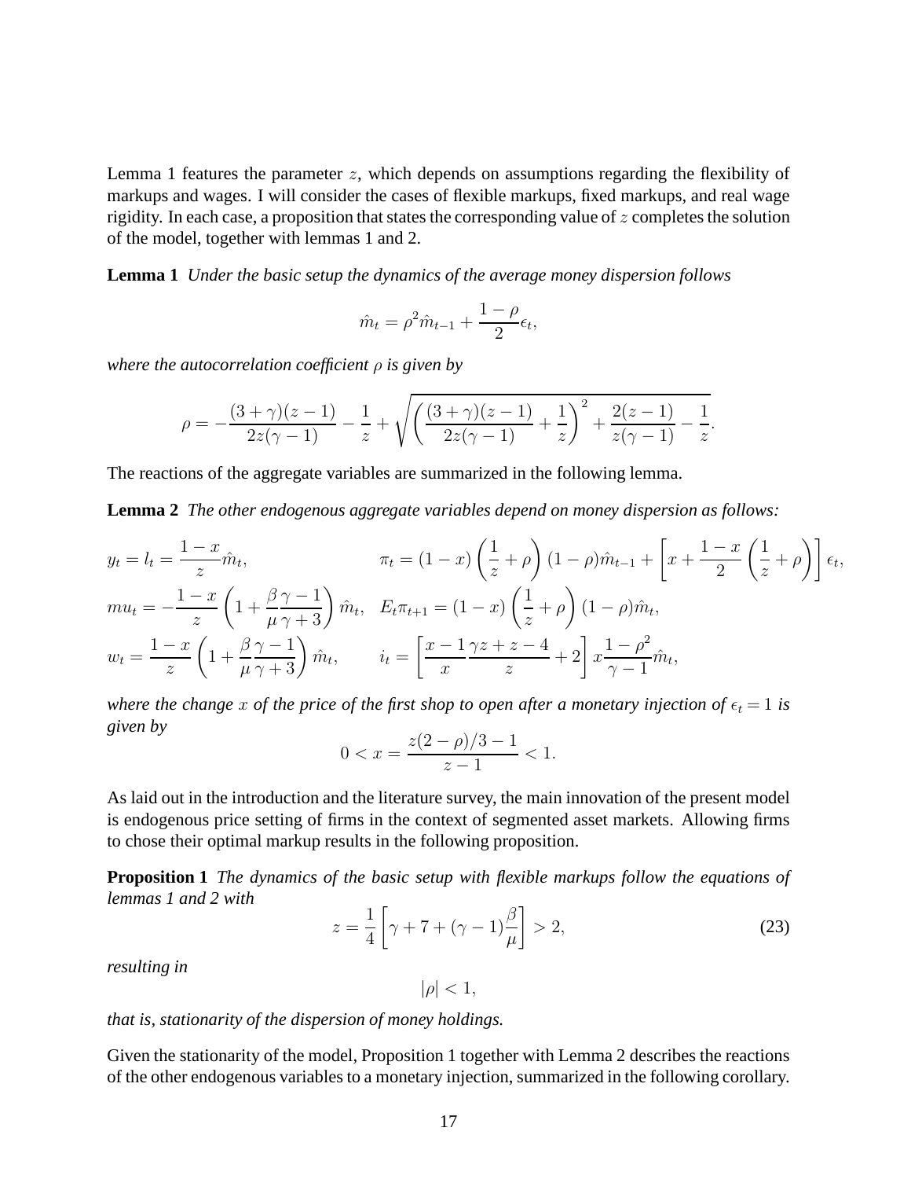Lemma 1 features the parameter $z$, which depends on assumptions regarding the flexibility of markups and wages. I will consider the cases of flexible markups, fixed markups, and real wage rigidity. In each case, a proposition that states the corresponding value of $z$ completes the solution of the model, together with lemmas 1 and 2.

**Lemma 1** *Under the basic setup the dynamics of the average money dispersion follows*

$$\hat{m}_t = \rho^2 \hat{m}_{t-1} + \frac{1-\rho}{2}\epsilon_t,$$

*where the autocorrelation coefficient $\rho$ is given by*

$$\rho = -\frac{(3+\gamma)(z-1)}{2z(\gamma-1)} - \frac{1}{z} + \sqrt{\left(\frac{(3+\gamma)(z-1)}{2z(\gamma-1)} + \frac{1}{z}\right)^2 + \frac{2(z-1)}{z(\gamma-1)} - \frac{1}{z}}.$$

The reactions of the aggregate variables are summarized in the following lemma.

**Lemma 2** *The other endogenous aggregate variables depend on money dispersion as follows:*

$$y_t = l_t = \frac{1-x}{z}\hat{m}_t, \qquad \pi_t = (1-x)\left(\frac{1}{z}+\rho\right)(1-\rho)\hat{m}_{t-1} + \left[x + \frac{1-x}{2}\left(\frac{1}{z}+\rho\right)\right]\epsilon_t,$$

$$mu_t = -\frac{1-x}{z}\left(1 + \frac{\beta}{\mu}\frac{\gamma-1}{\gamma+3}\right)\hat{m}_t, \quad E_t\pi_{t+1} = (1-x)\left(\frac{1}{z}+\rho\right)(1-\rho)\hat{m}_t,$$

$$w_t = \frac{1-x}{z}\left(1 + \frac{\beta}{\mu}\frac{\gamma-1}{\gamma+3}\right)\hat{m}_t, \qquad i_t = \left[\frac{x-1}{x}\frac{\gamma z + z - 4}{z} + 2\right]x\frac{1-\rho^2}{\gamma-1}\hat{m}_t,$$

*where the change $x$ of the price of the first shop to open after a monetary injection of $\epsilon_t = 1$ is given by*

$$0 < x = \frac{z(2-\rho)/3 - 1}{z-1} < 1.$$

As laid out in the introduction and the literature survey, the main innovation of the present model is endogenous price setting of firms in the context of segmented asset markets. Allowing firms to chose their optimal markup results in the following proposition.

**Proposition 1** *The dynamics of the basic setup with flexible markups follow the equations of lemmas 1 and 2 with*

$$z = \frac{1}{4}\left[\gamma + 7 + (\gamma - 1)\frac{\beta}{\mu}\right] > 2, \tag{23}$$

*resulting in*

$$|\rho| < 1,$$

*that is, stationarity of the dispersion of money holdings.*

Given the stationarity of the model, Proposition 1 together with Lemma 2 describes the reactions of the other endogenous variables to a monetary injection, summarized in the following corollary.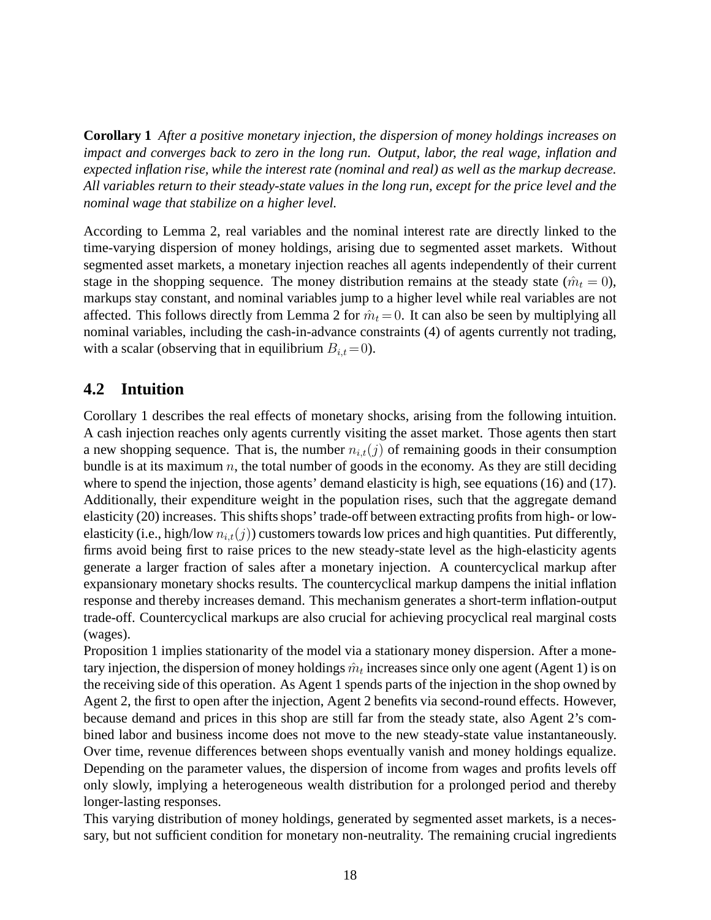**Corollary 1** *After a positive monetary injection, the dispersion of money holdings increases on impact and converges back to zero in the long run. Output, labor, the real wage, inflation and expected inflation rise, while the interest rate (nominal and real) as well as the markup decrease. All variables return to their steady-state values in the long run, except for the price level and the nominal wage that stabilize on a higher level.*

According to Lemma 2, real variables and the nominal interest rate are directly linked to the time-varying dispersion of money holdings, arising due to segmented asset markets. Without segmented asset markets, a monetary injection reaches all agents independently of their current stage in the shopping sequence. The money distribution remains at the steady state ($\hat{m}_t = 0$), markups stay constant, and nominal variables jump to a higher level while real variables are not affected. This follows directly from Lemma 2 for $\hat{m}_t = 0$. It can also be seen by multiplying all nominal variables, including the cash-in-advance constraints (4) of agents currently not trading, with a scalar (observing that in equilibrium $B_{i,t} = 0$).

## 4.2 Intuition

Corollary 1 describes the real effects of monetary shocks, arising from the following intuition. A cash injection reaches only agents currently visiting the asset market. Those agents then start a new shopping sequence. That is, the number $n_{i,t}(j)$ of remaining goods in their consumption bundle is at its maximum $n$, the total number of goods in the economy. As they are still deciding where to spend the injection, those agents' demand elasticity is high, see equations (16) and (17). Additionally, their expenditure weight in the population rises, such that the aggregate demand elasticity (20) increases. This shifts shops' trade-off between extracting profits from high- or low-elasticity (i.e., high/low $n_{i,t}(j)$) customers towards low prices and high quantities. Put differently, firms avoid being first to raise prices to the new steady-state level as the high-elasticity agents generate a larger fraction of sales after a monetary injection. A countercyclical markup after expansionary monetary shocks results. The countercyclical markup dampens the initial inflation response and thereby increases demand. This mechanism generates a short-term inflation-output trade-off. Countercyclical markups are also crucial for achieving procyclical real marginal costs (wages).

Proposition 1 implies stationarity of the model via a stationary money dispersion. After a monetary injection, the dispersion of money holdings $\hat{m}_t$ increases since only one agent (Agent 1) is on the receiving side of this operation. As Agent 1 spends parts of the injection in the shop owned by Agent 2, the first to open after the injection, Agent 2 benefits via second-round effects. However, because demand and prices in this shop are still far from the steady state, also Agent 2's combined labor and business income does not move to the new steady-state value instantaneously. Over time, revenue differences between shops eventually vanish and money holdings equalize. Depending on the parameter values, the dispersion of income from wages and profits levels off only slowly, implying a heterogeneous wealth distribution for a prolonged period and thereby longer-lasting responses.

This varying distribution of money holdings, generated by segmented asset markets, is a necessary, but not sufficient condition for monetary non-neutrality. The remaining crucial ingredients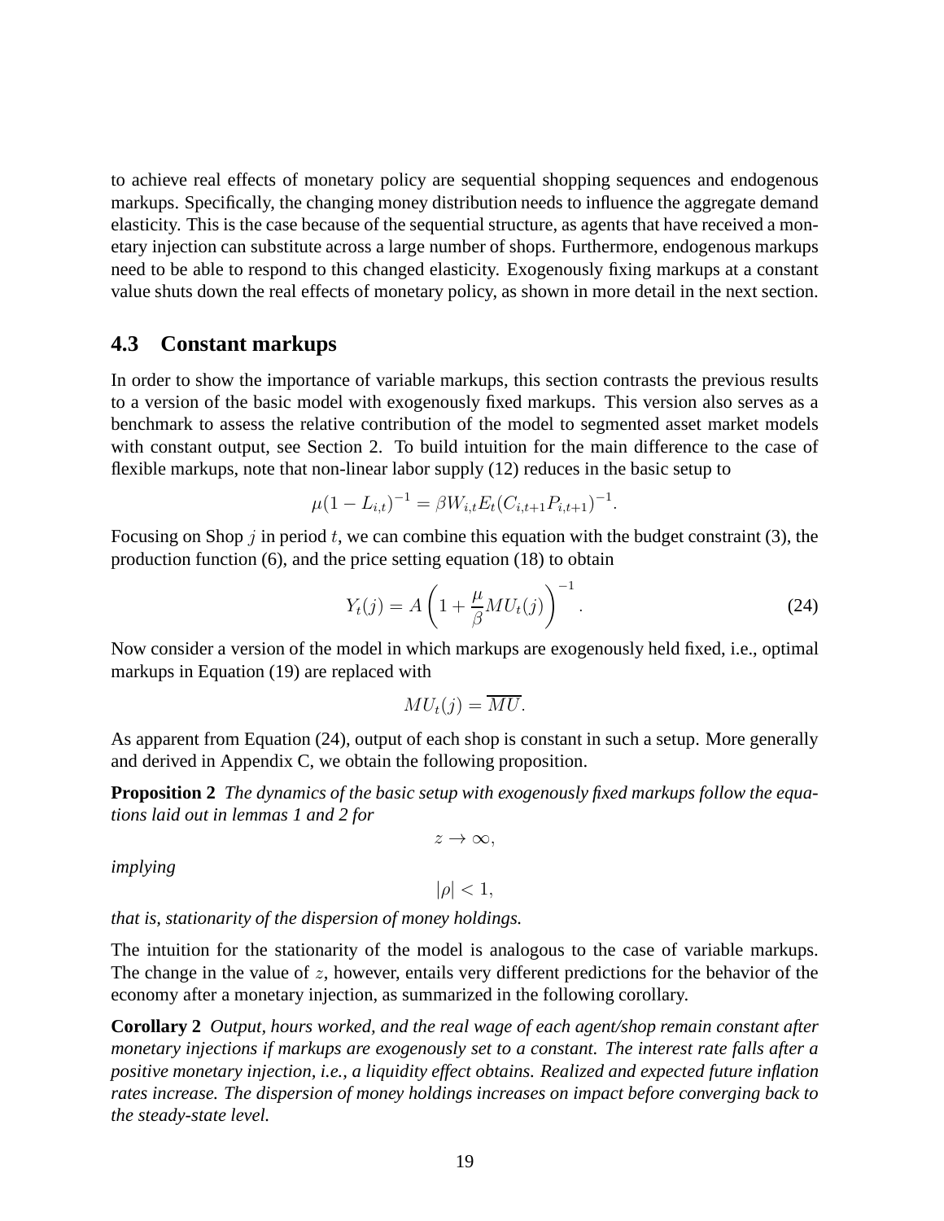to achieve real effects of monetary policy are sequential shopping sequences and endogenous markups. Specifically, the changing money distribution needs to influence the aggregate demand elasticity. This is the case because of the sequential structure, as agents that have received a monetary injection can substitute across a large number of shops. Furthermore, endogenous markups need to be able to respond to this changed elasticity. Exogenously fixing markups at a constant value shuts down the real effects of monetary policy, as shown in more detail in the next section.

### 4.3 Constant markups

In order to show the importance of variable markups, this section contrasts the previous results to a version of the basic model with exogenously fixed markups. This version also serves as a benchmark to assess the relative contribution of the model to segmented asset market models with constant output, see Section 2. To build intuition for the main difference to the case of flexible markups, note that non-linear labor supply (12) reduces in the basic setup to

$$\mu(1 - L_{i,t})^{-1} = \beta W_{i,t} E_t (C_{i,t+1} P_{i,t+1})^{-1}.$$

Focusing on Shop $j$ in period $t$, we can combine this equation with the budget constraint (3), the production function (6), and the price setting equation (18) to obtain

$$Y_t(j) = A\left(1 + \frac{\mu}{\beta} MU_t(j)\right)^{-1}. \tag{24}$$

Now consider a version of the model in which markups are exogenously held fixed, i.e., optimal markups in Equation (19) are replaced with

$$MU_t(j) = \overline{MU}.$$

As apparent from Equation (24), output of each shop is constant in such a setup. More generally and derived in Appendix C, we obtain the following proposition.

**Proposition 2** *The dynamics of the basic setup with exogenously fixed markups follow the equations laid out in lemmas 1 and 2 for*

$$z \to \infty,$$

*implying*

$$|\rho| < 1,$$

*that is, stationarity of the dispersion of money holdings.*

The intuition for the stationarity of the model is analogous to the case of variable markups. The change in the value of $z$, however, entails very different predictions for the behavior of the economy after a monetary injection, as summarized in the following corollary.

**Corollary 2** *Output, hours worked, and the real wage of each agent/shop remain constant after monetary injections if markups are exogenously set to a constant. The interest rate falls after a positive monetary injection, i.e., a liquidity effect obtains. Realized and expected future inflation rates increase. The dispersion of money holdings increases on impact before converging back to the steady-state level.*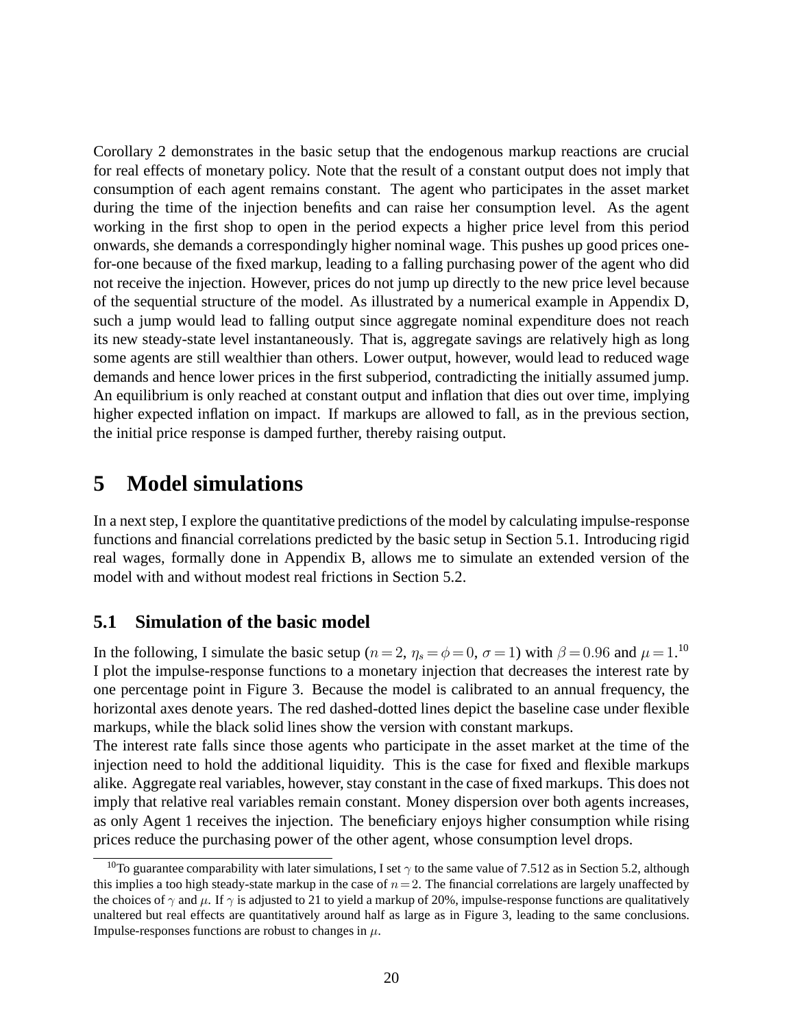Corollary 2 demonstrates in the basic setup that the endogenous markup reactions are crucial for real effects of monetary policy. Note that the result of a constant output does not imply that consumption of each agent remains constant. The agent who participates in the asset market during the time of the injection benefits and can raise her consumption level. As the agent working in the first shop to open in the period expects a higher price level from this period onwards, she demands a correspondingly higher nominal wage. This pushes up good prices one-for-one because of the fixed markup, leading to a falling purchasing power of the agent who did not receive the injection. However, prices do not jump up directly to the new price level because of the sequential structure of the model. As illustrated by a numerical example in Appendix D, such a jump would lead to falling output since aggregate nominal expenditure does not reach its new steady-state level instantaneously. That is, aggregate savings are relatively high as long some agents are still wealthier than others. Lower output, however, would lead to reduced wage demands and hence lower prices in the first subperiod, contradicting the initially assumed jump. An equilibrium is only reached at constant output and inflation that dies out over time, implying higher expected inflation on impact. If markups are allowed to fall, as in the previous section, the initial price response is damped further, thereby raising output.

# 5 Model simulations

In a next step, I explore the quantitative predictions of the model by calculating impulse-response functions and financial correlations predicted by the basic setup in Section 5.1. Introducing rigid real wages, formally done in Appendix B, allows me to simulate an extended version of the model with and without modest real frictions in Section 5.2.

## 5.1 Simulation of the basic model

In the following, I simulate the basic setup ($n = 2$, $\eta_s = \phi = 0$, $\sigma = 1$) with $\beta = 0.96$ and $\mu = 1$.[10] I plot the impulse-response functions to a monetary injection that decreases the interest rate by one percentage point in Figure 3. Because the model is calibrated to an annual frequency, the horizontal axes denote years. The red dashed-dotted lines depict the baseline case under flexible markups, while the black solid lines show the version with constant markups.

The interest rate falls since those agents who participate in the asset market at the time of the injection need to hold the additional liquidity. This is the case for fixed and flexible markups alike. Aggregate real variables, however, stay constant in the case of fixed markups. This does not imply that relative real variables remain constant. Money dispersion over both agents increases, as only Agent 1 receives the injection. The beneficiary enjoys higher consumption while rising prices reduce the purchasing power of the other agent, whose consumption level drops.

[10] To guarantee comparability with later simulations, I set $\gamma$ to the same value of 7.512 as in Section 5.2, although this implies a too high steady-state markup in the case of $n = 2$. The financial correlations are largely unaffected by the choices of $\gamma$ and $\mu$. If $\gamma$ is adjusted to 21 to yield a markup of 20%, impulse-response functions are qualitatively unaltered but real effects are quantitatively around half as large as in Figure 3, leading to the same conclusions. Impulse-responses functions are robust to changes in $\mu$.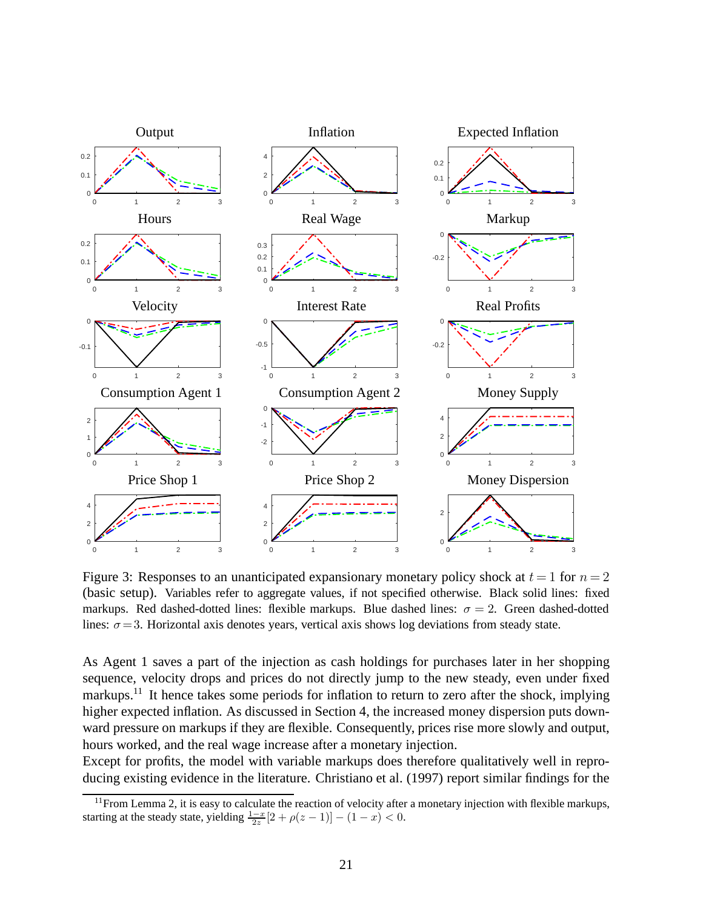Figure 3: Responses to an unanticipated expansionary monetary policy shock at $t = 1$ for $n = 2$ (basic setup). Variables refer to aggregate values, if not specified otherwise. Black solid lines: fixed markups. Red dashed-dotted lines: flexible markups. Blue dashed lines: $\sigma = 2$. Green dashed-dotted lines: $\sigma = 3$. Horizontal axis denotes years, vertical axis shows log deviations from steady state.

As Agent 1 saves a part of the injection as cash holdings for purchases later in her shopping sequence, velocity drops and prices do not directly jump to the new steady, even under fixed markups.[11] It hence takes some periods for inflation to return to zero after the shock, implying higher expected inflation. As discussed in Section 4, the increased money dispersion puts downward pressure on markups if they are flexible. Consequently, prices rise more slowly and output, hours worked, and the real wage increase after a monetary injection.

Except for profits, the model with variable markups does therefore qualitatively well in reproducing existing evidence in the literature. Christiano et al. (1997) report similar findings for the

[11] From Lemma 2, it is easy to calculate the reaction of velocity after a monetary injection with flexible markups, starting at the steady state, yielding $\frac{1-x}{2z}[2 + \rho(z-1)] - (1-x) < 0$.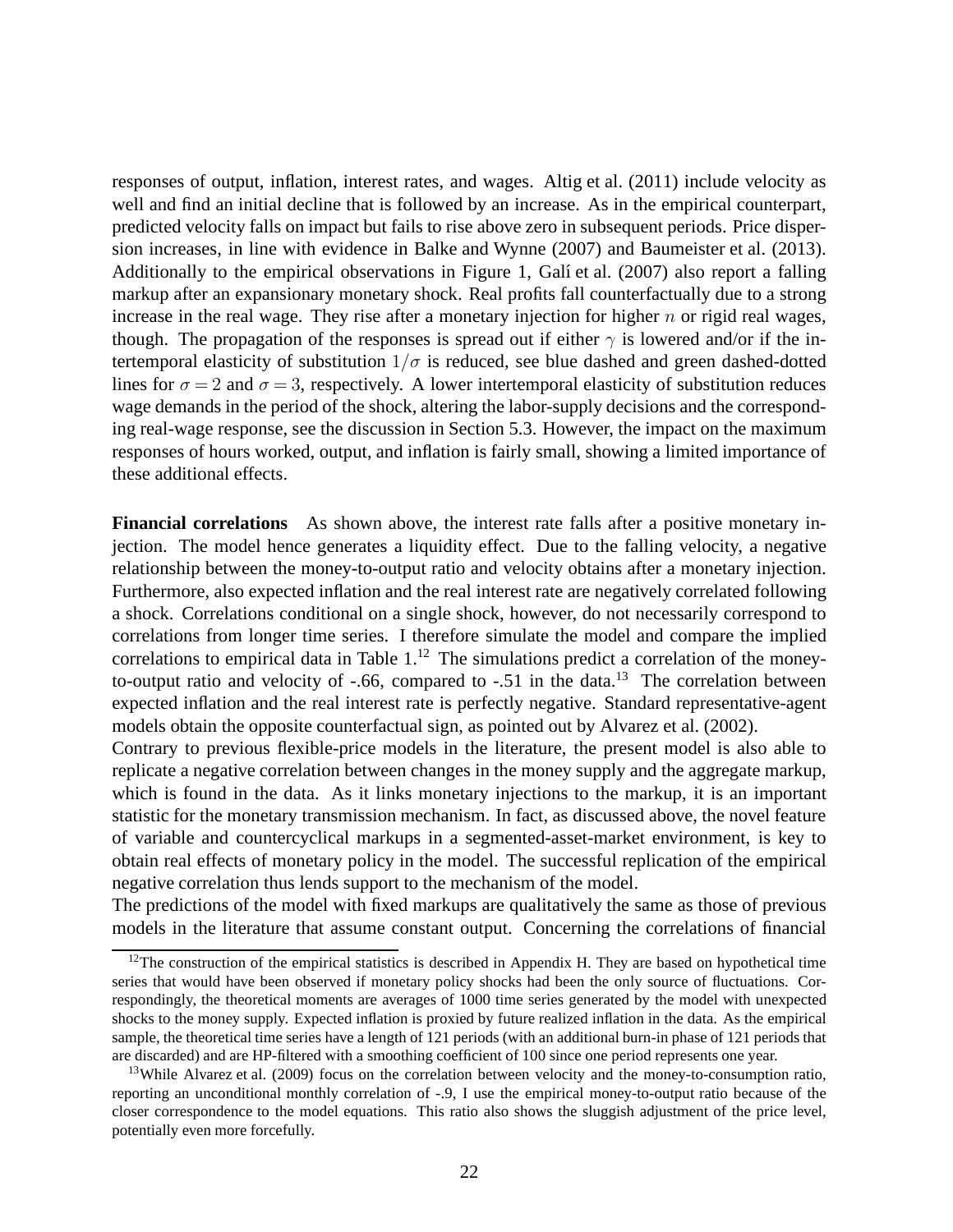responses of output, inflation, interest rates, and wages. Altig et al. (2011) include velocity as well and find an initial decline that is followed by an increase. As in the empirical counterpart, predicted velocity falls on impact but fails to rise above zero in subsequent periods. Price dispersion increases, in line with evidence in Balke and Wynne (2007) and Baumeister et al. (2013). Additionally to the empirical observations in Figure 1, Galí et al. (2007) also report a falling markup after an expansionary monetary shock. Real profits fall counterfactually due to a strong increase in the real wage. They rise after a monetary injection for higher $n$ or rigid real wages, though. The propagation of the responses is spread out if either $\gamma$ is lowered and/or if the intertemporal elasticity of substitution $1/\sigma$ is reduced, see blue dashed and green dashed-dotted lines for $\sigma = 2$ and $\sigma = 3$, respectively. A lower intertemporal elasticity of substitution reduces wage demands in the period of the shock, altering the labor-supply decisions and the corresponding real-wage response, see the discussion in Section 5.3. However, the impact on the maximum responses of hours worked, output, and inflation is fairly small, showing a limited importance of these additional effects.

**Financial correlations** As shown above, the interest rate falls after a positive monetary injection. The model hence generates a liquidity effect. Due to the falling velocity, a negative relationship between the money-to-output ratio and velocity obtains after a monetary injection. Furthermore, also expected inflation and the real interest rate are negatively correlated following a shock. Correlations conditional on a single shock, however, do not necessarily correspond to correlations from longer time series. I therefore simulate the model and compare the implied correlations to empirical data in Table 1.[12] The simulations predict a correlation of the money-to-output ratio and velocity of -.66, compared to -.51 in the data.[13] The correlation between expected inflation and the real interest rate is perfectly negative. Standard representative-agent models obtain the opposite counterfactual sign, as pointed out by Alvarez et al. (2002).

Contrary to previous flexible-price models in the literature, the present model is also able to replicate a negative correlation between changes in the money supply and the aggregate markup, which is found in the data. As it links monetary injections to the markup, it is an important statistic for the monetary transmission mechanism. In fact, as discussed above, the novel feature of variable and countercyclical markups in a segmented-asset-market environment, is key to obtain real effects of monetary policy in the model. The successful replication of the empirical negative correlation thus lends support to the mechanism of the model.

The predictions of the model with fixed markups are qualitatively the same as those of previous models in the literature that assume constant output. Concerning the correlations of financial

[12]The construction of the empirical statistics is described in Appendix H. They are based on hypothetical time series that would have been observed if monetary policy shocks had been the only source of fluctuations. Correspondingly, the theoretical moments are averages of 1000 time series generated by the model with unexpected shocks to the money supply. Expected inflation is proxied by future realized inflation in the data. As the empirical sample, the theoretical time series have a length of 121 periods (with an additional burn-in phase of 121 periods that are discarded) and are HP-filtered with a smoothing coefficient of 100 since one period represents one year.

[13]While Alvarez et al. (2009) focus on the correlation between velocity and the money-to-consumption ratio, reporting an unconditional monthly correlation of -.9, I use the empirical money-to-output ratio because of the closer correspondence to the model equations. This ratio also shows the sluggish adjustment of the price level, potentially even more forcefully.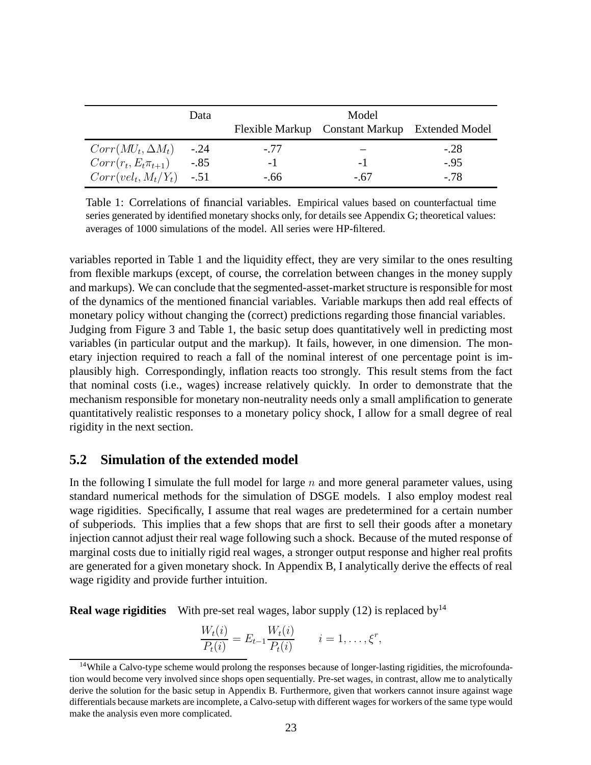| | Data | Model | | |
|---|---|---|---|---|
| | | Flexible Markup | Constant Markup | Extended Model |
| $Corr(MU_t, \Delta M_t)$ | -.24 | -.77 | – | -.28 |
| $Corr(r_t, E_t\pi_{t+1})$ | -.85 | -1 | -1 | -.95 |
| $Corr(vel_t, M_t/Y_t)$ | -.51 | -.66 | -.67 | -.78 |

Table 1: Correlations of financial variables. Empirical values based on counterfactual time series generated by identified monetary shocks only, for details see Appendix G; theoretical values: averages of 1000 simulations of the model. All series were HP-filtered.

variables reported in Table 1 and the liquidity effect, they are very similar to the ones resulting from flexible markups (except, of course, the correlation between changes in the money supply and markups). We can conclude that the segmented-asset-market structure is responsible for most of the dynamics of the mentioned financial variables. Variable markups then add real effects of monetary policy without changing the (correct) predictions regarding those financial variables.

Judging from Figure 3 and Table 1, the basic setup does quantitatively well in predicting most variables (in particular output and the markup). It fails, however, in one dimension. The monetary injection required to reach a fall of the nominal interest of one percentage point is implausibly high. Correspondingly, inflation reacts too strongly. This result stems from the fact that nominal costs (i.e., wages) increase relatively quickly. In order to demonstrate that the mechanism responsible for monetary non-neutrality needs only a small amplification to generate quantitatively realistic responses to a monetary policy shock, I allow for a small degree of real rigidity in the next section.

## 5.2 Simulation of the extended model

In the following I simulate the full model for large $n$ and more general parameter values, using standard numerical methods for the simulation of DSGE models. I also employ modest real wage rigidities. Specifically, I assume that real wages are predetermined for a certain number of subperiods. This implies that a few shops that are first to sell their goods after a monetary injection cannot adjust their real wage following such a shock. Because of the muted response of marginal costs due to initially rigid real wages, a stronger output response and higher real profits are generated for a given monetary shock. In Appendix B, I analytically derive the effects of real wage rigidity and provide further intuition.

**Real wage rigidities** With pre-set real wages, labor supply (12) is replaced by[14]

$$\frac{W_t(i)}{P_t(i)} = E_{t-1}\frac{W_t(i)}{P_t(i)} \qquad i = 1, \ldots, \xi^r,$$

[14] While a Calvo-type scheme would prolong the responses because of longer-lasting rigidities, the microfoundation would become very involved since shops open sequentially. Pre-set wages, in contrast, allow me to analytically derive the solution for the basic setup in Appendix B. Furthermore, given that workers cannot insure against wage differentials because markets are incomplete, a Calvo-setup with different wages for workers of the same type would make the analysis even more complicated.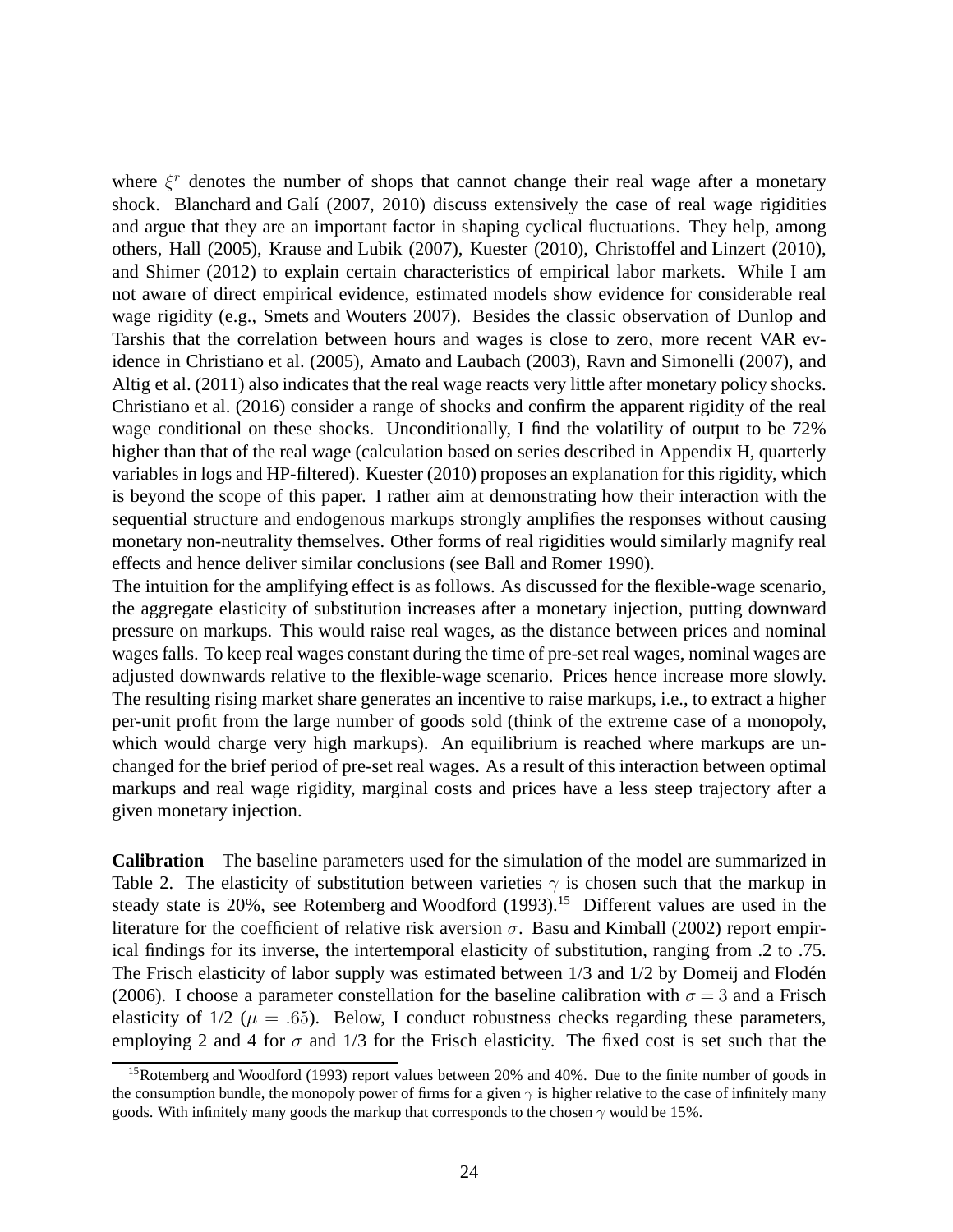where $\xi^r$ denotes the number of shops that cannot change their real wage after a monetary shock. Blanchard and Galí (2007, 2010) discuss extensively the case of real wage rigidities and argue that they are an important factor in shaping cyclical fluctuations. They help, among others, Hall (2005), Krause and Lubik (2007), Kuester (2010), Christoffel and Linzert (2010), and Shimer (2012) to explain certain characteristics of empirical labor markets. While I am not aware of direct empirical evidence, estimated models show evidence for considerable real wage rigidity (e.g., Smets and Wouters 2007). Besides the classic observation of Dunlop and Tarshis that the correlation between hours and wages is close to zero, more recent VAR evidence in Christiano et al. (2005), Amato and Laubach (2003), Ravn and Simonelli (2007), and Altig et al. (2011) also indicates that the real wage reacts very little after monetary policy shocks. Christiano et al. (2016) consider a range of shocks and confirm the apparent rigidity of the real wage conditional on these shocks. Unconditionally, I find the volatility of output to be 72% higher than that of the real wage (calculation based on series described in Appendix H, quarterly variables in logs and HP-filtered). Kuester (2010) proposes an explanation for this rigidity, which is beyond the scope of this paper. I rather aim at demonstrating how their interaction with the sequential structure and endogenous markups strongly amplifies the responses without causing monetary non-neutrality themselves. Other forms of real rigidities would similarly magnify real effects and hence deliver similar conclusions (see Ball and Romer 1990).

The intuition for the amplifying effect is as follows. As discussed for the flexible-wage scenario, the aggregate elasticity of substitution increases after a monetary injection, putting downward pressure on markups. This would raise real wages, as the distance between prices and nominal wages falls. To keep real wages constant during the time of pre-set real wages, nominal wages are adjusted downwards relative to the flexible-wage scenario. Prices hence increase more slowly. The resulting rising market share generates an incentive to raise markups, i.e., to extract a higher per-unit profit from the large number of goods sold (think of the extreme case of a monopoly, which would charge very high markups). An equilibrium is reached where markups are unchanged for the brief period of pre-set real wages. As a result of this interaction between optimal markups and real wage rigidity, marginal costs and prices have a less steep trajectory after a given monetary injection.

**Calibration** The baseline parameters used for the simulation of the model are summarized in Table 2. The elasticity of substitution between varieties $\gamma$ is chosen such that the markup in steady state is 20%, see Rotemberg and Woodford (1993).[15] Different values are used in the literature for the coefficient of relative risk aversion $\sigma$. Basu and Kimball (2002) report empirical findings for its inverse, the intertemporal elasticity of substitution, ranging from .2 to .75. The Frisch elasticity of labor supply was estimated between 1/3 and 1/2 by Domeij and Flodén (2006). I choose a parameter constellation for the baseline calibration with $\sigma = 3$ and a Frisch elasticity of 1/2 ($\mu = .65$). Below, I conduct robustness checks regarding these parameters, employing 2 and 4 for $\sigma$ and 1/3 for the Frisch elasticity. The fixed cost is set such that the

[15] Rotemberg and Woodford (1993) report values between 20% and 40%. Due to the finite number of goods in the consumption bundle, the monopoly power of firms for a given $\gamma$ is higher relative to the case of infinitely many goods. With infinitely many goods the markup that corresponds to the chosen $\gamma$ would be 15%.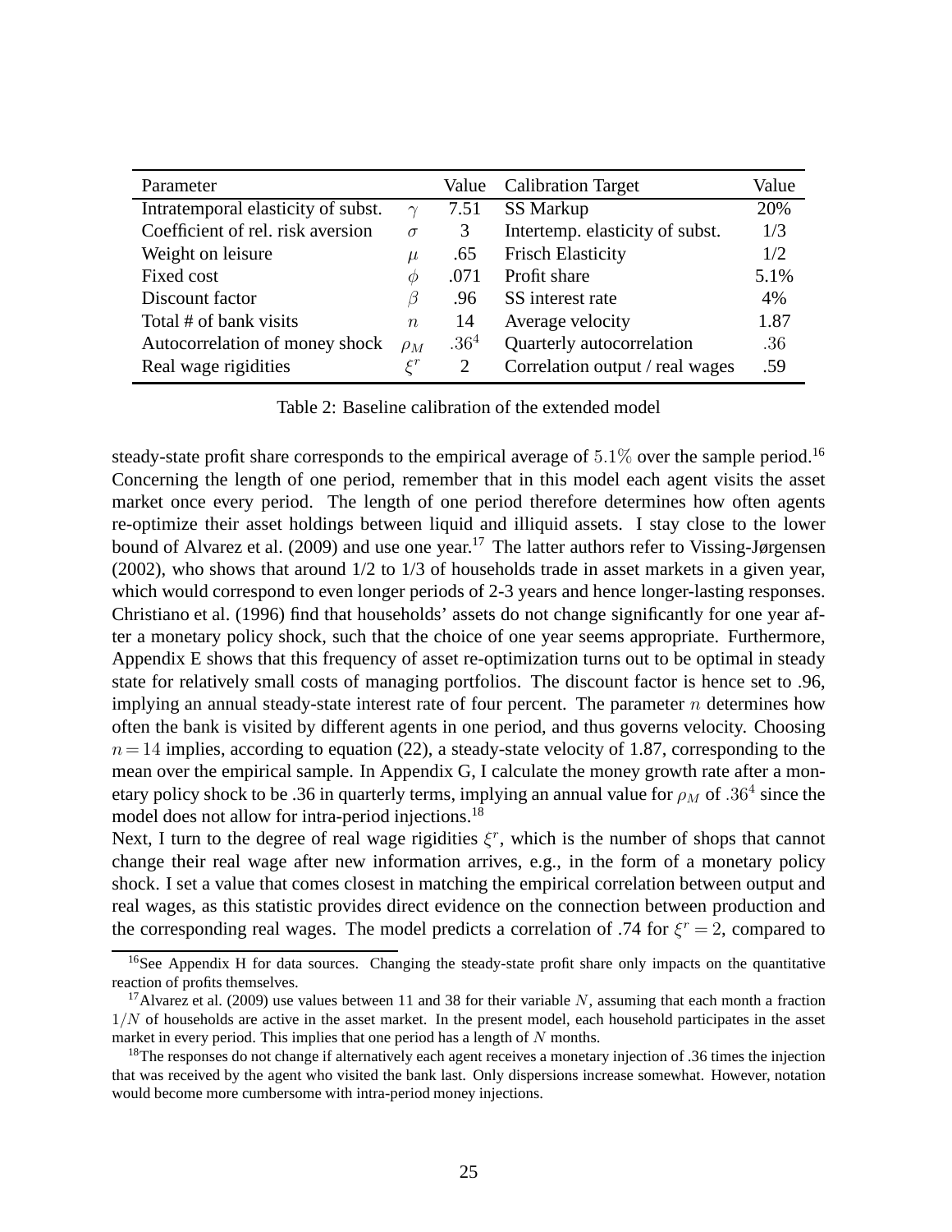| Parameter | | Value | Calibration Target | Value |
|---|---|---|---|---|
| Intratemporal elasticity of subst. | $\gamma$ | 7.51 | SS Markup | 20% |
| Coefficient of rel. risk aversion | $\sigma$ | 3 | Intertemp. elasticity of subst. | 1/3 |
| Weight on leisure | $\mu$ | .65 | Frisch Elasticity | 1/2 |
| Fixed cost | $\phi$ | .071 | Profit share | 5.1% |
| Discount factor | $\beta$ | .96 | SS interest rate | 4% |
| Total # of bank visits | $n$ | 14 | Average velocity | 1.87 |
| Autocorrelation of money shock | $\rho_M$ | $.36^4$ | Quarterly autocorrelation | $.36$ |
| Real wage rigidities | $\xi^r$ | 2 | Correlation output / real wages | .59 |

Table 2: Baseline calibration of the extended model

steady-state profit share corresponds to the empirical average of $5.1\%$ over the sample period.[16] Concerning the length of one period, remember that in this model each agent visits the asset market once every period. The length of one period therefore determines how often agents re-optimize their asset holdings between liquid and illiquid assets. I stay close to the lower bound of Alvarez et al. (2009) and use one year.[17] The latter authors refer to Vissing-Jørgensen (2002), who shows that around 1/2 to 1/3 of households trade in asset markets in a given year, which would correspond to even longer periods of 2-3 years and hence longer-lasting responses. Christiano et al. (1996) find that households' assets do not change significantly for one year after a monetary policy shock, such that the choice of one year seems appropriate. Furthermore, Appendix E shows that this frequency of asset re-optimization turns out to be optimal in steady state for relatively small costs of managing portfolios. The discount factor is hence set to .96, implying an annual steady-state interest rate of four percent. The parameter $n$ determines how often the bank is visited by different agents in one period, and thus governs velocity. Choosing $n = 14$ implies, according to equation (22), a steady-state velocity of 1.87, corresponding to the mean over the empirical sample. In Appendix G, I calculate the money growth rate after a monetary policy shock to be .36 in quarterly terms, implying an annual value for $\rho_M$ of $.36^4$ since the model does not allow for intra-period injections.[18]

Next, I turn to the degree of real wage rigidities $\xi^r$, which is the number of shops that cannot change their real wage after new information arrives, e.g., in the form of a monetary policy shock. I set a value that comes closest in matching the empirical correlation between output and real wages, as this statistic provides direct evidence on the connection between production and the corresponding real wages. The model predicts a correlation of .74 for $\xi^r = 2$, compared to

[16]See Appendix H for data sources. Changing the steady-state profit share only impacts on the quantitative reaction of profits themselves.

[17]Alvarez et al. (2009) use values between 11 and 38 for their variable $N$, assuming that each month a fraction $1/N$ of households are active in the asset market. In the present model, each household participates in the asset market in every period. This implies that one period has a length of $N$ months.

[18]The responses do not change if alternatively each agent receives a monetary injection of .36 times the injection that was received by the agent who visited the bank last. Only dispersions increase somewhat. However, notation would become more cumbersome with intra-period money injections.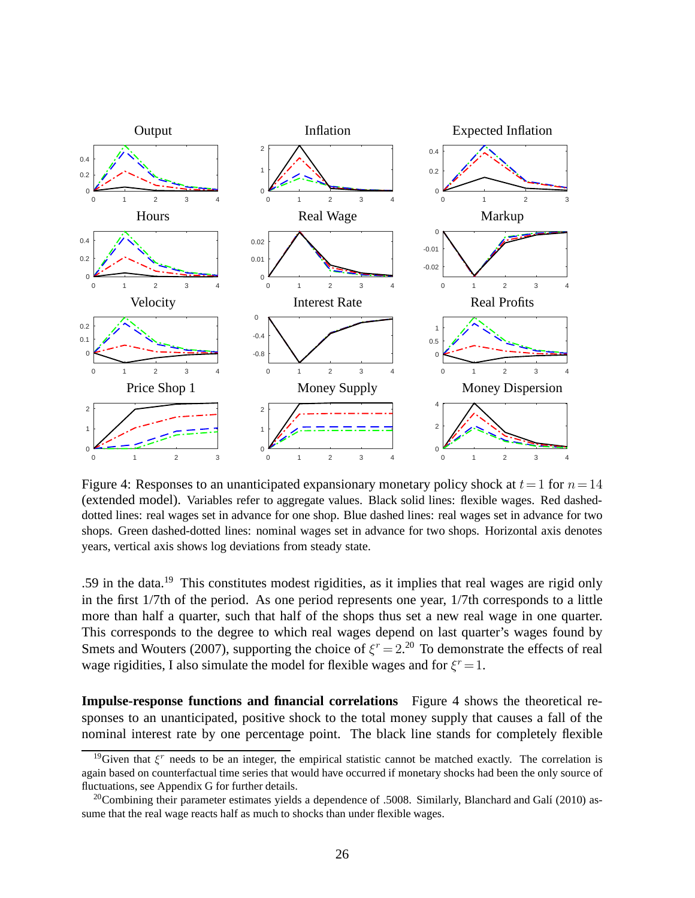Figure 4: Responses to an unanticipated expansionary monetary policy shock at $t=1$ for $n=14$ (extended model). Variables refer to aggregate values. Black solid lines: flexible wages. Red dashed-dotted lines: real wages set in advance for one shop. Blue dashed lines: real wages set in advance for two shops. Green dashed-dotted lines: nominal wages set in advance for two shops. Horizontal axis denotes years, vertical axis shows log deviations from steady state.

.59 in the data.[19] This constitutes modest rigidities, as it implies that real wages are rigid only in the first 1/7th of the period. As one period represents one year, 1/7th corresponds to a little more than half a quarter, such that half of the shops thus set a new real wage in one quarter. This corresponds to the degree to which real wages depend on last quarter's wages found by Smets and Wouters (2007), supporting the choice of $\xi^r = 2$.[20] To demonstrate the effects of real wage rigidities, I also simulate the model for flexible wages and for $\xi^r = 1$.

**Impulse-response functions and financial correlations** Figure 4 shows the theoretical responses to an unanticipated, positive shock to the total money supply that causes a fall of the nominal interest rate by one percentage point. The black line stands for completely flexible

[19] Given that $\xi^r$ needs to be an integer, the empirical statistic cannot be matched exactly. The correlation is again based on counterfactual time series that would have occurred if monetary shocks had been the only source of fluctuations, see Appendix G for further details.

[20] Combining their parameter estimates yields a dependence of .5008. Similarly, Blanchard and Galí (2010) assume that the real wage reacts half as much to shocks than under flexible wages.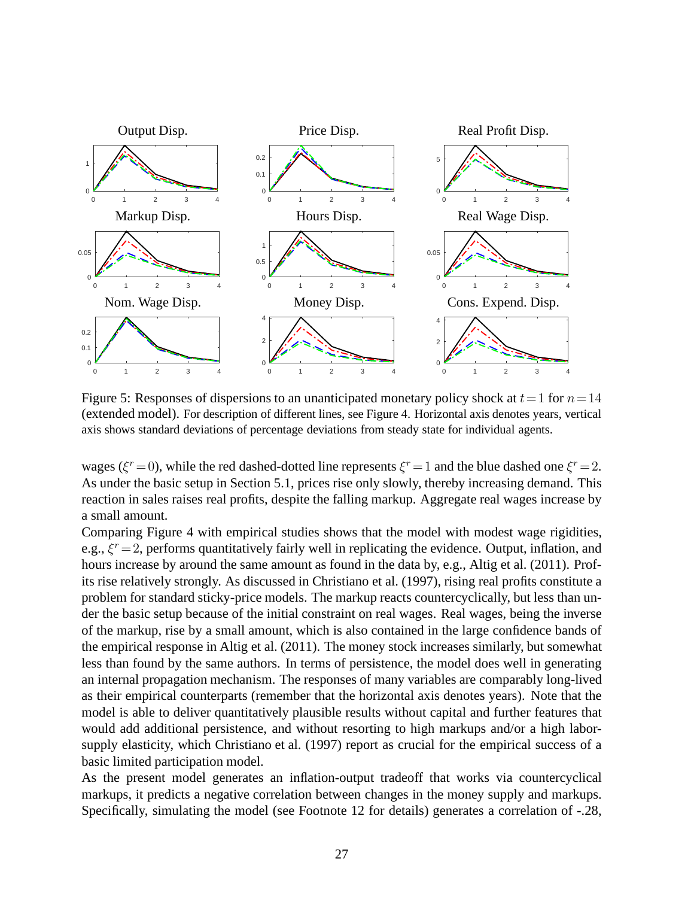Figure 5: Responses of dispersions to an unanticipated monetary policy shock at $t=1$ for $n=14$ (extended model). For description of different lines, see Figure 4. Horizontal axis denotes years, vertical axis shows standard deviations of percentage deviations from steady state for individual agents.

wages ($\xi^r=0$), while the red dashed-dotted line represents $\xi^r=1$ and the blue dashed one $\xi^r=2$. As under the basic setup in Section 5.1, prices rise only slowly, thereby increasing demand. This reaction in sales raises real profits, despite the falling markup. Aggregate real wages increase by a small amount.

Comparing Figure 4 with empirical studies shows that the model with modest wage rigidities, e.g., $\xi^r=2$, performs quantitatively fairly well in replicating the evidence. Output, inflation, and hours increase by around the same amount as found in the data by, e.g., Altig et al. (2011). Profits rise relatively strongly. As discussed in Christiano et al. (1997), rising real profits constitute a problem for standard sticky-price models. The markup reacts countercyclically, but less than under the basic setup because of the initial constraint on real wages. Real wages, being the inverse of the markup, rise by a small amount, which is also contained in the large confidence bands of the empirical response in Altig et al. (2011). The money stock increases similarly, but somewhat less than found by the same authors. In terms of persistence, the model does well in generating an internal propagation mechanism. The responses of many variables are comparably long-lived as their empirical counterparts (remember that the horizontal axis denotes years). Note that the model is able to deliver quantitatively plausible results without capital and further features that would add additional persistence, and without resorting to high markups and/or a high labor-supply elasticity, which Christiano et al. (1997) report as crucial for the empirical success of a basic limited participation model.

As the present model generates an inflation-output tradeoff that works via countercyclical markups, it predicts a negative correlation between changes in the money supply and markups. Specifically, simulating the model (see Footnote 12 for details) generates a correlation of -.28,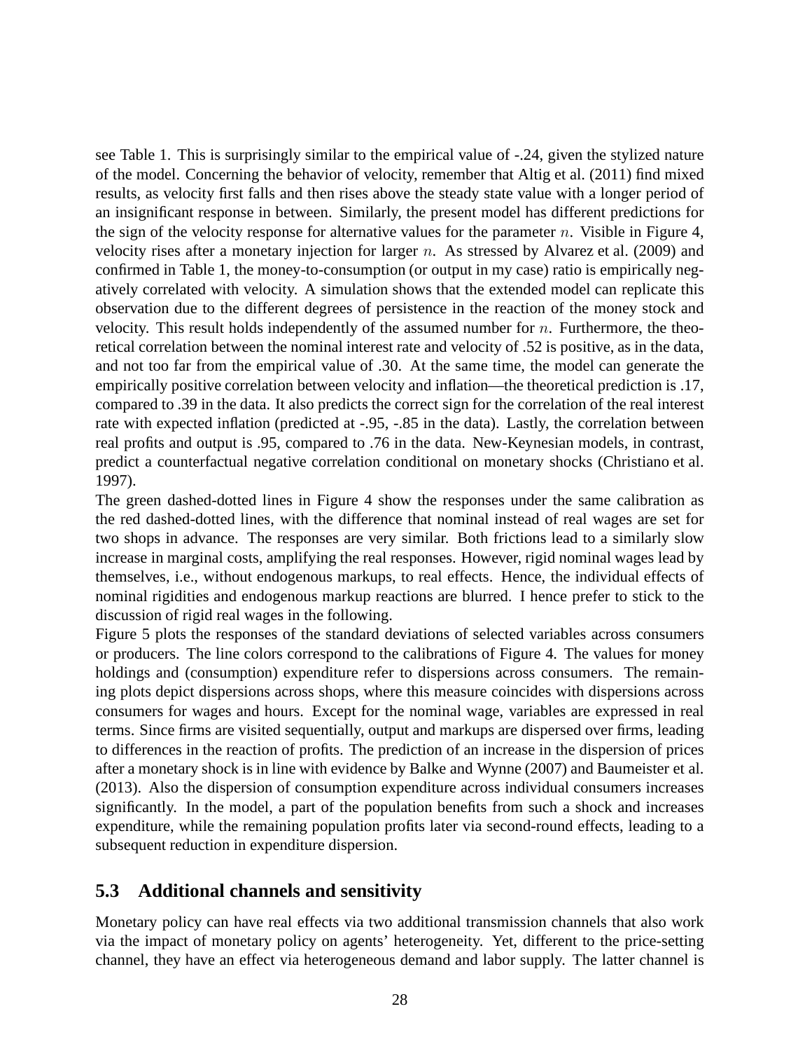see Table 1. This is surprisingly similar to the empirical value of -.24, given the stylized nature of the model. Concerning the behavior of velocity, remember that Altig et al. (2011) find mixed results, as velocity first falls and then rises above the steady state value with a longer period of an insignificant response in between. Similarly, the present model has different predictions for the sign of the velocity response for alternative values for the parameter $n$. Visible in Figure 4, velocity rises after a monetary injection for larger $n$. As stressed by Alvarez et al. (2009) and confirmed in Table 1, the money-to-consumption (or output in my case) ratio is empirically negatively correlated with velocity. A simulation shows that the extended model can replicate this observation due to the different degrees of persistence in the reaction of the money stock and velocity. This result holds independently of the assumed number for $n$. Furthermore, the theoretical correlation between the nominal interest rate and velocity of .52 is positive, as in the data, and not too far from the empirical value of .30. At the same time, the model can generate the empirically positive correlation between velocity and inflation—the theoretical prediction is .17, compared to .39 in the data. It also predicts the correct sign for the correlation of the real interest rate with expected inflation (predicted at -.95, -.85 in the data). Lastly, the correlation between real profits and output is .95, compared to .76 in the data. New-Keynesian models, in contrast, predict a counterfactual negative correlation conditional on monetary shocks (Christiano et al. 1997).

The green dashed-dotted lines in Figure 4 show the responses under the same calibration as the red dashed-dotted lines, with the difference that nominal instead of real wages are set for two shops in advance. The responses are very similar. Both frictions lead to a similarly slow increase in marginal costs, amplifying the real responses. However, rigid nominal wages lead by themselves, i.e., without endogenous markups, to real effects. Hence, the individual effects of nominal rigidities and endogenous markup reactions are blurred. I hence prefer to stick to the discussion of rigid real wages in the following.

Figure 5 plots the responses of the standard deviations of selected variables across consumers or producers. The line colors correspond to the calibrations of Figure 4. The values for money holdings and (consumption) expenditure refer to dispersions across consumers. The remaining plots depict dispersions across shops, where this measure coincides with dispersions across consumers for wages and hours. Except for the nominal wage, variables are expressed in real terms. Since firms are visited sequentially, output and markups are dispersed over firms, leading to differences in the reaction of profits. The prediction of an increase in the dispersion of prices after a monetary shock is in line with evidence by Balke and Wynne (2007) and Baumeister et al. (2013). Also the dispersion of consumption expenditure across individual consumers increases significantly. In the model, a part of the population benefits from such a shock and increases expenditure, while the remaining population profits later via second-round effects, leading to a subsequent reduction in expenditure dispersion.

## 5.3 Additional channels and sensitivity

Monetary policy can have real effects via two additional transmission channels that also work via the impact of monetary policy on agents' heterogeneity. Yet, different to the price-setting channel, they have an effect via heterogeneous demand and labor supply. The latter channel is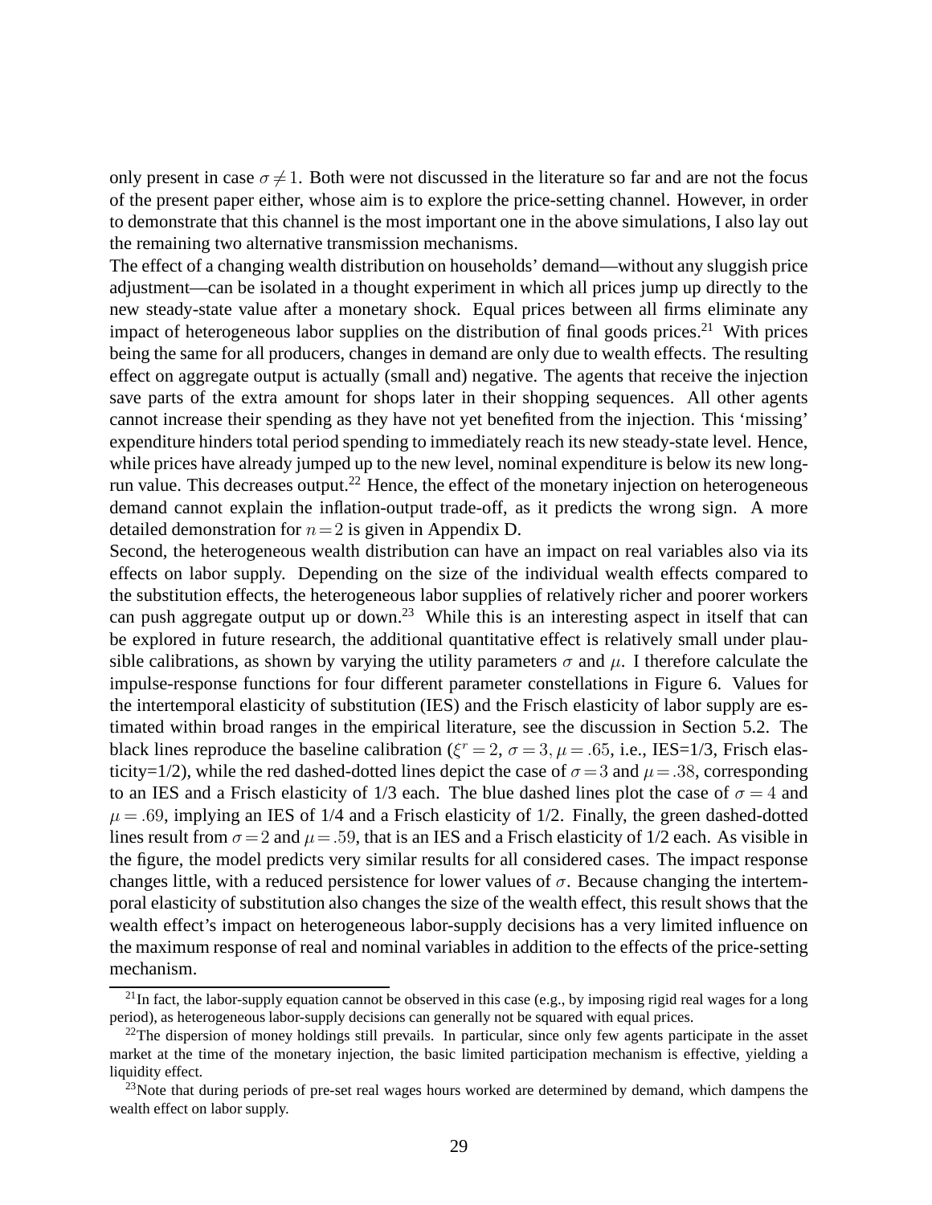only present in case $\sigma \neq 1$. Both were not discussed in the literature so far and are not the focus of the present paper either, whose aim is to explore the price-setting channel. However, in order to demonstrate that this channel is the most important one in the above simulations, I also lay out the remaining two alternative transmission mechanisms.

The effect of a changing wealth distribution on households' demand—without any sluggish price adjustment—can be isolated in a thought experiment in which all prices jump up directly to the new steady-state value after a monetary shock. Equal prices between all firms eliminate any impact of heterogeneous labor supplies on the distribution of final goods prices.[21] With prices being the same for all producers, changes in demand are only due to wealth effects. The resulting effect on aggregate output is actually (small and) negative. The agents that receive the injection save parts of the extra amount for shops later in their shopping sequences. All other agents cannot increase their spending as they have not yet benefited from the injection. This 'missing' expenditure hinders total period spending to immediately reach its new steady-state level. Hence, while prices have already jumped up to the new level, nominal expenditure is below its new long-run value. This decreases output.[22] Hence, the effect of the monetary injection on heterogeneous demand cannot explain the inflation-output trade-off, as it predicts the wrong sign. A more detailed demonstration for $n = 2$ is given in Appendix D.

Second, the heterogeneous wealth distribution can have an impact on real variables also via its effects on labor supply. Depending on the size of the individual wealth effects compared to the substitution effects, the heterogeneous labor supplies of relatively richer and poorer workers can push aggregate output up or down.[23] While this is an interesting aspect in itself that can be explored in future research, the additional quantitative effect is relatively small under plausible calibrations, as shown by varying the utility parameters $\sigma$ and $\mu$. I therefore calculate the impulse-response functions for four different parameter constellations in Figure 6. Values for the intertemporal elasticity of substitution (IES) and the Frisch elasticity of labor supply are estimated within broad ranges in the empirical literature, see the discussion in Section 5.2. The black lines reproduce the baseline calibration ($\xi^r = 2$, $\sigma = 3$, $\mu = .65$, i.e., IES=1/3, Frisch elasticity=1/2), while the red dashed-dotted lines depict the case of $\sigma = 3$ and $\mu = .38$, corresponding to an IES and a Frisch elasticity of 1/3 each. The blue dashed lines plot the case of $\sigma = 4$ and $\mu = .69$, implying an IES of 1/4 and a Frisch elasticity of 1/2. Finally, the green dashed-dotted lines result from $\sigma = 2$ and $\mu = .59$, that is an IES and a Frisch elasticity of 1/2 each. As visible in the figure, the model predicts very similar results for all considered cases. The impact response changes little, with a reduced persistence for lower values of $\sigma$. Because changing the intertemporal elasticity of substitution also changes the size of the wealth effect, this result shows that the wealth effect's impact on heterogeneous labor-supply decisions has a very limited influence on the maximum response of real and nominal variables in addition to the effects of the price-setting mechanism.

[21] In fact, the labor-supply equation cannot be observed in this case (e.g., by imposing rigid real wages for a long period), as heterogeneous labor-supply decisions can generally not be squared with equal prices.

[22] The dispersion of money holdings still prevails. In particular, since only few agents participate in the asset market at the time of the monetary injection, the basic limited participation mechanism is effective, yielding a liquidity effect.

[23] Note that during periods of pre-set real wages hours worked are determined by demand, which dampens the wealth effect on labor supply.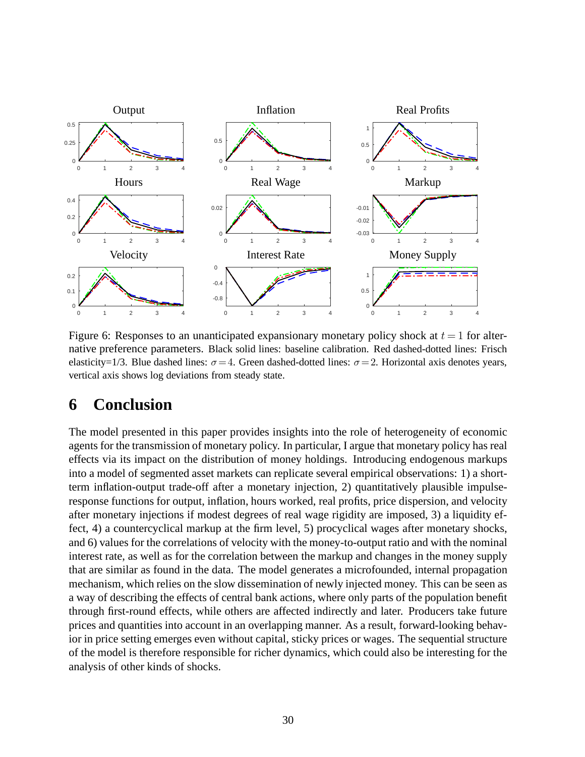Figure 6: Responses to an unanticipated expansionary monetary policy shock at $t=1$ for alternative preference parameters. Black solid lines: baseline calibration. Red dashed-dotted lines: Frisch elasticity=1/3. Blue dashed lines: $\sigma=4$. Green dashed-dotted lines: $\sigma=2$. Horizontal axis denotes years, vertical axis shows log deviations from steady state.

# 6 Conclusion

The model presented in this paper provides insights into the role of heterogeneity of economic agents for the transmission of monetary policy. In particular, I argue that monetary policy has real effects via its impact on the distribution of money holdings. Introducing endogenous markups into a model of segmented asset markets can replicate several empirical observations: 1) a short-term inflation-output trade-off after a monetary injection, 2) quantitatively plausible impulse-response functions for output, inflation, hours worked, real profits, price dispersion, and velocity after monetary injections if modest degrees of real wage rigidity are imposed, 3) a liquidity effect, 4) a countercyclical markup at the firm level, 5) procyclical wages after monetary shocks, and 6) values for the correlations of velocity with the money-to-output ratio and with the nominal interest rate, as well as for the correlation between the markup and changes in the money supply that are similar as found in the data. The model generates a microfounded, internal propagation mechanism, which relies on the slow dissemination of newly injected money. This can be seen as a way of describing the effects of central bank actions, where only parts of the population benefit through first-round effects, while others are affected indirectly and later. Producers take future prices and quantities into account in an overlapping manner. As a result, forward-looking behavior in price setting emerges even without capital, sticky prices or wages. The sequential structure of the model is therefore responsible for richer dynamics, which could also be interesting for the analysis of other kinds of shocks.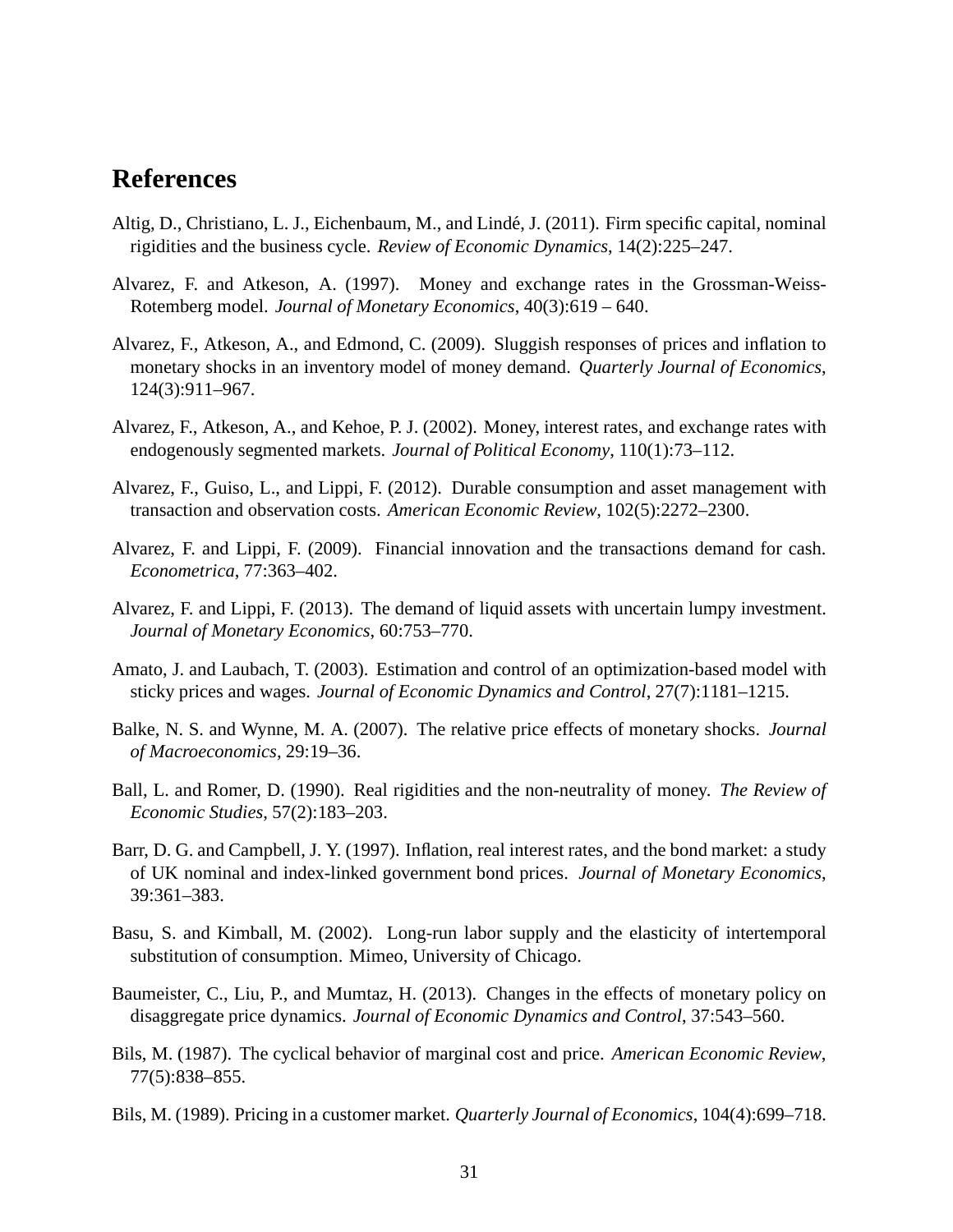# References

Altig, D., Christiano, L. J., Eichenbaum, M., and Lindé, J. (2011). Firm specific capital, nominal rigidities and the business cycle. *Review of Economic Dynamics*, 14(2):225–247.

Alvarez, F. and Atkeson, A. (1997). Money and exchange rates in the Grossman-Weiss-Rotemberg model. *Journal of Monetary Economics*, 40(3):619 – 640.

Alvarez, F., Atkeson, A., and Edmond, C. (2009). Sluggish responses of prices and inflation to monetary shocks in an inventory model of money demand. *Quarterly Journal of Economics*, 124(3):911–967.

Alvarez, F., Atkeson, A., and Kehoe, P. J. (2002). Money, interest rates, and exchange rates with endogenously segmented markets. *Journal of Political Economy*, 110(1):73–112.

Alvarez, F., Guiso, L., and Lippi, F. (2012). Durable consumption and asset management with transaction and observation costs. *American Economic Review*, 102(5):2272–2300.

Alvarez, F. and Lippi, F. (2009). Financial innovation and the transactions demand for cash. *Econometrica*, 77:363–402.

Alvarez, F. and Lippi, F. (2013). The demand of liquid assets with uncertain lumpy investment. *Journal of Monetary Economics*, 60:753–770.

Amato, J. and Laubach, T. (2003). Estimation and control of an optimization-based model with sticky prices and wages. *Journal of Economic Dynamics and Control*, 27(7):1181–1215.

Balke, N. S. and Wynne, M. A. (2007). The relative price effects of monetary shocks. *Journal of Macroeconomics*, 29:19–36.

Ball, L. and Romer, D. (1990). Real rigidities and the non-neutrality of money. *The Review of Economic Studies*, 57(2):183–203.

Barr, D. G. and Campbell, J. Y. (1997). Inflation, real interest rates, and the bond market: a study of UK nominal and index-linked government bond prices. *Journal of Monetary Economics*, 39:361–383.

Basu, S. and Kimball, M. (2002). Long-run labor supply and the elasticity of intertemporal substitution of consumption. Mimeo, University of Chicago.

Baumeister, C., Liu, P., and Mumtaz, H. (2013). Changes in the effects of monetary policy on disaggregate price dynamics. *Journal of Economic Dynamics and Control*, 37:543–560.

Bils, M. (1987). The cyclical behavior of marginal cost and price. *American Economic Review*, 77(5):838–855.

Bils, M. (1989). Pricing in a customer market. *Quarterly Journal of Economics*, 104(4):699–718.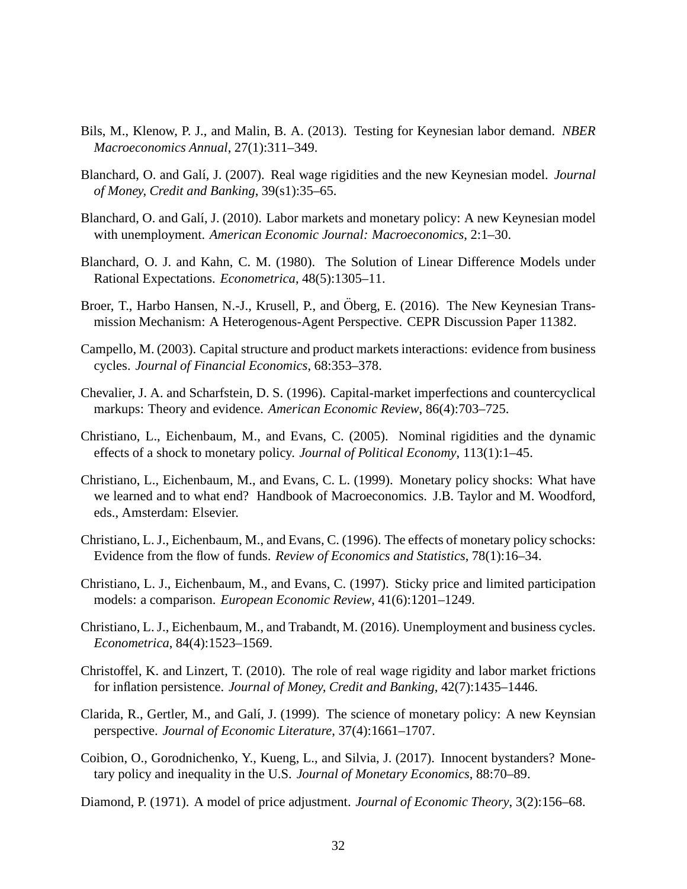Bils, M., Klenow, P. J., and Malin, B. A. (2013). Testing for Keynesian labor demand. *NBER Macroeconomics Annual*, 27(1):311–349.

Blanchard, O. and Galí, J. (2007). Real wage rigidities and the new Keynesian model. *Journal of Money, Credit and Banking*, 39(s1):35–65.

Blanchard, O. and Galí, J. (2010). Labor markets and monetary policy: A new Keynesian model with unemployment. *American Economic Journal: Macroeconomics*, 2:1–30.

Blanchard, O. J. and Kahn, C. M. (1980). The Solution of Linear Difference Models under Rational Expectations. *Econometrica*, 48(5):1305–11.

Broer, T., Harbo Hansen, N.-J., Krusell, P., and Öberg, E. (2016). The New Keynesian Transmission Mechanism: A Heterogenous-Agent Perspective. CEPR Discussion Paper 11382.

Campello, M. (2003). Capital structure and product markets interactions: evidence from business cycles. *Journal of Financial Economics*, 68:353–378.

Chevalier, J. A. and Scharfstein, D. S. (1996). Capital-market imperfections and countercyclical markups: Theory and evidence. *American Economic Review*, 86(4):703–725.

Christiano, L., Eichenbaum, M., and Evans, C. (2005). Nominal rigidities and the dynamic effects of a shock to monetary policy. *Journal of Political Economy*, 113(1):1–45.

Christiano, L., Eichenbaum, M., and Evans, C. L. (1999). Monetary policy shocks: What have we learned and to what end? Handbook of Macroeconomics. J.B. Taylor and M. Woodford, eds., Amsterdam: Elsevier.

Christiano, L. J., Eichenbaum, M., and Evans, C. (1996). The effects of monetary policy schocks: Evidence from the flow of funds. *Review of Economics and Statistics*, 78(1):16–34.

Christiano, L. J., Eichenbaum, M., and Evans, C. (1997). Sticky price and limited participation models: a comparison. *European Economic Review*, 41(6):1201–1249.

Christiano, L. J., Eichenbaum, M., and Trabandt, M. (2016). Unemployment and business cycles. *Econometrica*, 84(4):1523–1569.

Christoffel, K. and Linzert, T. (2010). The role of real wage rigidity and labor market frictions for inflation persistence. *Journal of Money, Credit and Banking*, 42(7):1435–1446.

Clarida, R., Gertler, M., and Galí, J. (1999). The science of monetary policy: A new Keynsian perspective. *Journal of Economic Literature*, 37(4):1661–1707.

Coibion, O., Gorodnichenko, Y., Kueng, L., and Silvia, J. (2017). Innocent bystanders? Monetary policy and inequality in the U.S. *Journal of Monetary Economics*, 88:70–89.

Diamond, P. (1971). A model of price adjustment. *Journal of Economic Theory*, 3(2):156–68.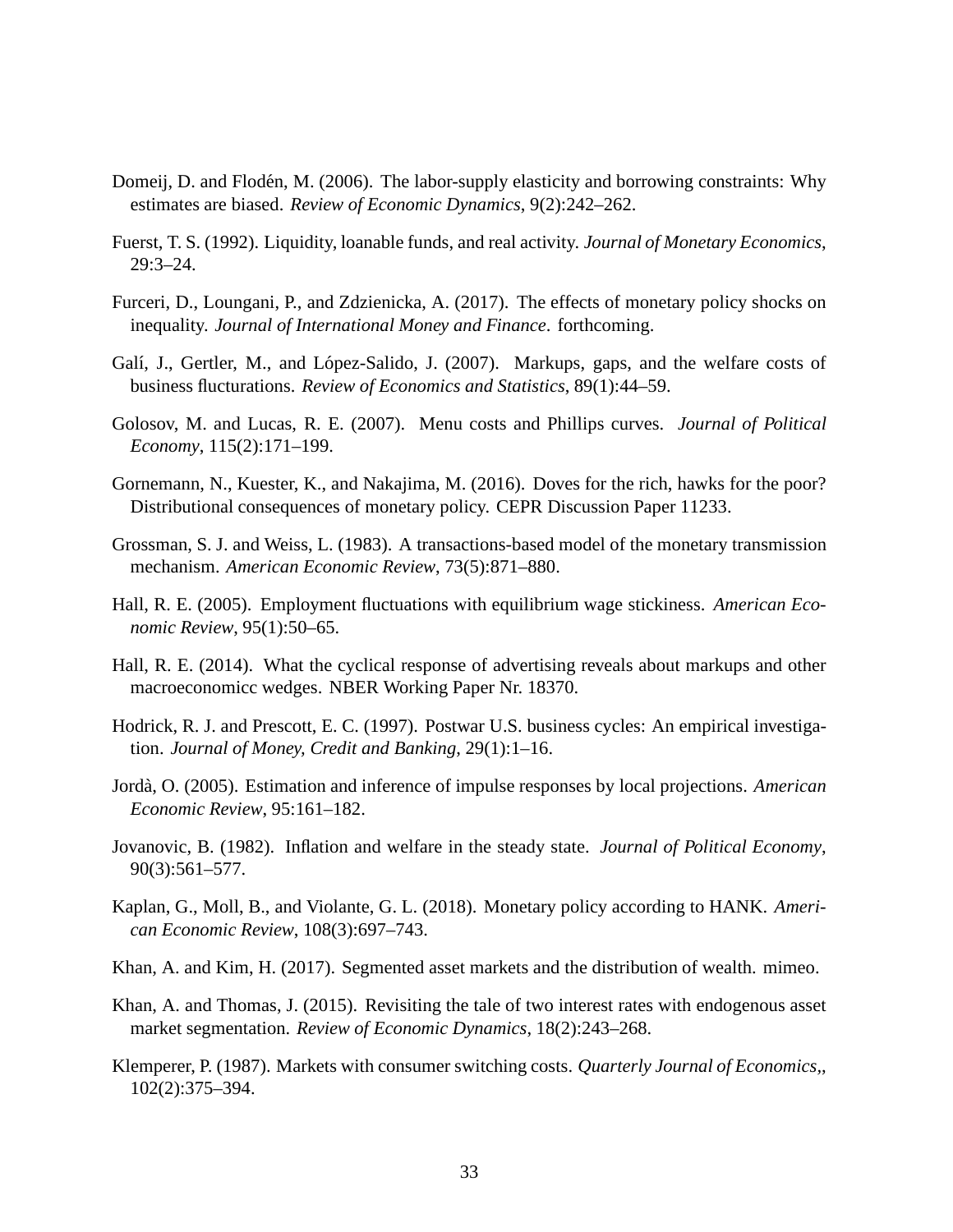Domeij, D. and Flodén, M. (2006). The labor-supply elasticity and borrowing constraints: Why estimates are biased. *Review of Economic Dynamics*, 9(2):242–262.

Fuerst, T. S. (1992). Liquidity, loanable funds, and real activity. *Journal of Monetary Economics*, 29:3–24.

Furceri, D., Loungani, P., and Zdzienicka, A. (2017). The effects of monetary policy shocks on inequality. *Journal of International Money and Finance*. forthcoming.

Galí, J., Gertler, M., and López-Salido, J. (2007). Markups, gaps, and the welfare costs of business flucturations. *Review of Economics and Statistics*, 89(1):44–59.

Golosov, M. and Lucas, R. E. (2007). Menu costs and Phillips curves. *Journal of Political Economy*, 115(2):171–199.

Gornemann, N., Kuester, K., and Nakajima, M. (2016). Doves for the rich, hawks for the poor? Distributional consequences of monetary policy. CEPR Discussion Paper 11233.

Grossman, S. J. and Weiss, L. (1983). A transactions-based model of the monetary transmission mechanism. *American Economic Review*, 73(5):871–880.

Hall, R. E. (2005). Employment fluctuations with equilibrium wage stickiness. *American Economic Review*, 95(1):50–65.

Hall, R. E. (2014). What the cyclical response of advertising reveals about markups and other macroeconomicc wedges. NBER Working Paper Nr. 18370.

Hodrick, R. J. and Prescott, E. C. (1997). Postwar U.S. business cycles: An empirical investigation. *Journal of Money, Credit and Banking*, 29(1):1–16.

Jordà, O. (2005). Estimation and inference of impulse responses by local projections. *American Economic Review*, 95:161–182.

Jovanovic, B. (1982). Inflation and welfare in the steady state. *Journal of Political Economy*, 90(3):561–577.

Kaplan, G., Moll, B., and Violante, G. L. (2018). Monetary policy according to HANK. *American Economic Review*, 108(3):697–743.

Khan, A. and Kim, H. (2017). Segmented asset markets and the distribution of wealth. mimeo.

Khan, A. and Thomas, J. (2015). Revisiting the tale of two interest rates with endogenous asset market segmentation. *Review of Economic Dynamics*, 18(2):243–268.

Klemperer, P. (1987). Markets with consumer switching costs. *Quarterly Journal of Economics*,, 102(2):375–394.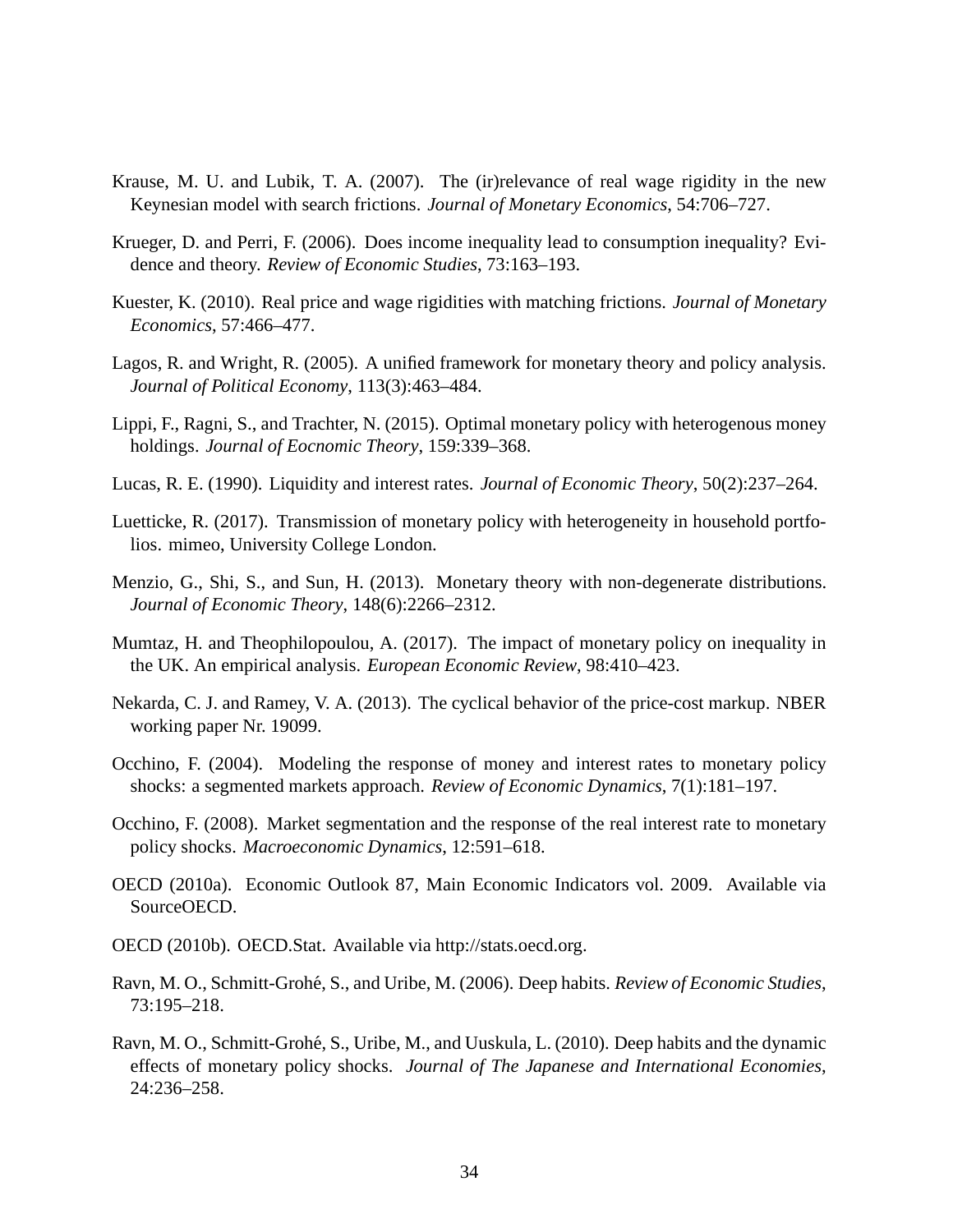Krause, M. U. and Lubik, T. A. (2007). The (ir)relevance of real wage rigidity in the new Keynesian model with search frictions. *Journal of Monetary Economics*, 54:706–727.

Krueger, D. and Perri, F. (2006). Does income inequality lead to consumption inequality? Evidence and theory. *Review of Economic Studies*, 73:163–193.

Kuester, K. (2010). Real price and wage rigidities with matching frictions. *Journal of Monetary Economics*, 57:466–477.

Lagos, R. and Wright, R. (2005). A unified framework for monetary theory and policy analysis. *Journal of Political Economy*, 113(3):463–484.

Lippi, F., Ragni, S., and Trachter, N. (2015). Optimal monetary policy with heterogenous money holdings. *Journal of Eocnomic Theory*, 159:339–368.

Lucas, R. E. (1990). Liquidity and interest rates. *Journal of Economic Theory*, 50(2):237–264.

Luetticke, R. (2017). Transmission of monetary policy with heterogeneity in household portfolios. mimeo, University College London.

Menzio, G., Shi, S., and Sun, H. (2013). Monetary theory with non-degenerate distributions. *Journal of Economic Theory*, 148(6):2266–2312.

Mumtaz, H. and Theophilopoulou, A. (2017). The impact of monetary policy on inequality in the UK. An empirical analysis. *European Economic Review*, 98:410–423.

Nekarda, C. J. and Ramey, V. A. (2013). The cyclical behavior of the price-cost markup. NBER working paper Nr. 19099.

Occhino, F. (2004). Modeling the response of money and interest rates to monetary policy shocks: a segmented markets approach. *Review of Economic Dynamics*, 7(1):181–197.

Occhino, F. (2008). Market segmentation and the response of the real interest rate to monetary policy shocks. *Macroeconomic Dynamics*, 12:591–618.

OECD (2010a). Economic Outlook 87, Main Economic Indicators vol. 2009. Available via SourceOECD.

OECD (2010b). OECD.Stat. Available via http://stats.oecd.org.

Ravn, M. O., Schmitt-Grohé, S., and Uribe, M. (2006). Deep habits. *Review of Economic Studies*, 73:195–218.

Ravn, M. O., Schmitt-Grohé, S., Uribe, M., and Uuskula, L. (2010). Deep habits and the dynamic effects of monetary policy shocks. *Journal of The Japanese and International Economies*, 24:236–258.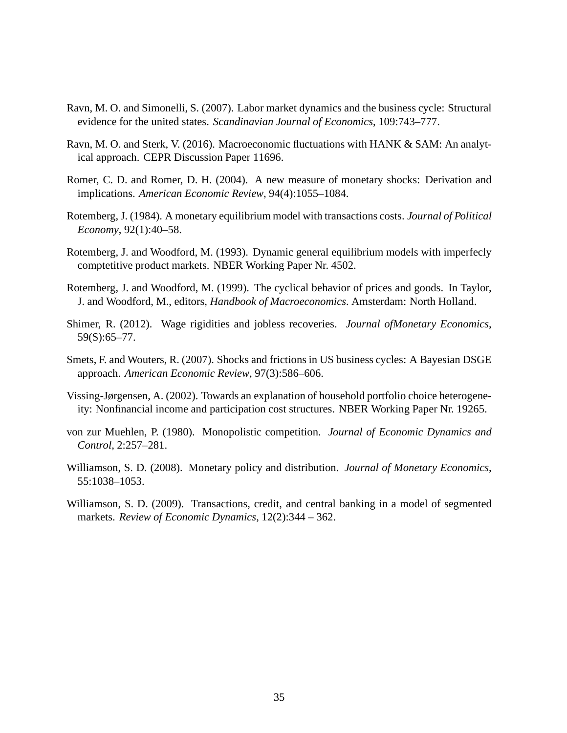Ravn, M. O. and Simonelli, S. (2007). Labor market dynamics and the business cycle: Structural evidence for the united states. *Scandinavian Journal of Economics*, 109:743–777.

Ravn, M. O. and Sterk, V. (2016). Macroeconomic fluctuations with HANK & SAM: An analytical approach. CEPR Discussion Paper 11696.

Romer, C. D. and Romer, D. H. (2004). A new measure of monetary shocks: Derivation and implications. *American Economic Review*, 94(4):1055–1084.

Rotemberg, J. (1984). A monetary equilibrium model with transactions costs. *Journal of Political Economy*, 92(1):40–58.

Rotemberg, J. and Woodford, M. (1993). Dynamic general equilibrium models with imperfecly comptetitive product markets. NBER Working Paper Nr. 4502.

Rotemberg, J. and Woodford, M. (1999). The cyclical behavior of prices and goods. In Taylor, J. and Woodford, M., editors, *Handbook of Macroeconomics*. Amsterdam: North Holland.

Shimer, R. (2012). Wage rigidities and jobless recoveries. *Journal ofMonetary Economics*, 59(S):65–77.

Smets, F. and Wouters, R. (2007). Shocks and frictions in US business cycles: A Bayesian DSGE approach. *American Economic Review*, 97(3):586–606.

Vissing-Jørgensen, A. (2002). Towards an explanation of household portfolio choice heterogeneity: Nonfinancial income and participation cost structures. NBER Working Paper Nr. 19265.

von zur Muehlen, P. (1980). Monopolistic competition. *Journal of Economic Dynamics and Control*, 2:257–281.

Williamson, S. D. (2008). Monetary policy and distribution. *Journal of Monetary Economics*, 55:1038–1053.

Williamson, S. D. (2009). Transactions, credit, and central banking in a model of segmented markets. *Review of Economic Dynamics*, 12(2):344 – 362.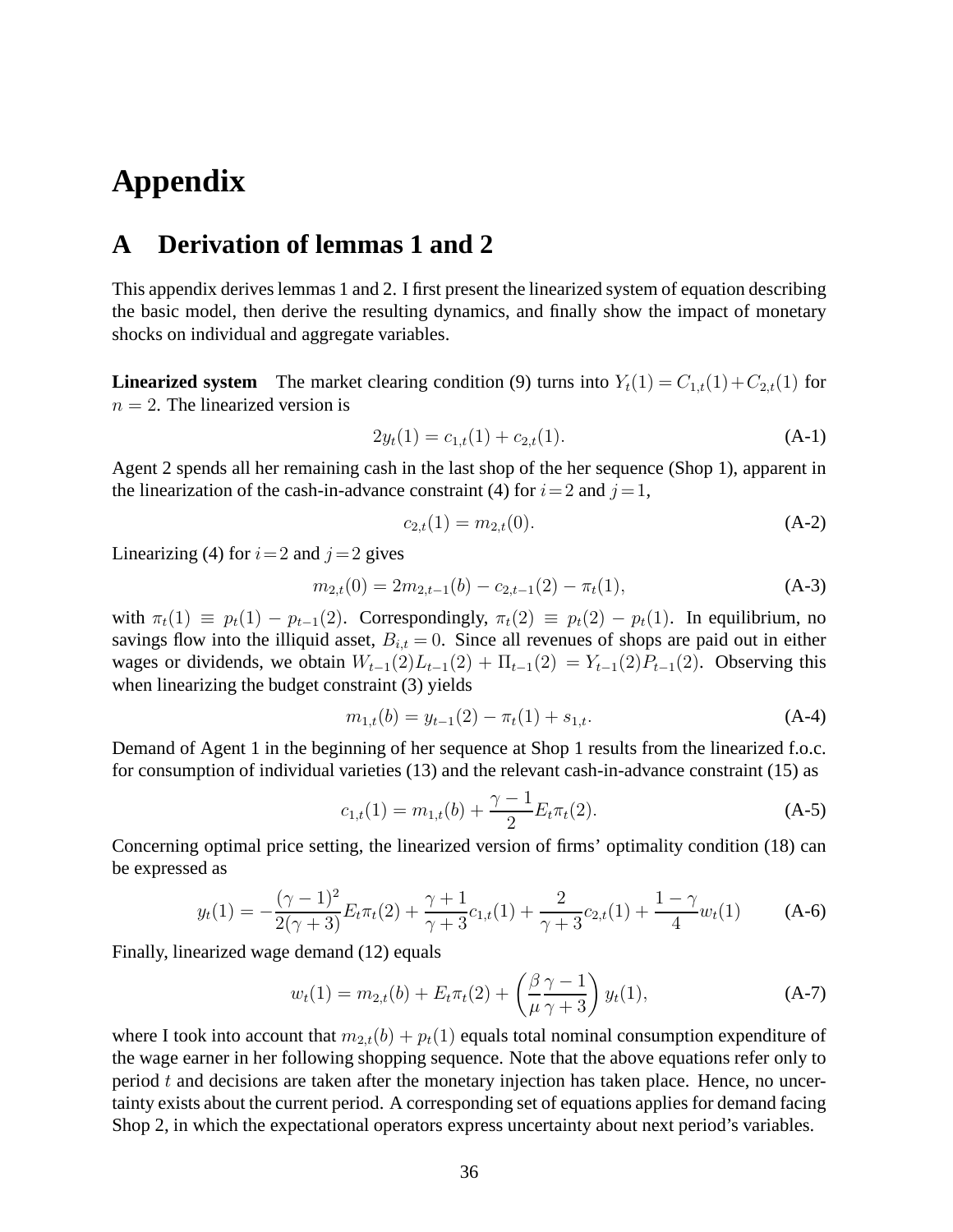# Appendix

## A Derivation of lemmas 1 and 2

This appendix derives lemmas 1 and 2. I first present the linearized system of equation describing the basic model, then derive the resulting dynamics, and finally show the impact of monetary shocks on individual and aggregate variables.

**Linearized system** The market clearing condition (9) turns into $Y_t(1) = C_{1,t}(1) + C_{2,t}(1)$ for $n = 2$. The linearized version is

$$2y_t(1) = c_{1,t}(1) + c_{2,t}(1). \tag{A-1}$$

Agent 2 spends all her remaining cash in the last shop of the her sequence (Shop 1), apparent in the linearization of the cash-in-advance constraint (4) for $i = 2$ and $j = 1$,

$$c_{2,t}(1) = m_{2,t}(0). \tag{A-2}$$

Linearizing (4) for $i = 2$ and $j = 2$ gives

$$m_{2,t}(0) = 2m_{2,t-1}(b) - c_{2,t-1}(2) - \pi_t(1), \tag{A-3}$$

with $\pi_t(1) \equiv p_t(1) - p_{t-1}(2)$. Correspondingly, $\pi_t(2) \equiv p_t(2) - p_t(1)$. In equilibrium, no savings flow into the illiquid asset, $B_{i,t} = 0$. Since all revenues of shops are paid out in either wages or dividends, we obtain $W_{t-1}(2)L_{t-1}(2) + \Pi_{t-1}(2) = Y_{t-1}(2)P_{t-1}(2)$. Observing this when linearizing the budget constraint (3) yields

$$m_{1,t}(b) = y_{t-1}(2) - \pi_t(1) + s_{1,t}. \tag{A-4}$$

Demand of Agent 1 in the beginning of her sequence at Shop 1 results from the linearized f.o.c. for consumption of individual varieties (13) and the relevant cash-in-advance constraint (15) as

$$c_{1,t}(1) = m_{1,t}(b) + \frac{\gamma - 1}{2} E_t \pi_t(2). \tag{A-5}$$

Concerning optimal price setting, the linearized version of firms' optimality condition (18) can be expressed as

$$y_t(1) = -\frac{(\gamma - 1)^2}{2(\gamma + 3)} E_t \pi_t(2) + \frac{\gamma + 1}{\gamma + 3} c_{1,t}(1) + \frac{2}{\gamma + 3} c_{2,t}(1) + \frac{1 - \gamma}{4} w_t(1) \tag{A-6}$$

Finally, linearized wage demand (12) equals

$$w_t(1) = m_{2,t}(b) + E_t \pi_t(2) + \left( \frac{\beta}{\mu} \frac{\gamma - 1}{\gamma + 3} \right) y_t(1), \tag{A-7}$$

where I took into account that $m_{2,t}(b) + p_t(1)$ equals total nominal consumption expenditure of the wage earner in her following shopping sequence. Note that the above equations refer only to period $t$ and decisions are taken after the monetary injection has taken place. Hence, no uncertainty exists about the current period. A corresponding set of equations applies for demand facing Shop 2, in which the expectational operators express uncertainty about next period's variables.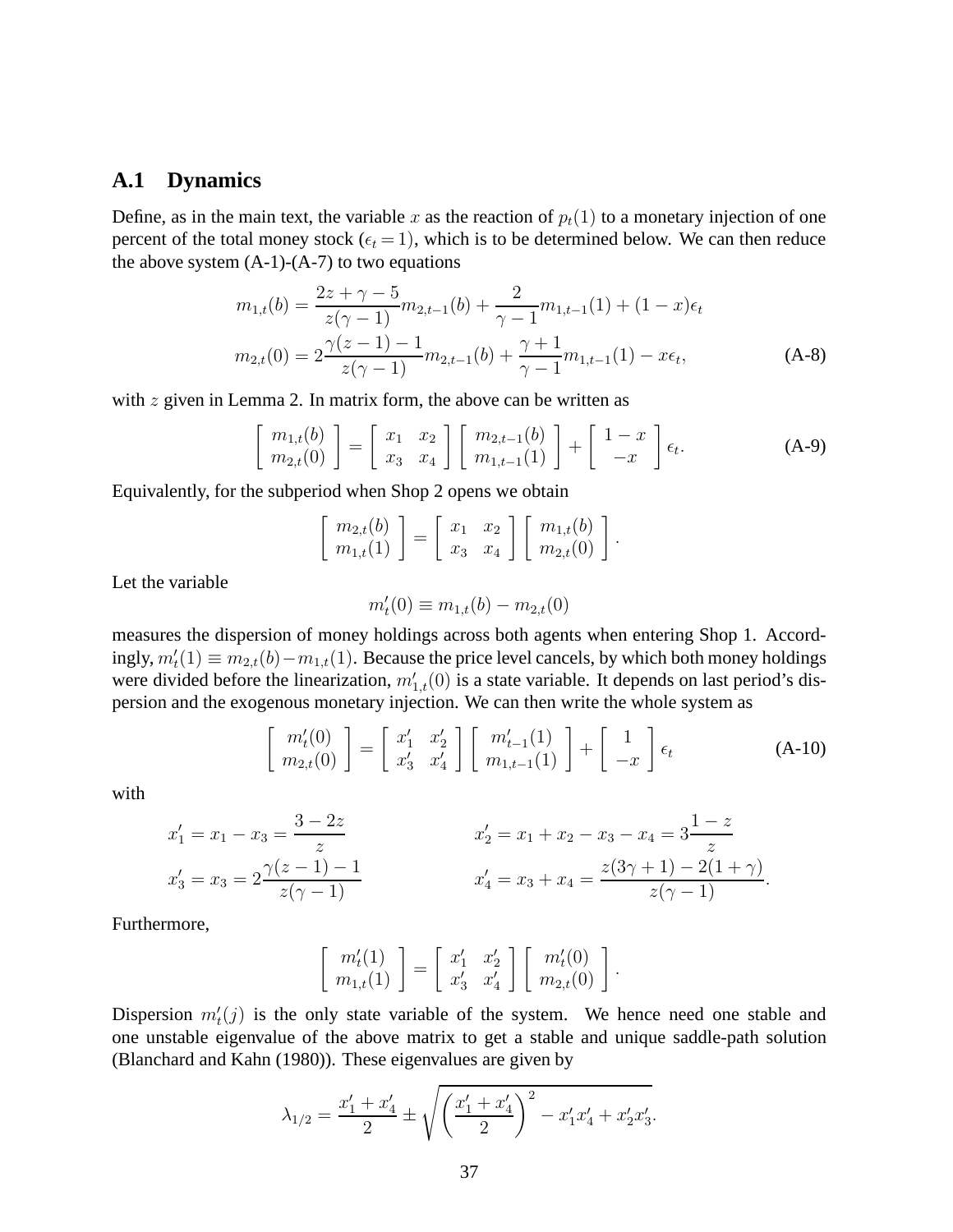## A.1 Dynamics

Define, as in the main text, the variable $x$ as the reaction of $p_t(1)$ to a monetary injection of one percent of the total money stock ($\epsilon_t = 1$), which is to be determined below. We can then reduce the above system (A-1)-(A-7) to two equations

$$
\begin{aligned}
m_{1,t}(b) &= \frac{2z + \gamma - 5}{z(\gamma - 1)} m_{2,t-1}(b) + \frac{2}{\gamma - 1} m_{1,t-1}(1) + (1 - x)\epsilon_t \\
m_{2,t}(0) &= 2\frac{\gamma(z-1) - 1}{z(\gamma - 1)} m_{2,t-1}(b) + \frac{\gamma + 1}{\gamma - 1} m_{1,t-1}(1) - x\epsilon_t,
\end{aligned}
\tag{A-8}
$$

with $z$ given in Lemma 2. In matrix form, the above can be written as

$$
\begin{bmatrix} m_{1,t}(b) \\ m_{2,t}(0) \end{bmatrix} = \begin{bmatrix} x_1 & x_2 \\ x_3 & x_4 \end{bmatrix} \begin{bmatrix} m_{2,t-1}(b) \\ m_{1,t-1}(1) \end{bmatrix} + \begin{bmatrix} 1 - x \\ -x \end{bmatrix} \epsilon_t. \tag{A-9}
$$

Equivalently, for the subperiod when Shop 2 opens we obtain

$$
\begin{bmatrix} m_{2,t}(b) \\ m_{1,t}(1) \end{bmatrix} = \begin{bmatrix} x_1 & x_2 \\ x_3 & x_4 \end{bmatrix} \begin{bmatrix} m_{1,t}(b) \\ m_{2,t}(0) \end{bmatrix}.
$$

Let the variable

$$
m'_t(0) \equiv m_{1,t}(b) - m_{2,t}(0)
$$

measures the dispersion of money holdings across both agents when entering Shop 1. Accordingly, $m'_t(1) \equiv m_{2,t}(b) - m_{1,t}(1)$. Because the price level cancels, by which both money holdings were divided before the linearization, $m'_{1,t}(0)$ is a state variable. It depends on last period's dispersion and the exogenous monetary injection. We can then write the whole system as

$$
\begin{bmatrix} m'_t(0) \\ m_{2,t}(0) \end{bmatrix} = \begin{bmatrix} x'_1 & x'_2 \\ x'_3 & x'_4 \end{bmatrix} \begin{bmatrix} m'_{t-1}(1) \\ m_{1,t-1}(1) \end{bmatrix} + \begin{bmatrix} 1 \\ -x \end{bmatrix} \epsilon_t \tag{A-10}
$$

with

$$
\begin{aligned}
x'_1 &= x_1 - x_3 = \frac{3 - 2z}{z} & \qquad x'_2 &= x_1 + x_2 - x_3 - x_4 = 3\frac{1 - z}{z} \\
x'_3 &= x_3 = 2\frac{\gamma(z-1) - 1}{z(\gamma - 1)} & \qquad x'_4 &= x_3 + x_4 = \frac{z(3\gamma + 1) - 2(1 + \gamma)}{z(\gamma - 1)}.
\end{aligned}
$$

Furthermore,

$$
\begin{bmatrix} m'_t(1) \\ m_{1,t}(1) \end{bmatrix} = \begin{bmatrix} x'_1 & x'_2 \\ x'_3 & x'_4 \end{bmatrix} \begin{bmatrix} m'_t(0) \\ m_{2,t}(0) \end{bmatrix}.
$$

Dispersion $m'_t(j)$ is the only state variable of the system. We hence need one stable and one unstable eigenvalue of the above matrix to get a stable and unique saddle-path solution (Blanchard and Kahn (1980)). These eigenvalues are given by

$$
\lambda_{1/2} = \frac{x'_1 + x'_4}{2} \pm \sqrt{\left(\frac{x'_1 + x'_4}{2}\right)^2 - x'_1 x'_4 + x'_2 x'_3}.
$$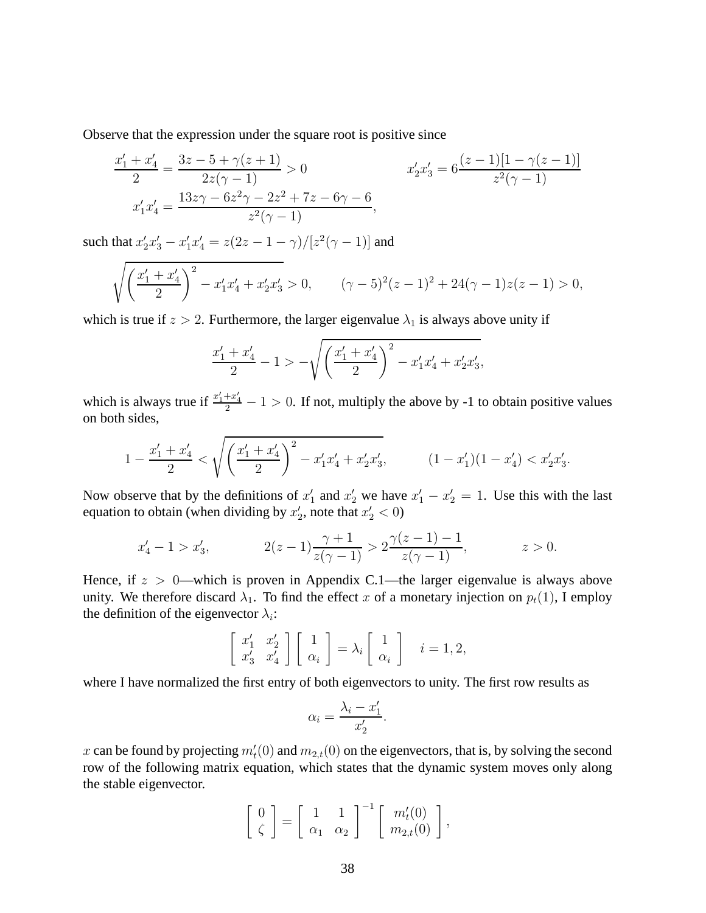Observe that the expression under the square root is positive since

$$\frac{x_1' + x_4'}{2} = \frac{3z - 5 + \gamma(z+1)}{2z(\gamma - 1)} > 0 \qquad\qquad x_2'x_3' = 6\frac{(z-1)[1 - \gamma(z-1)]}{z^2(\gamma - 1)}$$

$$x_1'x_4' = \frac{13z\gamma - 6z^2\gamma - 2z^2 + 7z - 6\gamma - 6}{z^2(\gamma - 1)},$$

such that $x_2'x_3' - x_1'x_4' = z(2z - 1 - \gamma)/[z^2(\gamma - 1)]$ and

$$\sqrt{\left(\frac{x_1' + x_4'}{2}\right)^2 - x_1'x_4' + x_2'x_3'} > 0, \qquad (\gamma - 5)^2(z-1)^2 + 24(\gamma - 1)z(z-1) > 0,$$

which is true if $z > 2$. Furthermore, the larger eigenvalue $\lambda_1$ is always above unity if

$$\frac{x_1' + x_4'}{2} - 1 > -\sqrt{\left(\frac{x_1' + x_4'}{2}\right)^2 - x_1'x_4' + x_2'x_3'},$$

which is always true if $\frac{x_1'+x_4'}{2} - 1 > 0$. If not, multiply the above by -1 to obtain positive values on both sides,

$$1 - \frac{x_1' + x_4'}{2} < \sqrt{\left(\frac{x_1' + x_4'}{2}\right)^2 - x_1'x_4' + x_2'x_3'}, \qquad (1 - x_1')(1 - x_4') < x_2'x_3'.$$

Now observe that by the definitions of $x_1'$ and $x_2'$ we have $x_1' - x_2' = 1$. Use this with the last equation to obtain (when dividing by $x_2'$, note that $x_2' < 0$)

$$x_4' - 1 > x_3', \qquad 2(z-1)\frac{\gamma + 1}{z(\gamma - 1)} > 2\frac{\gamma(z-1) - 1}{z(\gamma - 1)}, \qquad z > 0.$$

Hence, if $z > 0$—which is proven in Appendix C.1—the larger eigenvalue is always above unity. We therefore discard $\lambda_1$. To find the effect $x$ of a monetary injection on $p_t(1)$, I employ the definition of the eigenvector $\lambda_i$:

$$\begin{bmatrix} x_1' & x_2' \\ x_3' & x_4' \end{bmatrix} \begin{bmatrix} 1 \\ \alpha_i \end{bmatrix} = \lambda_i \begin{bmatrix} 1 \\ \alpha_i \end{bmatrix} \quad i = 1, 2,$$

where I have normalized the first entry of both eigenvectors to unity. The first row results as

$$\alpha_i = \frac{\lambda_i - x_1'}{x_2'}.$$

$x$ can be found by projecting $m_t'(0)$ and $m_{2,t}(0)$ on the eigenvectors, that is, by solving the second row of the following matrix equation, which states that the dynamic system moves only along the stable eigenvector.

$$\begin{bmatrix} 0 \\ \zeta \end{bmatrix} = \begin{bmatrix} 1 & 1 \\ \alpha_1 & \alpha_2 \end{bmatrix}^{-1} \begin{bmatrix} m_t'(0) \\ m_{2,t}(0) \end{bmatrix},$$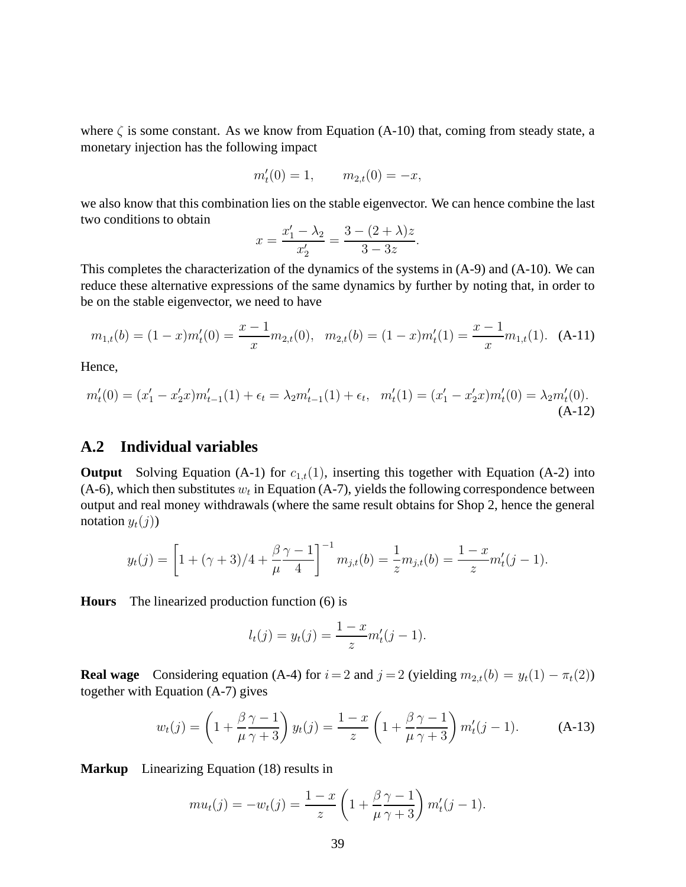where $\zeta$ is some constant. As we know from Equation (A-10) that, coming from steady state, a monetary injection has the following impact

$$m'_t(0) = 1, \qquad m_{2,t}(0) = -x,$$

we also know that this combination lies on the stable eigenvector. We can hence combine the last two conditions to obtain

$$x = \frac{x'_1 - \lambda_2}{x'_2} = \frac{3 - (2 + \lambda)z}{3 - 3z}.$$

This completes the characterization of the dynamics of the systems in (A-9) and (A-10). We can reduce these alternative expressions of the same dynamics by further by noting that, in order to be on the stable eigenvector, we need to have

$$m_{1,t}(b) = (1 - x)m'_t(0) = \frac{x - 1}{x} m_{2,t}(0), \quad m_{2,t}(b) = (1 - x)m'_t(1) = \frac{x - 1}{x} m_{1,t}(1). \tag{A-11}$$

Hence,

$$m'_t(0) = (x'_1 - x'_2 x)m'_{t-1}(1) + \epsilon_t = \lambda_2 m'_{t-1}(1) + \epsilon_t, \quad m'_t(1) = (x'_1 - x'_2 x)m'_t(0) = \lambda_2 m'_t(0). \tag{A-12}$$

## A.2 Individual variables

**Output** Solving Equation (A-1) for $c_{1,t}(1)$, inserting this together with Equation (A-2) into (A-6), which then substitutes $w_t$ in Equation (A-7), yields the following correspondence between output and real money withdrawals (where the same result obtains for Shop 2, hence the general notation $y_t(j)$)

$$y_t(j) = \left[1 + (\gamma + 3)/4 + \frac{\beta}{\mu}\frac{\gamma - 1}{4}\right]^{-1} m_{j,t}(b) = \frac{1}{z} m_{j,t}(b) = \frac{1 - x}{z} m'_t(j - 1).$$

**Hours** The linearized production function (6) is

$$l_t(j) = y_t(j) = \frac{1 - x}{z} m'_t(j - 1).$$

**Real wage** Considering equation (A-4) for $i = 2$ and $j = 2$ (yielding $m_{2,t}(b) = y_t(1) - \pi_t(2)$) together with Equation (A-7) gives

$$w_t(j) = \left(1 + \frac{\beta}{\mu}\frac{\gamma - 1}{\gamma + 3}\right) y_t(j) = \frac{1 - x}{z}\left(1 + \frac{\beta}{\mu}\frac{\gamma - 1}{\gamma + 3}\right) m'_t(j - 1). \tag{A-13}$$

**Markup** Linearizing Equation (18) results in

$$mu_t(j) = -w_t(j) = \frac{1 - x}{z}\left(1 + \frac{\beta}{\mu}\frac{\gamma - 1}{\gamma + 3}\right) m'_t(j - 1).$$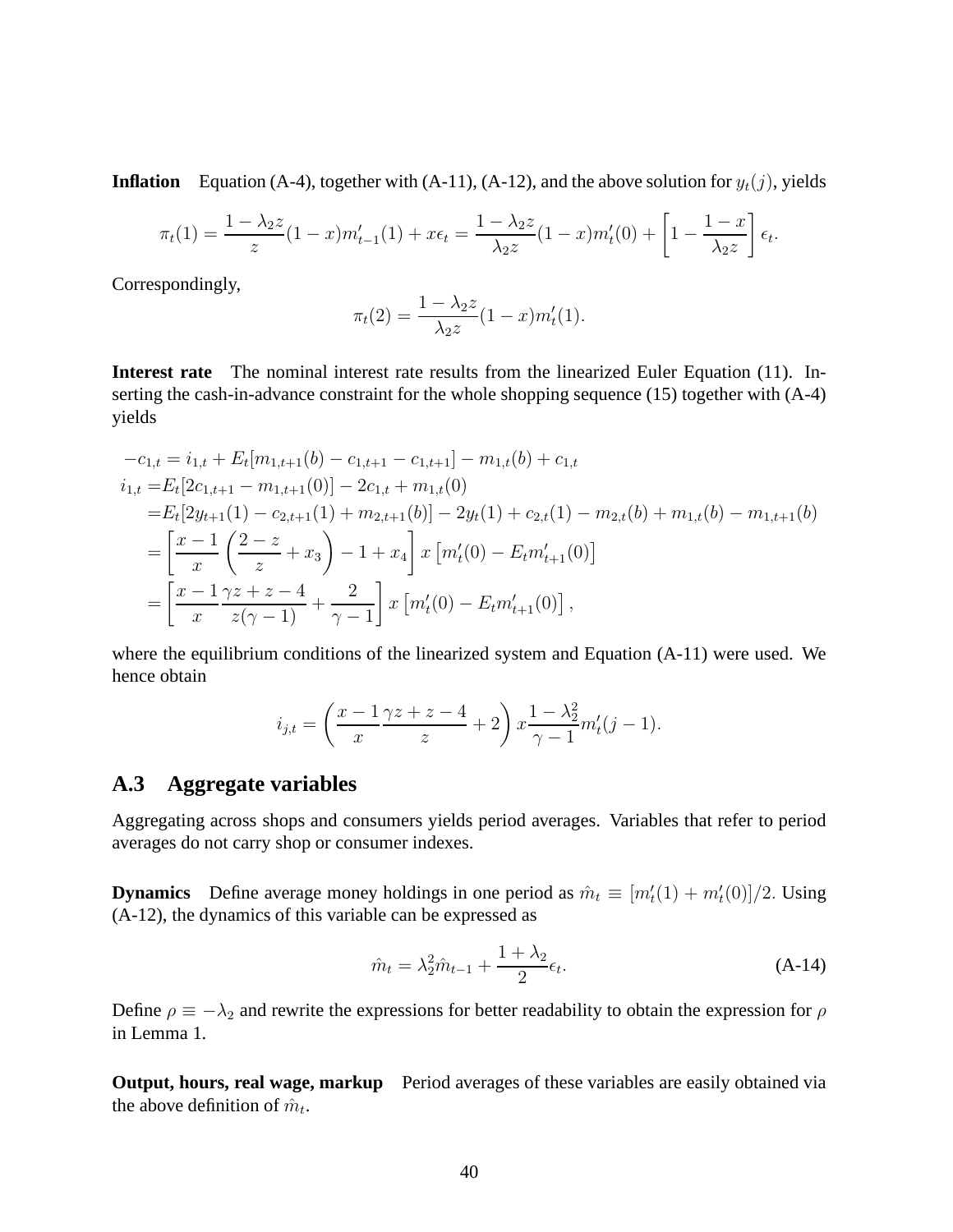**Inflation** Equation (A-4), together with (A-11), (A-12), and the above solution for $y_t(j)$, yields

$$\pi_t(1) = \frac{1-\lambda_2 z}{z}(1-x)m'_{t-1}(1) + x\epsilon_t = \frac{1-\lambda_2 z}{\lambda_2 z}(1-x)m'_t(0) + \left[1 - \frac{1-x}{\lambda_2 z}\right]\epsilon_t.$$

Correspondingly,

$$\pi_t(2) = \frac{1-\lambda_2 z}{\lambda_2 z}(1-x)m'_t(1).$$

**Interest rate** The nominal interest rate results from the linearized Euler Equation (11). Inserting the cash-in-advance constraint for the whole shopping sequence (15) together with (A-4) yields

$$\begin{aligned}
-c_{1,t} &= i_{1,t} + E_t[m_{1,t+1}(b) - c_{1,t+1} - c_{1,t+1}] - m_{1,t}(b) + c_{1,t} \\
i_{1,t} &= E_t[2c_{1,t+1} - m_{1,t+1}(0)] - 2c_{1,t} + m_{1,t}(0) \\
&= E_t[2y_{t+1}(1) - c_{2,t+1}(1) + m_{2,t+1}(b)] - 2y_t(1) + c_{2,t}(1) - m_{2,t}(b) + m_{1,t}(b) - m_{1,t+1}(b) \\
&= \left[\frac{x-1}{x}\left(\frac{2-z}{z} + x_3\right) - 1 + x_4\right] x\left[m'_t(0) - E_t m'_{t+1}(0)\right] \\
&= \left[\frac{x-1}{x}\frac{\gamma z + z - 4}{z(\gamma-1)} + \frac{2}{\gamma - 1}\right] x\left[m'_t(0) - E_t m'_{t+1}(0)\right],
\end{aligned}$$

where the equilibrium conditions of the linearized system and Equation (A-11) were used. We hence obtain

$$i_{j,t} = \left(\frac{x-1}{x}\frac{\gamma z + z - 4}{z} + 2\right) x \frac{1-\lambda_2^2}{\gamma - 1} m'_t(j-1).$$

## A.3 Aggregate variables

Aggregating across shops and consumers yields period averages. Variables that refer to period averages do not carry shop or consumer indexes.

**Dynamics** Define average money holdings in one period as $\hat{m}_t \equiv [m'_t(1) + m'_t(0)]/2$. Using (A-12), the dynamics of this variable can be expressed as

$$\hat{m}_t = \lambda_2^2 \hat{m}_{t-1} + \frac{1+\lambda_2}{2}\epsilon_t. \tag{A-14}$$

Define $\rho \equiv -\lambda_2$ and rewrite the expressions for better readability to obtain the expression for $\rho$ in Lemma 1.

**Output, hours, real wage, markup** Period averages of these variables are easily obtained via the above definition of $\hat{m}_t$.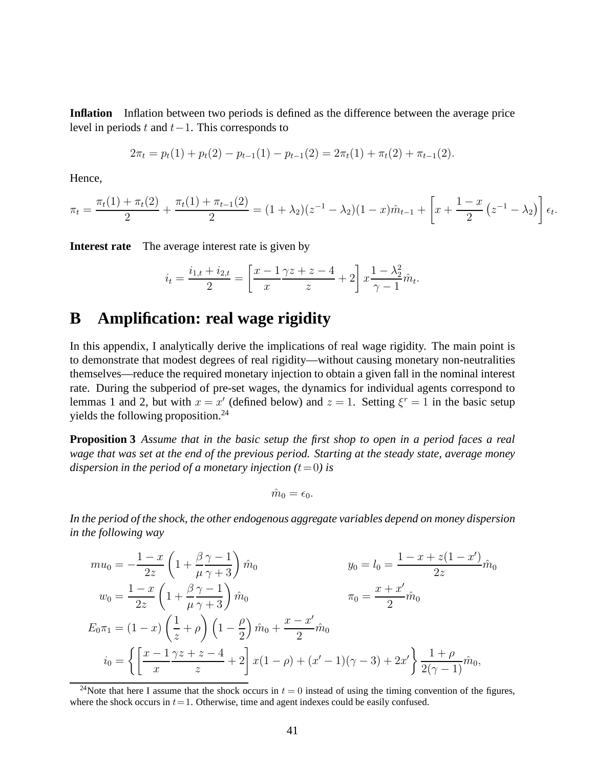**Inflation** Inflation between two periods is defined as the difference between the average price level in periods $t$ and $t-1$. This corresponds to

$$2\pi_t = p_t(1) + p_t(2) - p_{t-1}(1) - p_{t-1}(2) = 2\pi_t(1) + \pi_t(2) + \pi_{t-1}(2).$$

Hence,

$$\pi_t = \frac{\pi_t(1) + \pi_t(2)}{2} + \frac{\pi_t(1) + \pi_{t-1}(2)}{2} = (1 + \lambda_2)(z^{-1} - \lambda_2)(1 - x)\hat{m}_{t-1} + \left[x + \frac{1-x}{2}\left(z^{-1} - \lambda_2\right)\right]\epsilon_t.$$

**Interest rate** The average interest rate is given by

$$i_t = \frac{i_{1,t} + i_{2,t}}{2} = \left[\frac{x-1}{x}\frac{\gamma z + z - 4}{z} + 2\right] x \frac{1 - \lambda_2^2}{\gamma - 1}\hat{m}_t.$$

# B Amplification: real wage rigidity

In this appendix, I analytically derive the implications of real wage rigidity. The main point is to demonstrate that modest degrees of real rigidity—without causing monetary non-neutralities themselves—reduce the required monetary injection to obtain a given fall in the nominal interest rate. During the subperiod of pre-set wages, the dynamics for individual agents correspond to lemmas 1 and 2, but with $x = x'$ (defined below) and $z = 1$. Setting $\xi^r = 1$ in the basic setup yields the following proposition.[24]

**Proposition 3** *Assume that in the basic setup the first shop to open in a period faces a real wage that was set at the end of the previous period. Starting at the steady state, average money dispersion in the period of a monetary injection ($t=0$) is*

$$\hat{m}_0 = \epsilon_0.$$

*In the period of the shock, the other endogenous aggregate variables depend on money dispersion in the following way*

$$mu_0 = -\frac{1-x}{2z}\left(1 + \frac{\beta}{\mu}\frac{\gamma - 1}{\gamma + 3}\right)\hat{m}_0 \qquad y_0 = l_0 = \frac{1 - x + z(1 - x')}{2z}\hat{m}_0$$

$$w_0 = \frac{1-x}{2z}\left(1 + \frac{\beta}{\mu}\frac{\gamma - 1}{\gamma + 3}\right)\hat{m}_0 \qquad \pi_0 = \frac{x + x'}{2}\hat{m}_0$$

$$E_0\pi_1 = (1-x)\left(\frac{1}{z} + \rho\right)\left(1 - \frac{\rho}{2}\right)\hat{m}_0 + \frac{x - x'}{2}\hat{m}_0$$

$$i_0 = \left\{\left[\frac{x-1}{x}\frac{\gamma z + z - 4}{z} + 2\right] x(1-\rho) + (x'-1)(\gamma - 3) + 2x'\right\}\frac{1+\rho}{2(\gamma - 1)}\hat{m}_0,$$

[24] Note that here I assume that the shock occurs in $t = 0$ instead of using the timing convention of the figures, where the shock occurs in $t=1$. Otherwise, time and agent indexes could be easily confused.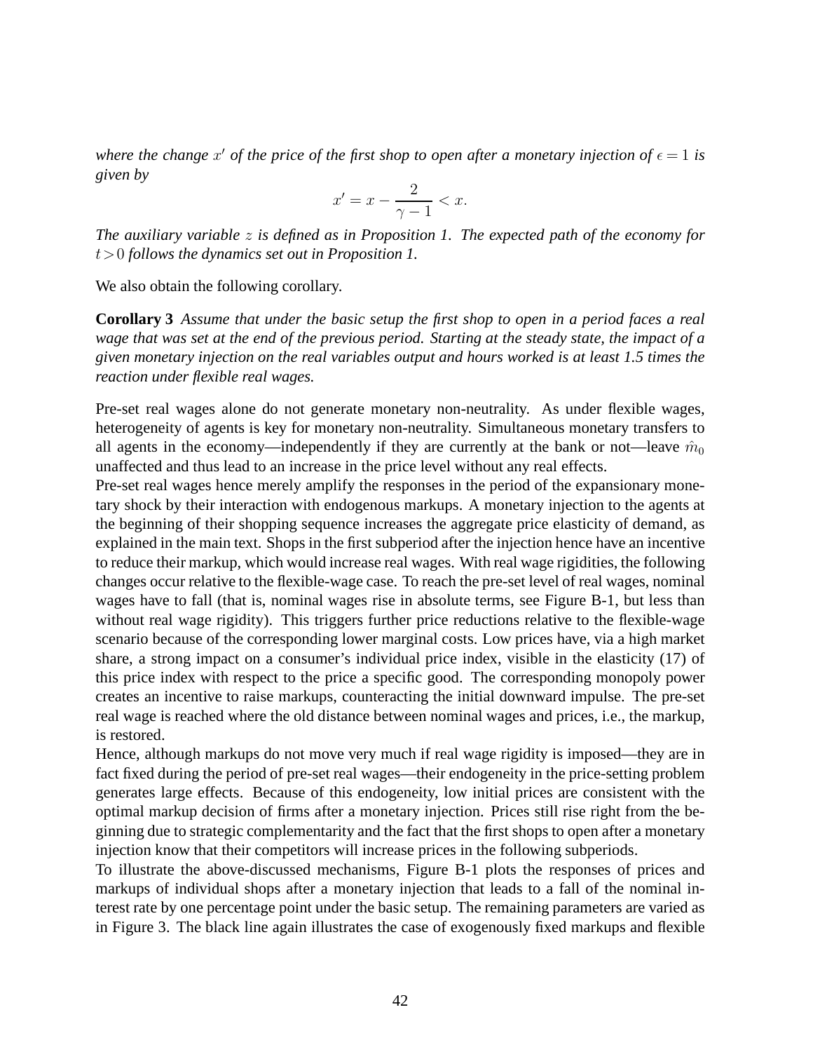*where the change $x'$ of the price of the first shop to open after a monetary injection of $\epsilon = 1$ is given by*

$$x' = x - \frac{2}{\gamma - 1} < x.$$

*The auxiliary variable $z$ is defined as in Proposition 1. The expected path of the economy for $t > 0$ follows the dynamics set out in Proposition 1.*

We also obtain the following corollary.

**Corollary 3** *Assume that under the basic setup the first shop to open in a period faces a real wage that was set at the end of the previous period. Starting at the steady state, the impact of a given monetary injection on the real variables output and hours worked is at least 1.5 times the reaction under flexible real wages.*

Pre-set real wages alone do not generate monetary non-neutrality. As under flexible wages, heterogeneity of agents is key for monetary non-neutrality. Simultaneous monetary transfers to all agents in the economy—independently if they are currently at the bank or not—leave $\hat{m}_0$ unaffected and thus lead to an increase in the price level without any real effects.

Pre-set real wages hence merely amplify the responses in the period of the expansionary monetary shock by their interaction with endogenous markups. A monetary injection to the agents at the beginning of their shopping sequence increases the aggregate price elasticity of demand, as explained in the main text. Shops in the first subperiod after the injection hence have an incentive to reduce their markup, which would increase real wages. With real wage rigidities, the following changes occur relative to the flexible-wage case. To reach the pre-set level of real wages, nominal wages have to fall (that is, nominal wages rise in absolute terms, see Figure B-1, but less than without real wage rigidity). This triggers further price reductions relative to the flexible-wage scenario because of the corresponding lower marginal costs. Low prices have, via a high market share, a strong impact on a consumer's individual price index, visible in the elasticity (17) of this price index with respect to the price a specific good. The corresponding monopoly power creates an incentive to raise markups, counteracting the initial downward impulse. The pre-set real wage is reached where the old distance between nominal wages and prices, i.e., the markup, is restored.

Hence, although markups do not move very much if real wage rigidity is imposed—they are in fact fixed during the period of pre-set real wages—their endogeneity in the price-setting problem generates large effects. Because of this endogeneity, low initial prices are consistent with the optimal markup decision of firms after a monetary injection. Prices still rise right from the beginning due to strategic complementarity and the fact that the first shops to open after a monetary injection know that their competitors will increase prices in the following subperiods.

To illustrate the above-discussed mechanisms, Figure B-1 plots the responses of prices and markups of individual shops after a monetary injection that leads to a fall of the nominal interest rate by one percentage point under the basic setup. The remaining parameters are varied as in Figure 3. The black line again illustrates the case of exogenously fixed markups and flexible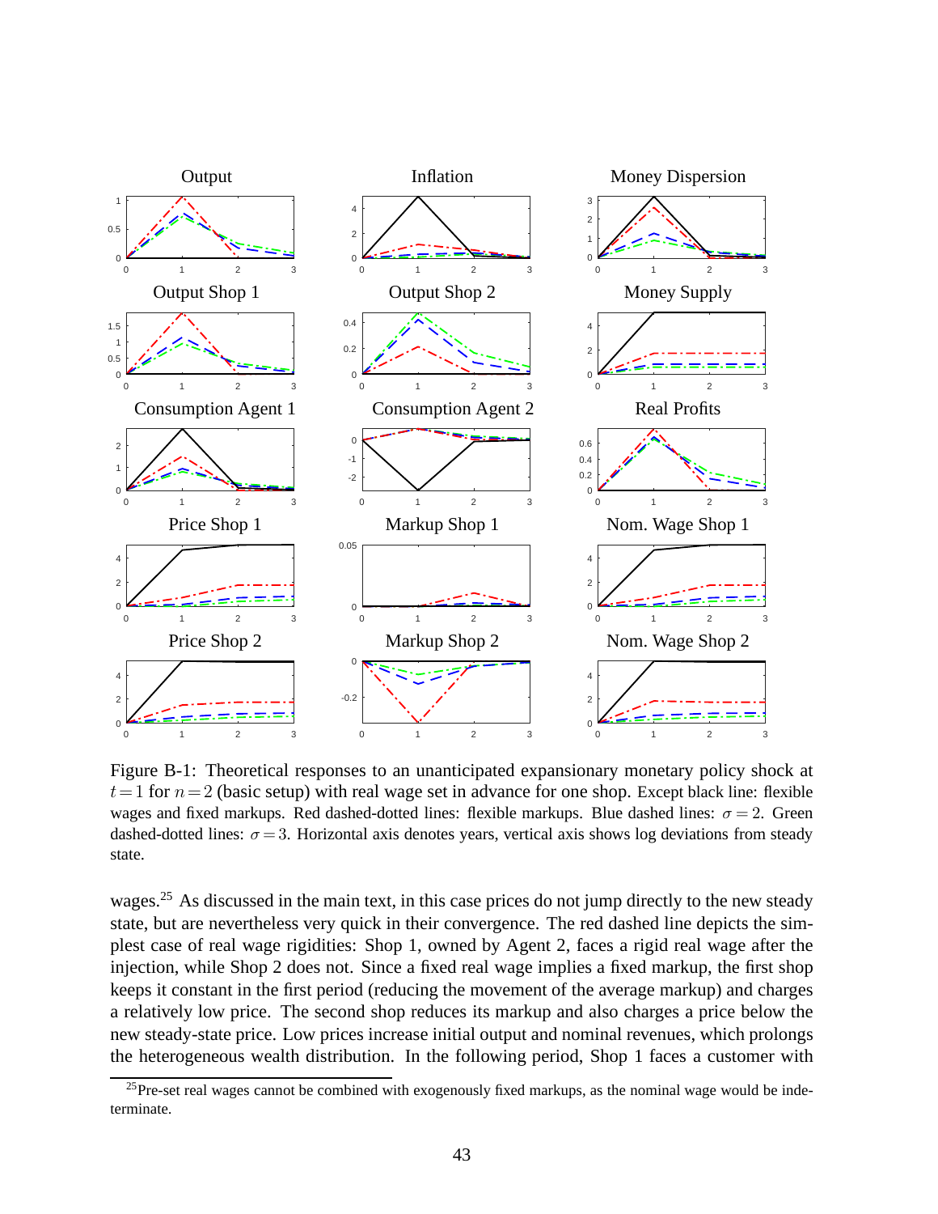Figure B-1: Theoretical responses to an unanticipated expansionary monetary policy shock at $t=1$ for $n=2$ (basic setup) with real wage set in advance for one shop. Except black line: flexible wages and fixed markups. Red dashed-dotted lines: flexible markups. Blue dashed lines: $\sigma=2$. Green dashed-dotted lines: $\sigma=3$. Horizontal axis denotes years, vertical axis shows log deviations from steady state.

wages.[25] As discussed in the main text, in this case prices do not jump directly to the new steady state, but are nevertheless very quick in their convergence. The red dashed line depicts the simplest case of real wage rigidities: Shop 1, owned by Agent 2, faces a rigid real wage after the injection, while Shop 2 does not. Since a fixed real wage implies a fixed markup, the first shop keeps it constant in the first period (reducing the movement of the average markup) and charges a relatively low price. The second shop reduces its markup and also charges a price below the new steady-state price. Low prices increase initial output and nominal revenues, which prolongs the heterogeneous wealth distribution. In the following period, Shop 1 faces a customer with

[25] Pre-set real wages cannot be combined with exogenously fixed markups, as the nominal wage would be indeterminate.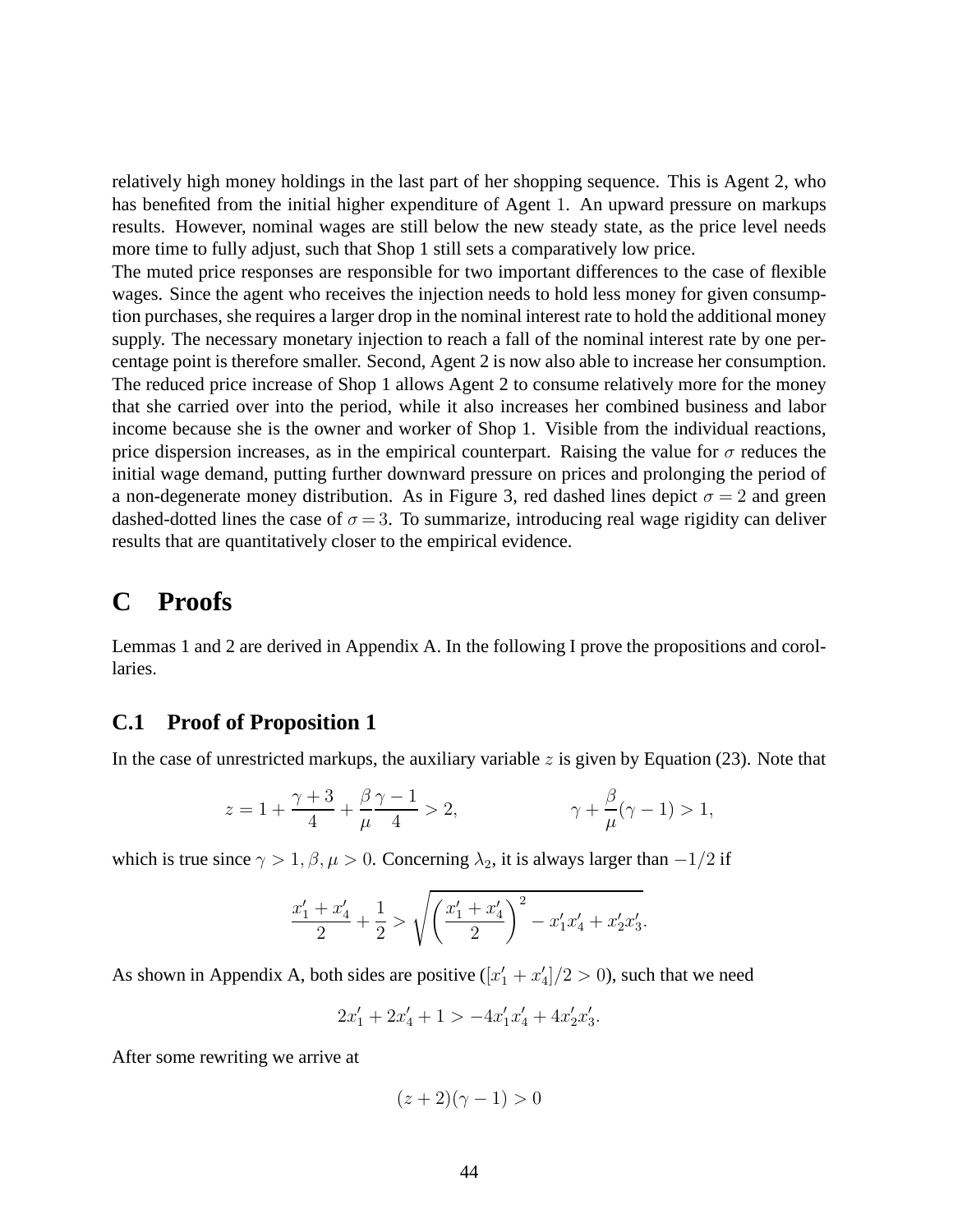relatively high money holdings in the last part of her shopping sequence. This is Agent 2, who has benefited from the initial higher expenditure of Agent 1. An upward pressure on markups results. However, nominal wages are still below the new steady state, as the price level needs more time to fully adjust, such that Shop 1 still sets a comparatively low price.

The muted price responses are responsible for two important differences to the case of flexible wages. Since the agent who receives the injection needs to hold less money for given consumption purchases, she requires a larger drop in the nominal interest rate to hold the additional money supply. The necessary monetary injection to reach a fall of the nominal interest rate by one percentage point is therefore smaller. Second, Agent 2 is now also able to increase her consumption. The reduced price increase of Shop 1 allows Agent 2 to consume relatively more for the money that she carried over into the period, while it also increases her combined business and labor income because she is the owner and worker of Shop 1. Visible from the individual reactions, price dispersion increases, as in the empirical counterpart. Raising the value for $\sigma$ reduces the initial wage demand, putting further downward pressure on prices and prolonging the period of a non-degenerate money distribution. As in Figure 3, red dashed lines depict $\sigma = 2$ and green dashed-dotted lines the case of $\sigma = 3$. To summarize, introducing real wage rigidity can deliver results that are quantitatively closer to the empirical evidence.

# C Proofs

Lemmas 1 and 2 are derived in Appendix A. In the following I prove the propositions and corollaries.

## C.1 Proof of Proposition 1

In the case of unrestricted markups, the auxiliary variable $z$ is given by Equation (23). Note that

$$z = 1 + \frac{\gamma + 3}{4} + \frac{\beta}{\mu}\frac{\gamma - 1}{4} > 2, \qquad\qquad \gamma + \frac{\beta}{\mu}(\gamma - 1) > 1,$$

which is true since $\gamma > 1, \beta, \mu > 0$. Concerning $\lambda_2$, it is always larger than $-1/2$ if

$$\frac{x_1' + x_4'}{2} + \frac{1}{2} > \sqrt{\left(\frac{x_1' + x_4'}{2}\right)^2 - x_1' x_4' + x_2' x_3'}.$$

As shown in Appendix A, both sides are positive ($[x_1' + x_4']/2 > 0$), such that we need

$$2x_1' + 2x_4' + 1 > -4x_1' x_4' + 4x_2' x_3'.$$

After some rewriting we arrive at

$$(z + 2)(\gamma - 1) > 0$$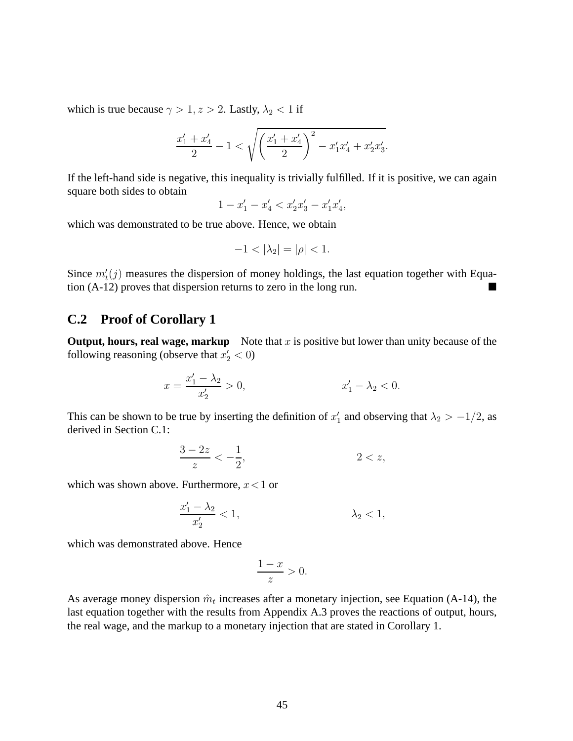which is true because $\gamma > 1, z > 2$. Lastly, $\lambda_2 < 1$ if

$$\frac{x_1' + x_4'}{2} - 1 < \sqrt{\left(\frac{x_1' + x_4'}{2}\right)^2 - x_1'x_4' + x_2'x_3'}.$$

If the left-hand side is negative, this inequality is trivially fulfilled. If it is positive, we can again square both sides to obtain

$$1 - x_1' - x_4' < x_2'x_3' - x_1'x_4',$$

which was demonstrated to be true above. Hence, we obtain

$$-1 < |\lambda_2| = |\rho| < 1.$$

Since $m_t'(j)$ measures the dispersion of money holdings, the last equation together with Equation (A-12) proves that dispersion returns to zero in the long run. ■

## C.2 Proof of Corollary 1

**Output, hours, real wage, markup** Note that $x$ is positive but lower than unity because of the following reasoning (observe that $x_2' < 0$)

$$x = \frac{x_1' - \lambda_2}{x_2'} > 0, \qquad\qquad x_1' - \lambda_2 < 0.$$

This can be shown to be true by inserting the definition of $x_1'$ and observing that $\lambda_2 > -1/2$, as derived in Section C.1:

$$\frac{3 - 2z}{z} < -\frac{1}{2}, \qquad\qquad 2 < z,$$

which was shown above. Furthermore, $x < 1$ or

$$\frac{x_1' - \lambda_2}{x_2'} < 1, \qquad\qquad \lambda_2 < 1,$$

which was demonstrated above. Hence

$$\frac{1 - x}{z} > 0.$$

As average money dispersion $\hat{m}_t$ increases after a monetary injection, see Equation (A-14), the last equation together with the results from Appendix A.3 proves the reactions of output, hours, the real wage, and the markup to a monetary injection that are stated in Corollary 1.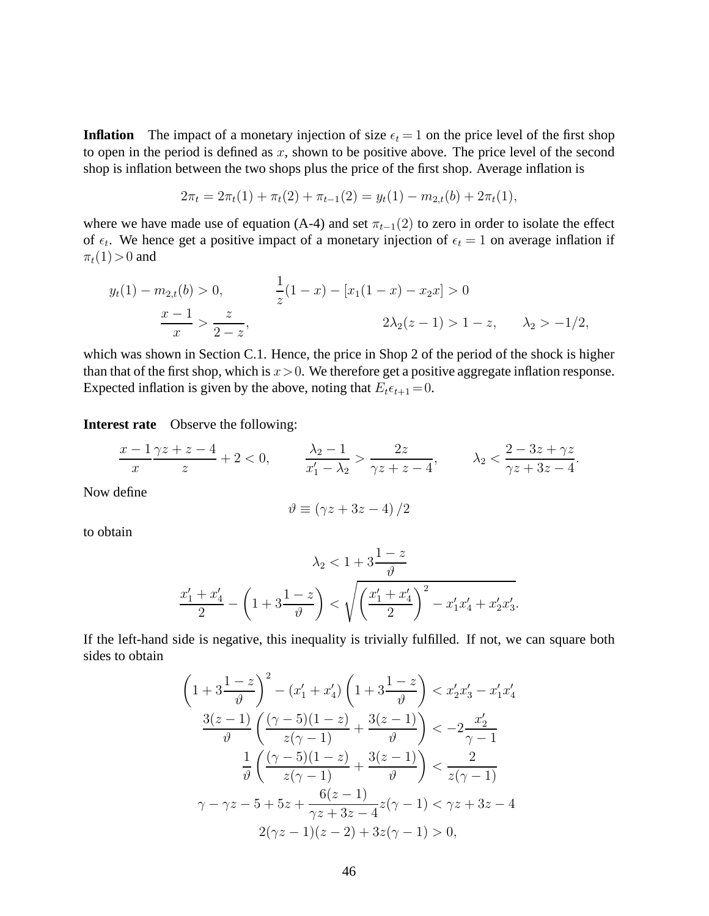**Inflation** The impact of a monetary injection of size $\epsilon_t = 1$ on the price level of the first shop to open in the period is defined as $x$, shown to be positive above. The price level of the second shop is inflation between the two shops plus the price of the first shop. Average inflation is

$$2\pi_t = 2\pi_t(1) + \pi_t(2) + \pi_{t-1}(2) = y_t(1) - m_{2,t}(b) + 2\pi_t(1),$$

where we have made use of equation (A-4) and set $\pi_{t-1}(2)$ to zero in order to isolate the effect of $\epsilon_t$. We hence get a positive impact of a monetary injection of $\epsilon_t = 1$ on average inflation if $\pi_t(1) > 0$ and

$$y_t(1) - m_{2,t}(b) > 0, \qquad \frac{1}{z}(1-x) - [x_1(1-x) - x_2 x] > 0$$
$$\frac{x-1}{x} > \frac{z}{2-z}, \qquad 2\lambda_2(z-1) > 1-z, \qquad \lambda_2 > -1/2,$$

which was shown in Section C.1. Hence, the price in Shop 2 of the period of the shock is higher than that of the first shop, which is $x > 0$. We therefore get a positive aggregate inflation response. Expected inflation is given by the above, noting that $E_t \epsilon_{t+1} = 0$.

**Interest rate** Observe the following:

$$\frac{x-1}{x}\frac{\gamma z + z - 4}{z} + 2 < 0, \qquad \frac{\lambda_2 - 1}{x_1' - \lambda_2} > \frac{2z}{\gamma z + z - 4}, \qquad \lambda_2 < \frac{2 - 3z + \gamma z}{\gamma z + 3z - 4}.$$

Now define

$$\vartheta \equiv (\gamma z + 3z - 4)/2$$

to obtain

$$\lambda_2 < 1 + 3\frac{1-z}{\vartheta}$$
$$\frac{x_1' + x_4'}{2} - \left(1 + 3\frac{1-z}{\vartheta}\right) < \sqrt{\left(\frac{x_1' + x_4'}{2}\right)^2 - x_1' x_4' + x_2' x_3'}.$$

If the left-hand side is negative, this inequality is trivially fulfilled. If not, we can square both sides to obtain

$$\left(1 + 3\frac{1-z}{\vartheta}\right)^2 - (x_1' + x_4')\left(1 + 3\frac{1-z}{\vartheta}\right) < x_2' x_3' - x_1' x_4'$$
$$\frac{3(z-1)}{\vartheta}\left(\frac{(\gamma-5)(1-z)}{z(\gamma-1)} + \frac{3(z-1)}{\vartheta}\right) < -2\frac{x_2'}{\gamma - 1}$$
$$\frac{1}{\vartheta}\left(\frac{(\gamma-5)(1-z)}{z(\gamma-1)} + \frac{3(z-1)}{\vartheta}\right) < \frac{2}{z(\gamma-1)}$$
$$\gamma - \gamma z - 5 + 5z + \frac{6(z-1)}{\gamma z + 3z - 4} z(\gamma - 1) < \gamma z + 3z - 4$$
$$2(\gamma z - 1)(z - 2) + 3z(\gamma - 1) > 0,$$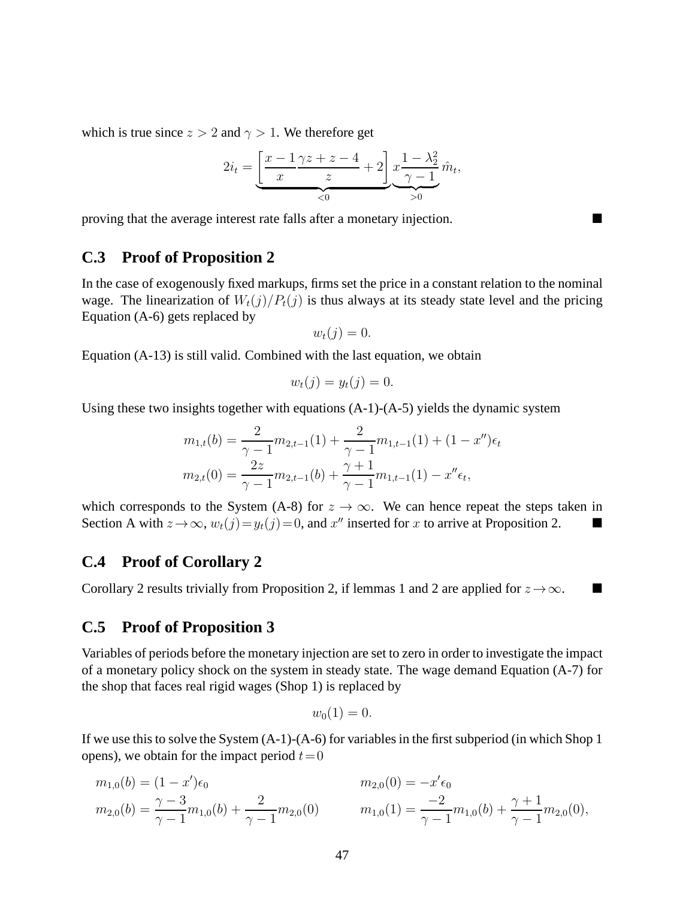which is true since $z > 2$ and $\gamma > 1$. We therefore get

$$2i_t = \underbrace{\left[\frac{x-1}{x}\frac{\gamma z + z - 4}{z} + 2\right]}_{<0} \underbrace{x\frac{1-\lambda_2^2}{\gamma - 1}}_{>0} \hat{m}_t,$$

proving that the average interest rate falls after a monetary injection. ■

## C.3 Proof of Proposition 2

In the case of exogenously fixed markups, firms set the price in a constant relation to the nominal wage. The linearization of $W_t(j)/P_t(j)$ is thus always at its steady state level and the pricing Equation (A-6) gets replaced by

$$w_t(j) = 0.$$

Equation (A-13) is still valid. Combined with the last equation, we obtain

$$w_t(j) = y_t(j) = 0.$$

Using these two insights together with equations (A-1)-(A-5) yields the dynamic system

$$m_{1,t}(b) = \frac{2}{\gamma - 1}m_{2,t-1}(1) + \frac{2}{\gamma - 1}m_{1,t-1}(1) + (1 - x'')\epsilon_t$$
$$m_{2,t}(0) = \frac{2z}{\gamma - 1}m_{2,t-1}(b) + \frac{\gamma + 1}{\gamma - 1}m_{1,t-1}(1) - x''\epsilon_t,$$

which corresponds to the System (A-8) for $z \to \infty$. We can hence repeat the steps taken in Section A with $z \to \infty$, $w_t(j) = y_t(j) = 0$, and $x''$ inserted for $x$ to arrive at Proposition 2. ■

## C.4 Proof of Corollary 2

Corollary 2 results trivially from Proposition 2, if lemmas 1 and 2 are applied for $z \to \infty$. ■

## C.5 Proof of Proposition 3

Variables of periods before the monetary injection are set to zero in order to investigate the impact of a monetary policy shock on the system in steady state. The wage demand Equation (A-7) for the shop that faces real rigid wages (Shop 1) is replaced by

$$w_0(1) = 0.$$

If we use this to solve the System (A-1)-(A-6) for variables in the first subperiod (in which Shop 1 opens), we obtain for the impact period $t = 0$

$$m_{1,0}(b) = (1 - x')\epsilon_0 \qquad\qquad m_{2,0}(0) = -x'\epsilon_0$$
$$m_{2,0}(b) = \frac{\gamma - 3}{\gamma - 1}m_{1,0}(b) + \frac{2}{\gamma - 1}m_{2,0}(0) \qquad\qquad m_{1,0}(1) = \frac{-2}{\gamma - 1}m_{1,0}(b) + \frac{\gamma + 1}{\gamma - 1}m_{2,0}(0),$$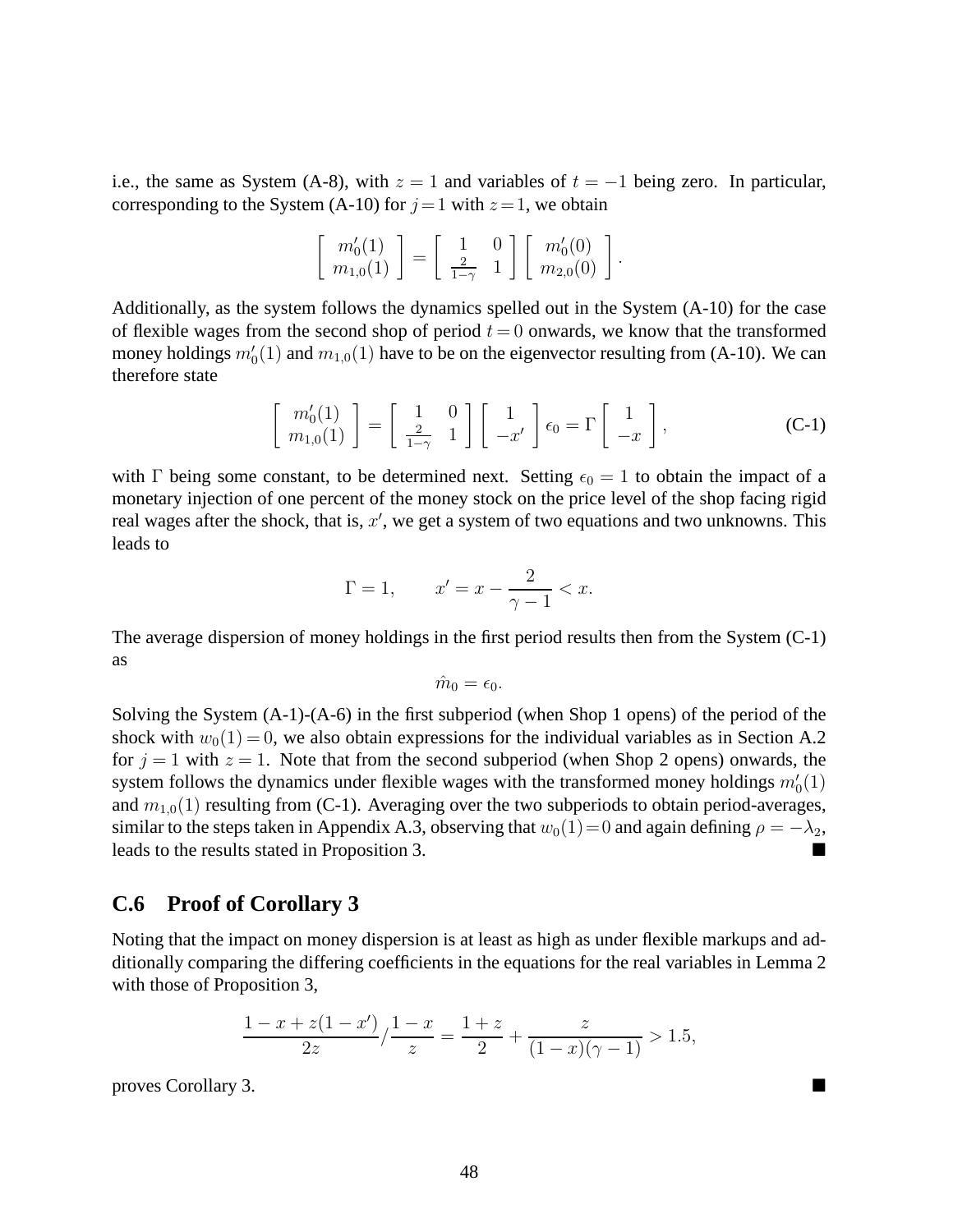i.e., the same as System (A-8), with $z = 1$ and variables of $t = -1$ being zero. In particular, corresponding to the System (A-10) for $j = 1$ with $z = 1$, we obtain

$$\begin{bmatrix} m_0'(1) \\ m_{1,0}(1) \end{bmatrix} = \begin{bmatrix} 1 & 0 \\ \frac{2}{1-\gamma} & 1 \end{bmatrix} \begin{bmatrix} m_0'(0) \\ m_{2,0}(0) \end{bmatrix}.$$

Additionally, as the system follows the dynamics spelled out in the System (A-10) for the case of flexible wages from the second shop of period $t = 0$ onwards, we know that the transformed money holdings $m_0'(1)$ and $m_{1,0}(1)$ have to be on the eigenvector resulting from (A-10). We can therefore state

$$\begin{bmatrix} m_0'(1) \\ m_{1,0}(1) \end{bmatrix} = \begin{bmatrix} 1 & 0 \\ \frac{2}{1-\gamma} & 1 \end{bmatrix} \begin{bmatrix} 1 \\ -x' \end{bmatrix} \epsilon_0 = \Gamma \begin{bmatrix} 1 \\ -x \end{bmatrix}, \tag{C-1}$$

with $\Gamma$ being some constant, to be determined next. Setting $\epsilon_0 = 1$ to obtain the impact of a monetary injection of one percent of the money stock on the price level of the shop facing rigid real wages after the shock, that is, $x'$, we get a system of two equations and two unknowns. This leads to

$$\Gamma = 1, \qquad x' = x - \frac{2}{\gamma - 1} < x.$$

The average dispersion of money holdings in the first period results then from the System (C-1) as

$$\hat{m}_0 = \epsilon_0.$$

Solving the System (A-1)-(A-6) in the first subperiod (when Shop 1 opens) of the period of the shock with $w_0(1) = 0$, we also obtain expressions for the individual variables as in Section A.2 for $j = 1$ with $z = 1$. Note that from the second subperiod (when Shop 2 opens) onwards, the system follows the dynamics under flexible wages with the transformed money holdings $m_0'(1)$ and $m_{1,0}(1)$ resulting from (C-1). Averaging over the two subperiods to obtain period-averages, similar to the steps taken in Appendix A.3, observing that $w_0(1) = 0$ and again defining $\rho = -\lambda_2$, leads to the results stated in Proposition 3. ■

## C.6 Proof of Corollary 3

Noting that the impact on money dispersion is at least as high as under flexible markups and additionally comparing the differing coefficients in the equations for the real variables in Lemma 2 with those of Proposition 3,

$$\frac{1 - x + z(1 - x')}{2z} \Big/ \frac{1 - x}{z} = \frac{1 + z}{2} + \frac{z}{(1 - x)(\gamma - 1)} > 1.5,$$

proves Corollary 3. ■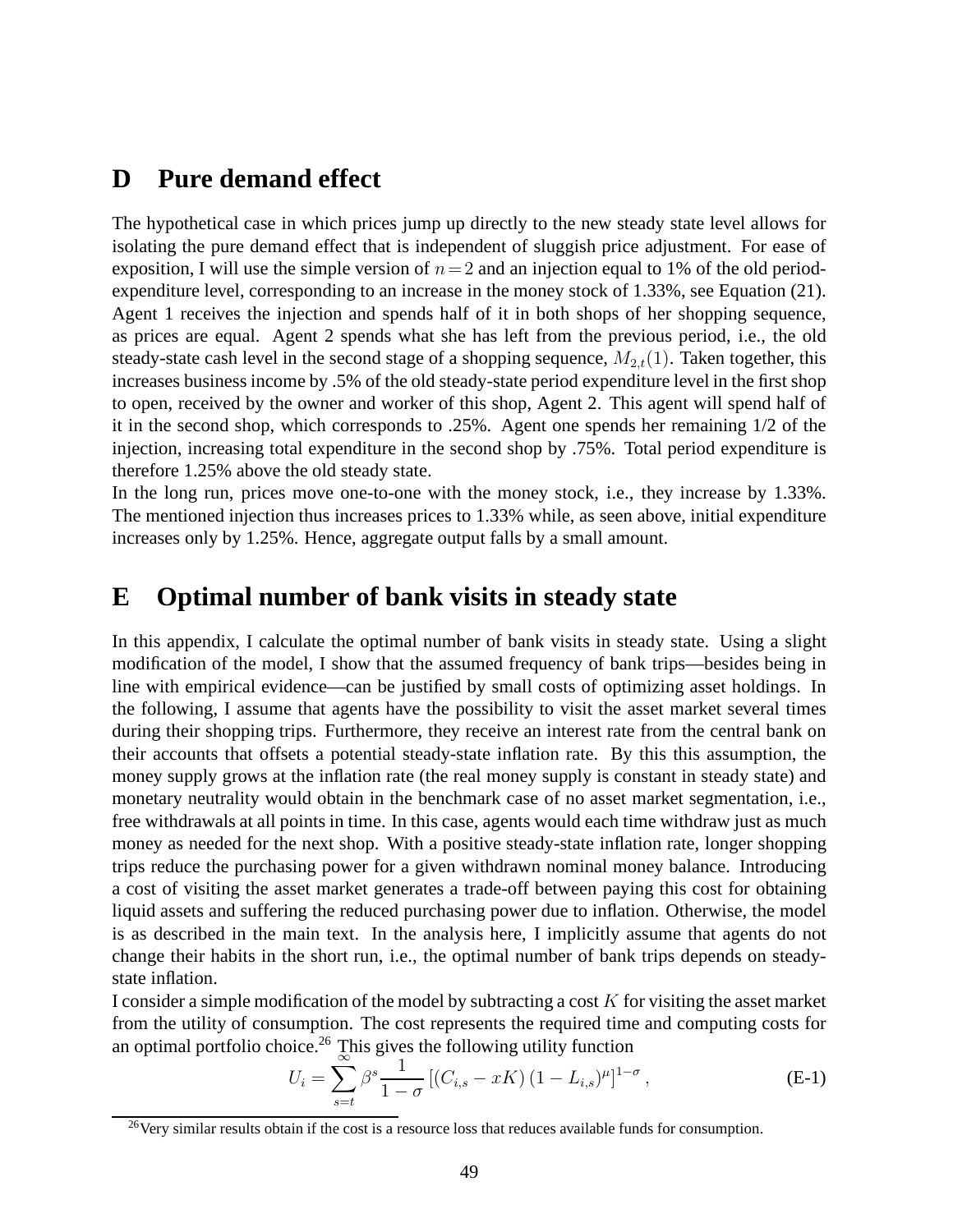# D Pure demand effect

The hypothetical case in which prices jump up directly to the new steady state level allows for isolating the pure demand effect that is independent of sluggish price adjustment. For ease of exposition, I will use the simple version of $n = 2$ and an injection equal to 1% of the old period-expenditure level, corresponding to an increase in the money stock of 1.33%, see Equation (21). Agent 1 receives the injection and spends half of it in both shops of her shopping sequence, as prices are equal. Agent 2 spends what she has left from the previous period, i.e., the old steady-state cash level in the second stage of a shopping sequence, $M_{2,t}(1)$. Taken together, this increases business income by .5% of the old steady-state period expenditure level in the first shop to open, received by the owner and worker of this shop, Agent 2. This agent will spend half of it in the second shop, which corresponds to .25%. Agent one spends her remaining 1/2 of the injection, increasing total expenditure in the second shop by .75%. Total period expenditure is therefore 1.25% above the old steady state.

In the long run, prices move one-to-one with the money stock, i.e., they increase by 1.33%. The mentioned injection thus increases prices to 1.33% while, as seen above, initial expenditure increases only by 1.25%. Hence, aggregate output falls by a small amount.

# E Optimal number of bank visits in steady state

In this appendix, I calculate the optimal number of bank visits in steady state. Using a slight modification of the model, I show that the assumed frequency of bank trips—besides being in line with empirical evidence—can be justified by small costs of optimizing asset holdings. In the following, I assume that agents have the possibility to visit the asset market several times during their shopping trips. Furthermore, they receive an interest rate from the central bank on their accounts that offsets a potential steady-state inflation rate. By this this assumption, the money supply grows at the inflation rate (the real money supply is constant in steady state) and monetary neutrality would obtain in the benchmark case of no asset market segmentation, i.e., free withdrawals at all points in time. In this case, agents would each time withdraw just as much money as needed for the next shop. With a positive steady-state inflation rate, longer shopping trips reduce the purchasing power for a given withdrawn nominal money balance. Introducing a cost of visiting the asset market generates a trade-off between paying this cost for obtaining liquid assets and suffering the reduced purchasing power due to inflation. Otherwise, the model is as described in the main text. In the analysis here, I implicitly assume that agents do not change their habits in the short run, i.e., the optimal number of bank trips depends on steady-state inflation.

I consider a simple modification of the model by subtracting a cost $K$ for visiting the asset market from the utility of consumption. The cost represents the required time and computing costs for an optimal portfolio choice.[26] This gives the following utility function

$$U_i = \sum_{s=t}^{\infty} \beta^s \frac{1}{1-\sigma} \left[ (C_{i,s} - xK) (1 - L_{i,s})^{\mu} \right]^{1-\sigma} , \tag{E-1}$$

[26] Very similar results obtain if the cost is a resource loss that reduces available funds for consumption.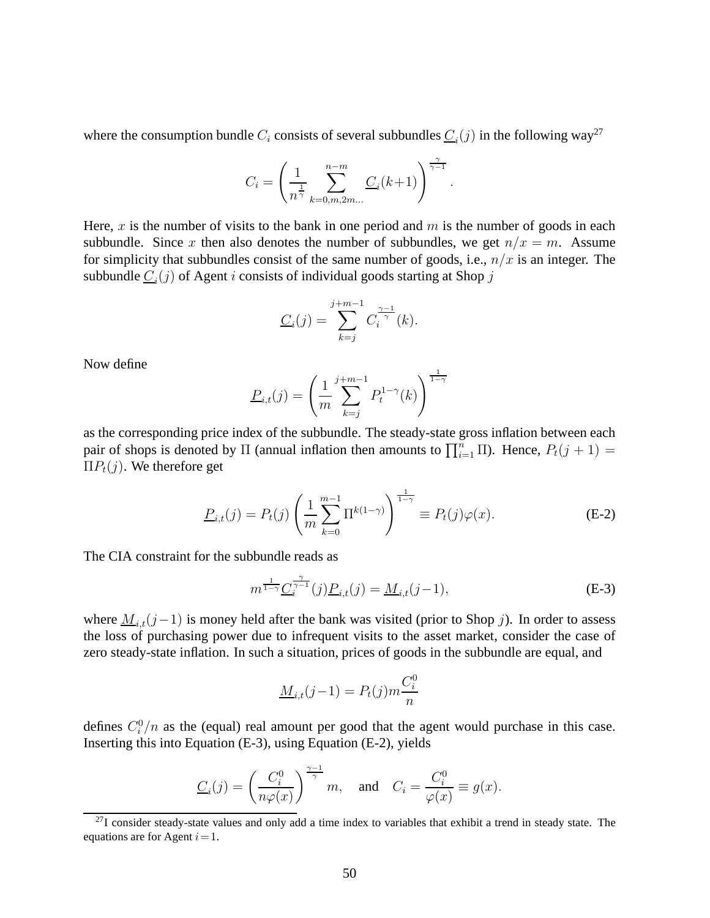where the consumption bundle $C_i$ consists of several subbundles $\underline{C}_i(j)$ in the following way[27]

$$C_i = \left( \frac{1}{n^{\frac{1}{\gamma}}} \sum_{k=0,m,2m...}^{n-m} \underline{C}_i(k+1) \right)^{\frac{\gamma}{\gamma-1}}.$$

Here, $x$ is the number of visits to the bank in one period and $m$ is the number of goods in each subbundle. Since $x$ then also denotes the number of subbundles, we get $n/x = m$. Assume for simplicity that subbundles consist of the same number of goods, i.e., $n/x$ is an integer. The subbundle $\underline{C}_i(j)$ of Agent $i$ consists of individual goods starting at Shop $j$

$$\underline{C}_i(j) = \sum_{k=j}^{j+m-1} C_i^{\frac{\gamma-1}{\gamma}}(k).$$

Now define

$$\underline{P}_{i,t}(j) = \left( \frac{1}{m} \sum_{k=j}^{j+m-1} P_t^{1-\gamma}(k) \right)^{\frac{1}{1-\gamma}}$$

as the corresponding price index of the subbundle. The steady-state gross inflation between each pair of shops is denoted by $\Pi$ (annual inflation then amounts to $\prod_{i=1}^{n} \Pi$). Hence, $P_t(j+1) = \Pi P_t(j)$. We therefore get

$$\underline{P}_{i,t}(j) = P_t(j) \left( \frac{1}{m} \sum_{k=0}^{m-1} \Pi^{k(1-\gamma)} \right)^{\frac{1}{1-\gamma}} \equiv P_t(j)\varphi(x). \tag{E-2}$$

The CIA constraint for the subbundle reads as

$$m^{\frac{1}{1-\gamma}} \underline{C}_i^{\frac{\gamma}{\gamma-1}}(j) \underline{P}_{i,t}(j) = \underline{M}_{i,t}(j-1), \tag{E-3}$$

where $\underline{M}_{i,t}(j-1)$ is money held after the bank was visited (prior to Shop $j$). In order to assess the loss of purchasing power due to infrequent visits to the asset market, consider the case of zero steady-state inflation. In such a situation, prices of goods in the subbundle are equal, and

$$\underline{M}_{i,t}(j-1) = P_t(j) m \frac{C_i^0}{n}$$

defines $C_i^0/n$ as the (equal) real amount per good that the agent would purchase in this case. Inserting this into Equation (E-3), using Equation (E-2), yields

$$\underline{C}_i(j) = \left( \frac{C_i^0}{n\varphi(x)} \right)^{\frac{\gamma-1}{\gamma}} m, \quad \text{and} \quad C_i = \frac{C_i^0}{\varphi(x)} \equiv g(x).$$

[27] I consider steady-state values and only add a time index to variables that exhibit a trend in steady state. The equations are for Agent $i=1$.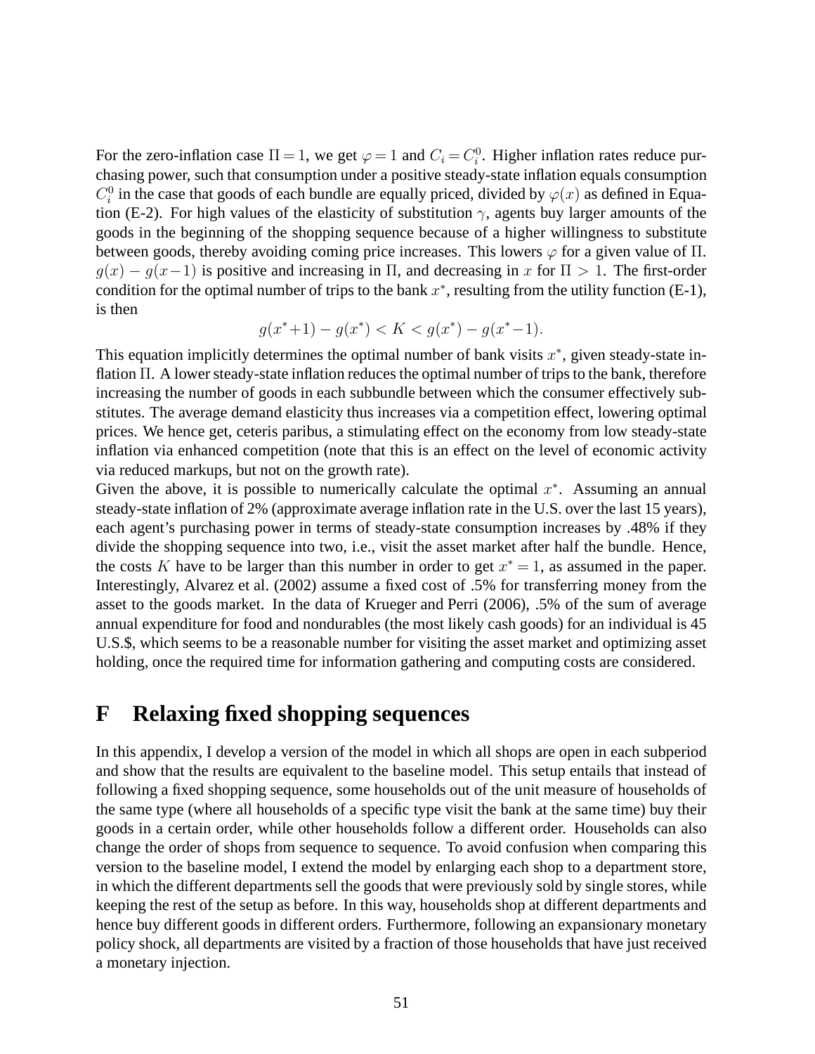For the zero-inflation case $\Pi = 1$, we get $\varphi = 1$ and $C_i = C_i^0$. Higher inflation rates reduce purchasing power, such that consumption under a positive steady-state inflation equals consumption $C_i^0$ in the case that goods of each bundle are equally priced, divided by $\varphi(x)$ as defined in Equation (E-2). For high values of the elasticity of substitution $\gamma$, agents buy larger amounts of the goods in the beginning of the shopping sequence because of a higher willingness to substitute between goods, thereby avoiding coming price increases. This lowers $\varphi$ for a given value of $\Pi$. $g(x) - g(x-1)$ is positive and increasing in $\Pi$, and decreasing in $x$ for $\Pi > 1$. The first-order condition for the optimal number of trips to the bank $x^*$, resulting from the utility function (E-1), is then

$$g(x^*+1) - g(x^*) < K < g(x^*) - g(x^*-1).$$

This equation implicitly determines the optimal number of bank visits $x^*$, given steady-state inflation $\Pi$. A lower steady-state inflation reduces the optimal number of trips to the bank, therefore increasing the number of goods in each subbundle between which the consumer effectively substitutes. The average demand elasticity thus increases via a competition effect, lowering optimal prices. We hence get, ceteris paribus, a stimulating effect on the economy from low steady-state inflation via enhanced competition (note that this is an effect on the level of economic activity via reduced markups, but not on the growth rate).

Given the above, it is possible to numerically calculate the optimal $x^*$. Assuming an annual steady-state inflation of 2% (approximate average inflation rate in the U.S. over the last 15 years), each agent's purchasing power in terms of steady-state consumption increases by .48% if they divide the shopping sequence into two, i.e., visit the asset market after half the bundle. Hence, the costs $K$ have to be larger than this number in order to get $x^* = 1$, as assumed in the paper. Interestingly, Alvarez et al. (2002) assume a fixed cost of .5% for transferring money from the asset to the goods market. In the data of Krueger and Perri (2006), .5% of the sum of average annual expenditure for food and nondurables (the most likely cash goods) for an individual is 45 U.S.$, which seems to be a reasonable number for visiting the asset market and optimizing asset holding, once the required time for information gathering and computing costs are considered.

# F Relaxing fixed shopping sequences

In this appendix, I develop a version of the model in which all shops are open in each subperiod and show that the results are equivalent to the baseline model. This setup entails that instead of following a fixed shopping sequence, some households out of the unit measure of households of the same type (where all households of a specific type visit the bank at the same time) buy their goods in a certain order, while other households follow a different order. Households can also change the order of shops from sequence to sequence. To avoid confusion when comparing this version to the baseline model, I extend the model by enlarging each shop to a department store, in which the different departments sell the goods that were previously sold by single stores, while keeping the rest of the setup as before. In this way, households shop at different departments and hence buy different goods in different orders. Furthermore, following an expansionary monetary policy shock, all departments are visited by a fraction of those households that have just received a monetary injection.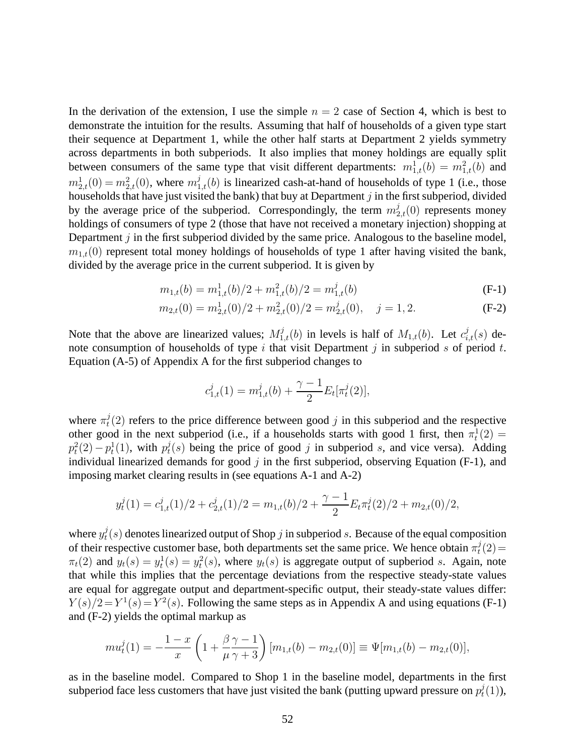In the derivation of the extension, I use the simple $n = 2$ case of Section 4, which is best to demonstrate the intuition for the results. Assuming that half of households of a given type start their sequence at Department 1, while the other half starts at Department 2 yields symmetry across departments in both subperiods. It also implies that money holdings are equally split between consumers of the same type that visit different departments: $m^1_{1,t}(b) = m^2_{1,t}(b)$ and $m^1_{2,t}(0) = m^2_{2,t}(0)$, where $m^j_{1,t}(b)$ is linearized cash-at-hand of households of type 1 (i.e., those households that have just visited the bank) that buy at Department $j$ in the first subperiod, divided by the average price of the subperiod. Correspondingly, the term $m^j_{2,t}(0)$ represents money holdings of consumers of type 2 (those that have not received a monetary injection) shopping at Department $j$ in the first subperiod divided by the same price. Analogous to the baseline model, $m_{1,t}(0)$ represent total money holdings of households of type 1 after having visited the bank, divided by the average price in the current subperiod. It is given by

$$m_{1,t}(b) = m^1_{1,t}(b)/2 + m^2_{1,t}(b)/2 = m^j_{1,t}(b) \tag{F-1}$$

$$m_{2,t}(0) = m^1_{2,t}(0)/2 + m^2_{2,t}(0)/2 = m^j_{2,t}(0), \quad j = 1, 2. \tag{F-2}$$

Note that the above are linearized values; $M^j_{1,t}(b)$ in levels is half of $M_{1,t}(b)$. Let $c^j_{i,t}(s)$ denote consumption of households of type $i$ that visit Department $j$ in subperiod $s$ of period $t$. Equation (A-5) of Appendix A for the first subperiod changes to

$$c^j_{1,t}(1) = m^j_{1,t}(b) + \frac{\gamma - 1}{2} E_t[\pi^j_t(2)],$$

where $\pi^j_t(2)$ refers to the price difference between good $j$ in this subperiod and the respective other good in the next subperiod (i.e., if a households starts with good 1 first, then $\pi^1_t(2) = p^2_t(2) - p^1_t(1)$, with $p^j_t(s)$ being the price of good $j$ in subperiod $s$, and vice versa). Adding individual linearized demands for good $j$ in the first subperiod, observing Equation (F-1), and imposing market clearing results in (see equations A-1 and A-2)

$$y^j_t(1) = c^j_{1,t}(1)/2 + c^j_{2,t}(1)/2 = m_{1,t}(b)/2 + \frac{\gamma - 1}{2} E_t \pi^j_t(2)/2 + m_{2,t}(0)/2,$$

where $y^j_t(s)$ denotes linearized output of Shop $j$ in subperiod $s$. Because of the equal composition of their respective customer base, both departments set the same price. We hence obtain $\pi^j_t(2) = \pi_t(2)$ and $y_t(s) = y^1_t(s) = y^2_t(s)$, where $y_t(s)$ is aggregate output of supberiod $s$. Again, note that while this implies that the percentage deviations from the respective steady-state values are equal for aggregate output and department-specific output, their steady-state values differ: $Y(s)/2 = Y^1(s) = Y^2(s)$. Following the same steps as in Appendix A and using equations (F-1) and (F-2) yields the optimal markup as

$$mu^j_t(1) = -\frac{1-x}{x}\left(1 + \frac{\beta}{\mu}\frac{\gamma - 1}{\gamma + 3}\right)[m_{1,t}(b) - m_{2,t}(0)] \equiv \Psi[m_{1,t}(b) - m_{2,t}(0)],$$

as in the baseline model. Compared to Shop 1 in the baseline model, departments in the first subperiod face less customers that have just visited the bank (putting upward pressure on $p^j_t(1)$),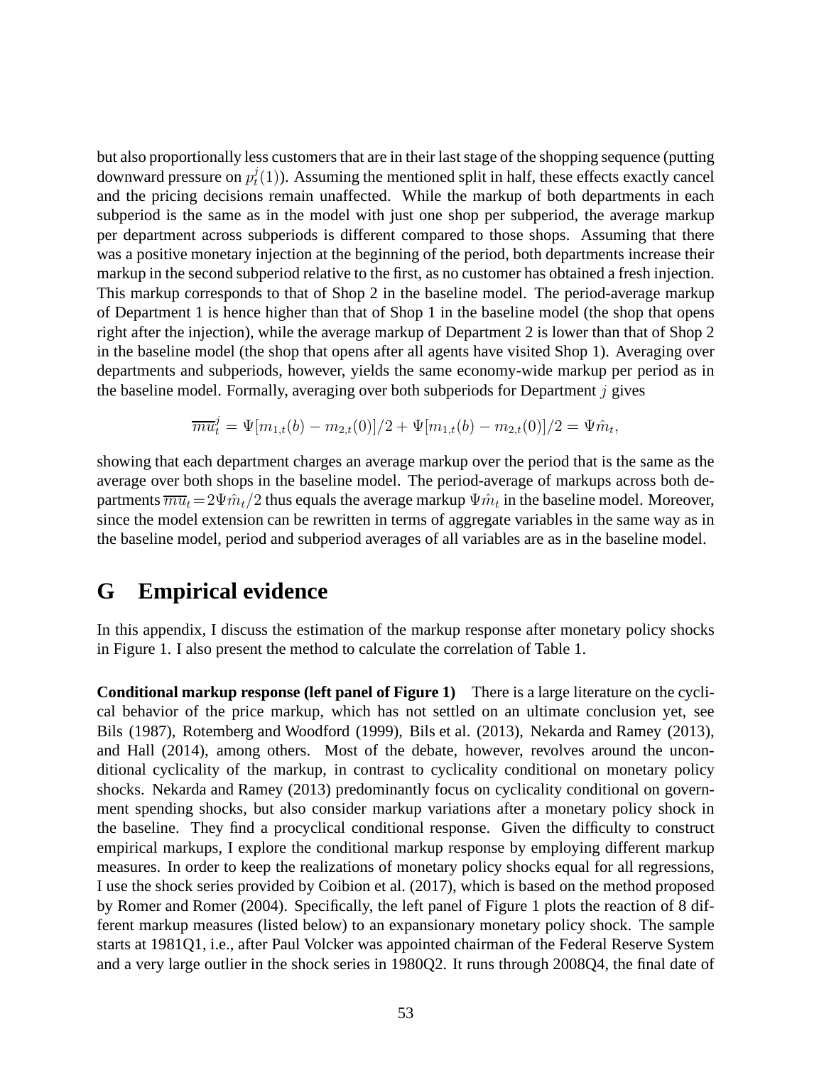but also proportionally less customers that are in their last stage of the shopping sequence (putting downward pressure on $p_t^j(1)$). Assuming the mentioned split in half, these effects exactly cancel and the pricing decisions remain unaffected. While the markup of both departments in each subperiod is the same as in the model with just one shop per subperiod, the average markup per department across subperiods is different compared to those shops. Assuming that there was a positive monetary injection at the beginning of the period, both departments increase their markup in the second subperiod relative to the first, as no customer has obtained a fresh injection. This markup corresponds to that of Shop 2 in the baseline model. The period-average markup of Department 1 is hence higher than that of Shop 1 in the baseline model (the shop that opens right after the injection), while the average markup of Department 2 is lower than that of Shop 2 in the baseline model (the shop that opens after all agents have visited Shop 1). Averaging over departments and subperiods, however, yields the same economy-wide markup per period as in the baseline model. Formally, averaging over both subperiods for Department $j$ gives

$$\overline{mu}_t^j = \Psi[m_{1,t}(b) - m_{2,t}(0)]/2 + \Psi[m_{1,t}(b) - m_{2,t}(0)]/2 = \Psi\hat{m}_t,$$

showing that each department charges an average markup over the period that is the same as the average over both shops in the baseline model. The period-average of markups across both departments $\overline{mu}_t = 2\Psi\hat{m}_t/2$ thus equals the average markup $\Psi\hat{m}_t$ in the baseline model. Moreover, since the model extension can be rewritten in terms of aggregate variables in the same way as in the baseline model, period and subperiod averages of all variables are as in the baseline model.

# G Empirical evidence

In this appendix, I discuss the estimation of the markup response after monetary policy shocks in Figure 1. I also present the method to calculate the correlation of Table 1.

**Conditional markup response (left panel of Figure 1)** There is a large literature on the cyclical behavior of the price markup, which has not settled on an ultimate conclusion yet, see Bils (1987), Rotemberg and Woodford (1999), Bils et al. (2013), Nekarda and Ramey (2013), and Hall (2014), among others. Most of the debate, however, revolves around the unconditional cyclicality of the markup, in contrast to cyclicality conditional on monetary policy shocks. Nekarda and Ramey (2013) predominantly focus on cyclicality conditional on government spending shocks, but also consider markup variations after a monetary policy shock in the baseline. They find a procyclical conditional response. Given the difficulty to construct empirical markups, I explore the conditional markup response by employing different markup measures. In order to keep the realizations of monetary policy shocks equal for all regressions, I use the shock series provided by Coibion et al. (2017), which is based on the method proposed by Romer and Romer (2004). Specifically, the left panel of Figure 1 plots the reaction of 8 different markup measures (listed below) to an expansionary monetary policy shock. The sample starts at 1981Q1, i.e., after Paul Volcker was appointed chairman of the Federal Reserve System and a very large outlier in the shock series in 1980Q2. It runs through 2008Q4, the final date of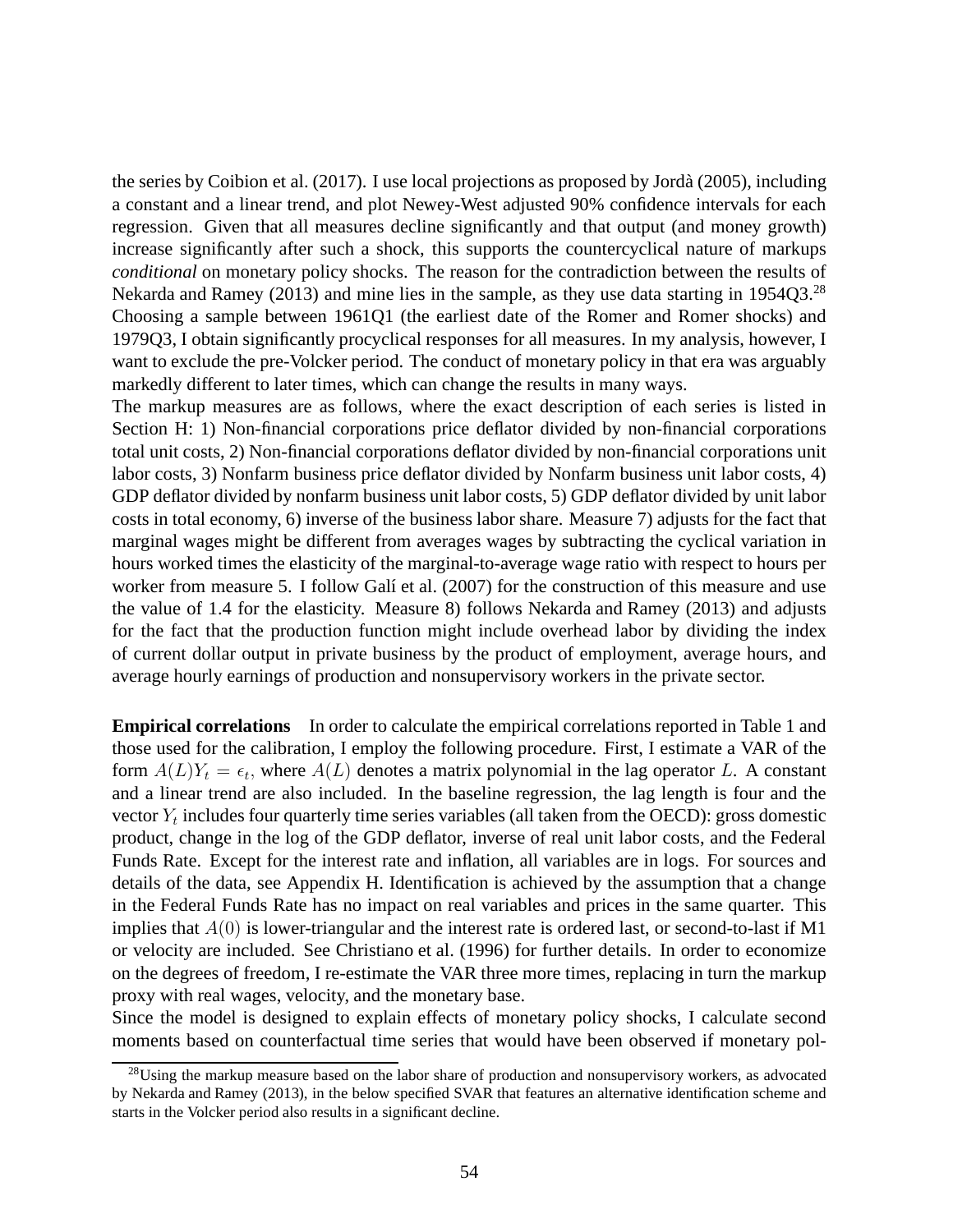the series by Coibion et al. (2017). I use local projections as proposed by Jordà (2005), including a constant and a linear trend, and plot Newey-West adjusted 90% confidence intervals for each regression. Given that all measures decline significantly and that output (and money growth) increase significantly after such a shock, this supports the countercyclical nature of markups *conditional* on monetary policy shocks. The reason for the contradiction between the results of Nekarda and Ramey (2013) and mine lies in the sample, as they use data starting in 1954Q3.[28] Choosing a sample between 1961Q1 (the earliest date of the Romer and Romer shocks) and 1979Q3, I obtain significantly procyclical responses for all measures. In my analysis, however, I want to exclude the pre-Volcker period. The conduct of monetary policy in that era was arguably markedly different to later times, which can change the results in many ways.

The markup measures are as follows, where the exact description of each series is listed in Section H: 1) Non-financial corporations price deflator divided by non-financial corporations total unit costs, 2) Non-financial corporations deflator divided by non-financial corporations unit labor costs, 3) Nonfarm business price deflator divided by Nonfarm business unit labor costs, 4) GDP deflator divided by nonfarm business unit labor costs, 5) GDP deflator divided by unit labor costs in total economy, 6) inverse of the business labor share. Measure 7) adjusts for the fact that marginal wages might be different from averages wages by subtracting the cyclical variation in hours worked times the elasticity of the marginal-to-average wage ratio with respect to hours per worker from measure 5. I follow Galí et al. (2007) for the construction of this measure and use the value of 1.4 for the elasticity. Measure 8) follows Nekarda and Ramey (2013) and adjusts for the fact that the production function might include overhead labor by dividing the index of current dollar output in private business by the product of employment, average hours, and average hourly earnings of production and nonsupervisory workers in the private sector.

**Empirical correlations** In order to calculate the empirical correlations reported in Table 1 and those used for the calibration, I employ the following procedure. First, I estimate a VAR of the form $A(L)Y_t = \epsilon_t$, where $A(L)$ denotes a matrix polynomial in the lag operator $L$. A constant and a linear trend are also included. In the baseline regression, the lag length is four and the vector $Y_t$ includes four quarterly time series variables (all taken from the OECD): gross domestic product, change in the log of the GDP deflator, inverse of real unit labor costs, and the Federal Funds Rate. Except for the interest rate and inflation, all variables are in logs. For sources and details of the data, see Appendix H. Identification is achieved by the assumption that a change in the Federal Funds Rate has no impact on real variables and prices in the same quarter. This implies that $A(0)$ is lower-triangular and the interest rate is ordered last, or second-to-last if M1 or velocity are included. See Christiano et al. (1996) for further details. In order to economize on the degrees of freedom, I re-estimate the VAR three more times, replacing in turn the markup proxy with real wages, velocity, and the monetary base.

Since the model is designed to explain effects of monetary policy shocks, I calculate second moments based on counterfactual time series that would have been observed if monetary pol-

[28] Using the markup measure based on the labor share of production and nonsupervisory workers, as advocated by Nekarda and Ramey (2013), in the below specified SVAR that features an alternative identification scheme and starts in the Volcker period also results in a significant decline.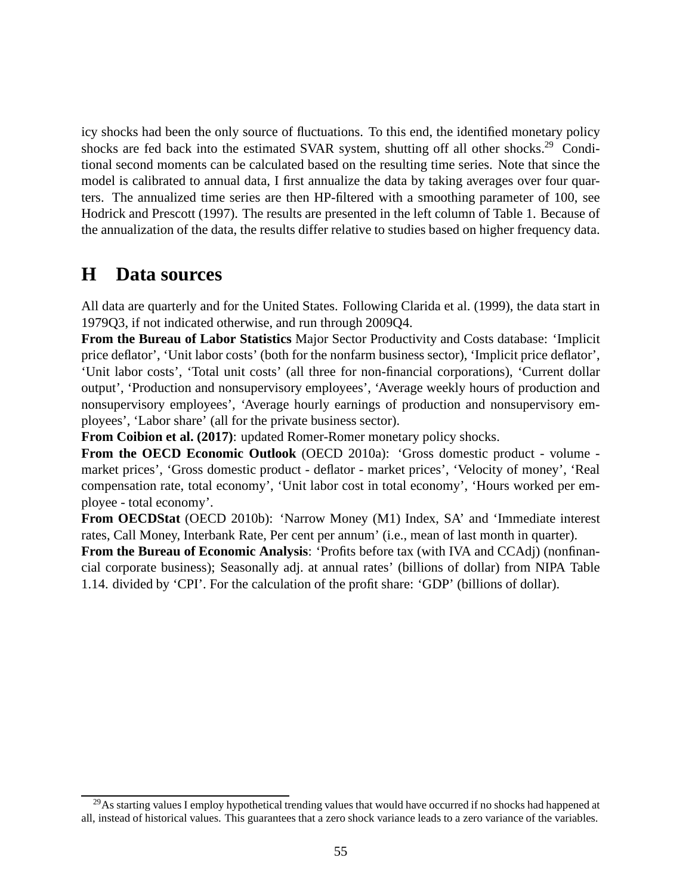icy shocks had been the only source of fluctuations. To this end, the identified monetary policy shocks are fed back into the estimated SVAR system, shutting off all other shocks.[29] Conditional second moments can be calculated based on the resulting time series. Note that since the model is calibrated to annual data, I first annualize the data by taking averages over four quarters. The annualized time series are then HP-filtered with a smoothing parameter of 100, see Hodrick and Prescott (1997). The results are presented in the left column of Table 1. Because of the annualization of the data, the results differ relative to studies based on higher frequency data.

## H Data sources

All data are quarterly and for the United States. Following Clarida et al. (1999), the data start in 1979Q3, if not indicated otherwise, and run through 2009Q4.

**From the Bureau of Labor Statistics** Major Sector Productivity and Costs database: 'Implicit price deflator', 'Unit labor costs' (both for the nonfarm business sector), 'Implicit price deflator', 'Unit labor costs', 'Total unit costs' (all three for non-financial corporations), 'Current dollar output', 'Production and nonsupervisory employees', 'Average weekly hours of production and nonsupervisory employees', 'Average hourly earnings of production and nonsupervisory employees', 'Labor share' (all for the private business sector).

**From Coibion et al. (2017)**: updated Romer-Romer monetary policy shocks.

**From the OECD Economic Outlook** (OECD 2010a): 'Gross domestic product - volume - market prices', 'Gross domestic product - deflator - market prices', 'Velocity of money', 'Real compensation rate, total economy', 'Unit labor cost in total economy', 'Hours worked per employee - total economy'.

**From OECDStat** (OECD 2010b): 'Narrow Money (M1) Index, SA' and 'Immediate interest rates, Call Money, Interbank Rate, Per cent per annum' (i.e., mean of last month in quarter).

**From the Bureau of Economic Analysis**: 'Profits before tax (with IVA and CCAdj) (nonfinancial corporate business); Seasonally adj. at annual rates' (billions of dollar) from NIPA Table 1.14. divided by 'CPI'. For the calculation of the profit share: 'GDP' (billions of dollar).

[29] As starting values I employ hypothetical trending values that would have occurred if no shocks had happened at all, instead of historical values. This guarantees that a zero shock variance leads to a zero variance of the variables.